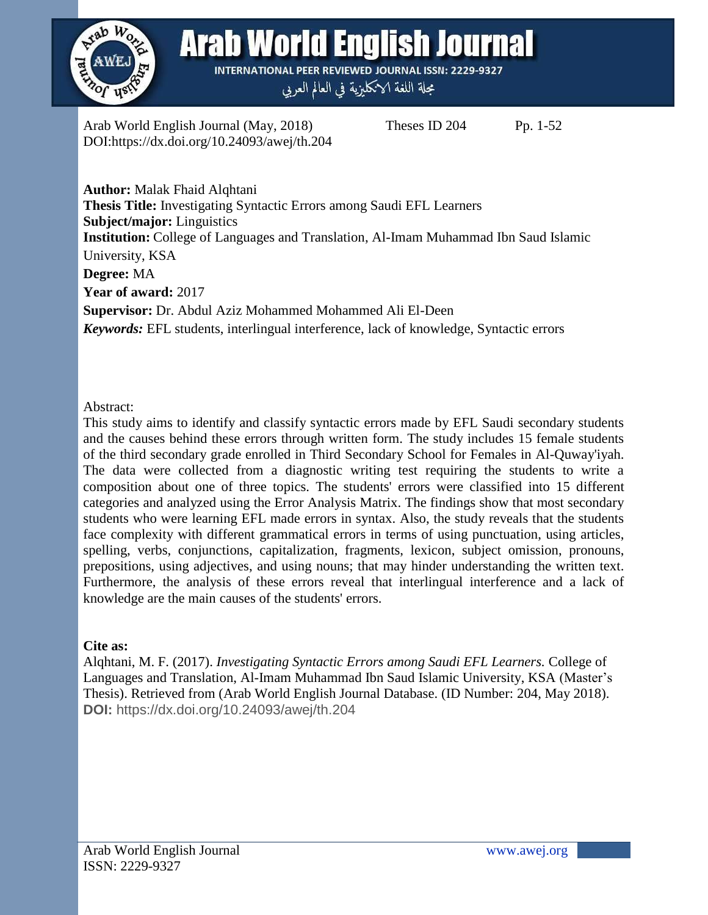Arab World English Journal (May, 2018) Theses ID 204 Pp. 1-52
DOI:https://dx.doi.org/10.24093/awej/th.204

**Author:** Malak Fhaid Alqhtani
**Thesis Title:** Investigating Syntactic Errors among Saudi EFL Learners
**Subject/major:** Linguistics
**Institution:** College of Languages and Translation, Al-Imam Muhammad Ibn Saud Islamic University, KSA
**Degree:** MA
**Year of award:** 2017
**Supervisor:** Dr. Abdul Aziz Mohammed Mohammed Ali El-Deen
***Keywords:*** EFL students, interlingual interference, lack of knowledge, Syntactic errors

Abstract:

This study aims to identify and classify syntactic errors made by EFL Saudi secondary students and the causes behind these errors through written form. The study includes 15 female students of the third secondary grade enrolled in Third Secondary School for Females in Al-Quway'iyah. The data were collected from a diagnostic writing test requiring the students to write a composition about one of three topics. The students' errors were classified into 15 different categories and analyzed using the Error Analysis Matrix. The findings show that most secondary students who were learning EFL made errors in syntax. Also, the study reveals that the students face complexity with different grammatical errors in terms of using punctuation, using articles, spelling, verbs, conjunctions, capitalization, fragments, lexicon, subject omission, pronouns, prepositions, using adjectives, and using nouns; that may hinder understanding the written text. Furthermore, the analysis of these errors reveal that interlingual interference and a lack of knowledge are the main causes of the students' errors.

**Cite as:**

Alqhtani, M. F. (2017). *Investigating Syntactic Errors among Saudi EFL Learners.* College of Languages and Translation, Al-Imam Muhammad Ibn Saud Islamic University, KSA (Master's Thesis). Retrieved from (Arab World English Journal Database. (ID Number: 204, May 2018).
**DOI:** https://dx.doi.org/10.24093/awej/th.204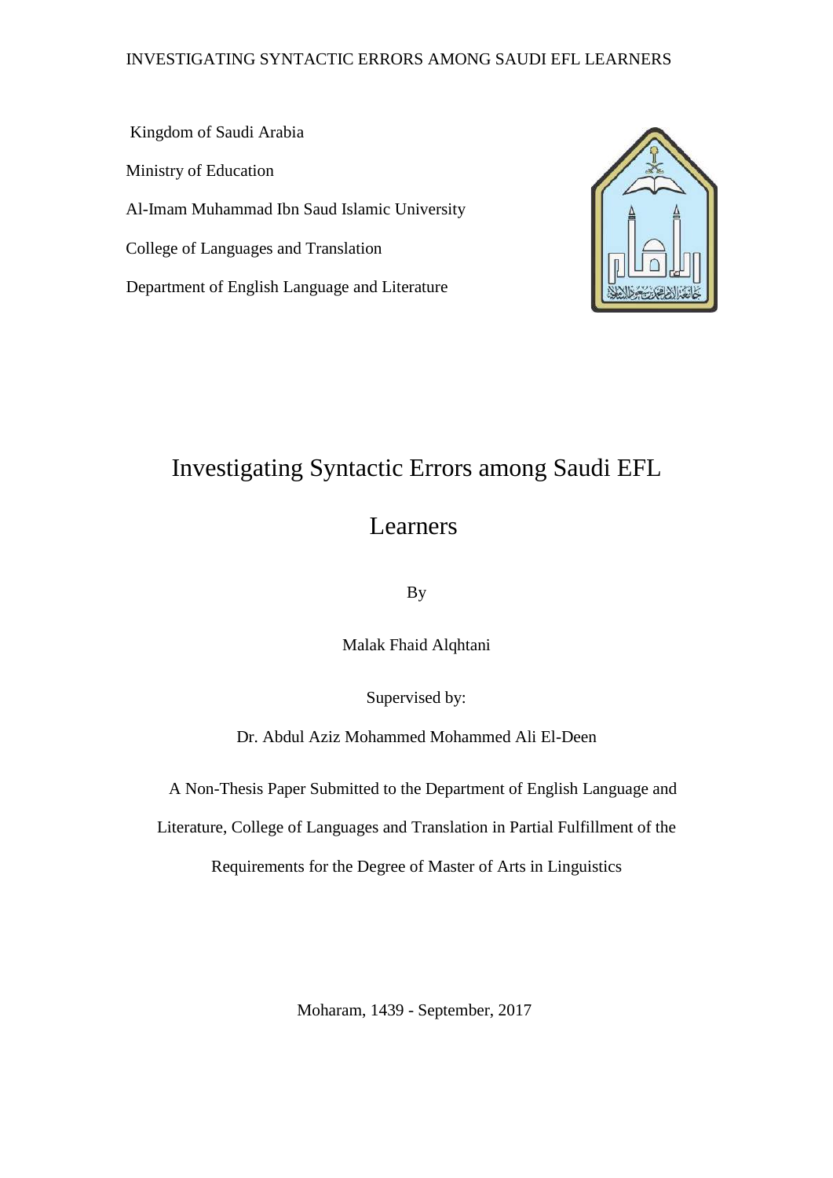Kingdom of Saudi Arabia

Ministry of Education

Al-Imam Muhammad Ibn Saud Islamic University

College of Languages and Translation

Department of English Language and Literature

# Investigating Syntactic Errors among Saudi EFL Learners

By

Malak Fhaid Alqhtani

Supervised by:

Dr. Abdul Aziz Mohammed Mohammed Ali El-Deen

A Non-Thesis Paper Submitted to the Department of English Language and Literature, College of Languages and Translation in Partial Fulfillment of the Requirements for the Degree of Master of Arts in Linguistics

Moharam, 1439 - September, 2017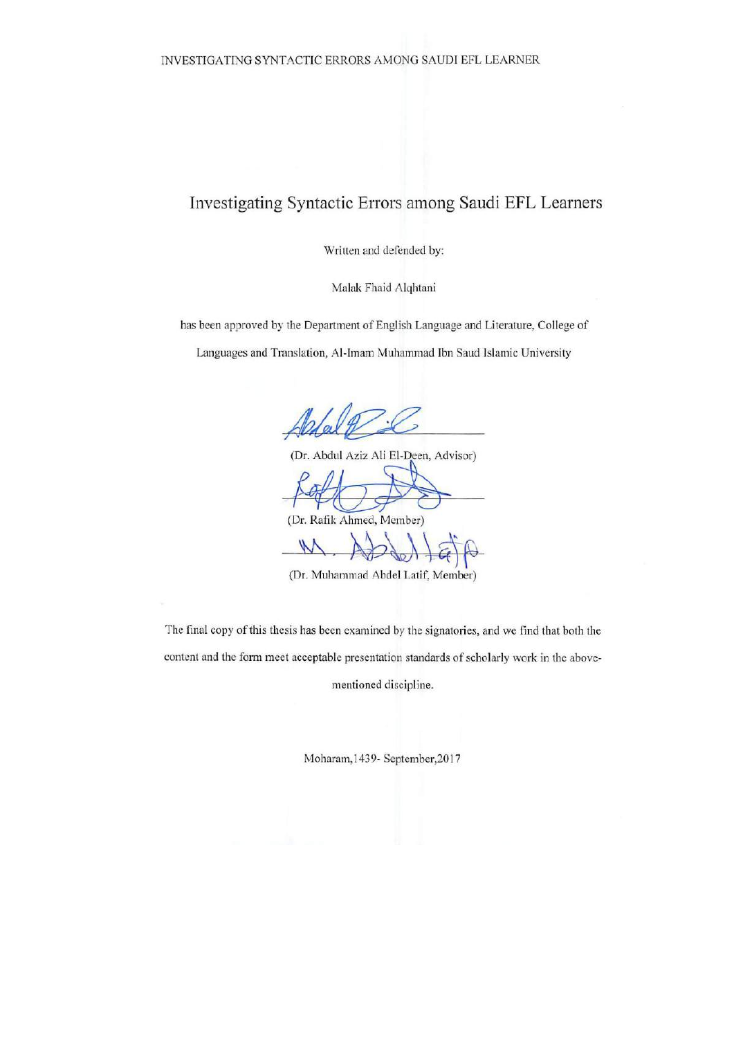# Investigating Syntactic Errors among Saudi EFL Learners

Written and defended by:

Malak Fhaid Alqhtani

has been approved by the Department of English Language and Literature, College of Languages and Translation, Al-Imam Muhammad Ibn Saud Islamic University

(Dr. Abdul Aziz Ali El-Deen, Advisor)

(Dr. Rafik Ahmed, Member)

(Dr. Muhammad Abdel Latif, Member)

The final copy of this thesis has been examined by the signatories, and we find that both the content and the form meet acceptable presentation standards of scholarly work in the above-mentioned discipline.

Moharam,1439- September,2017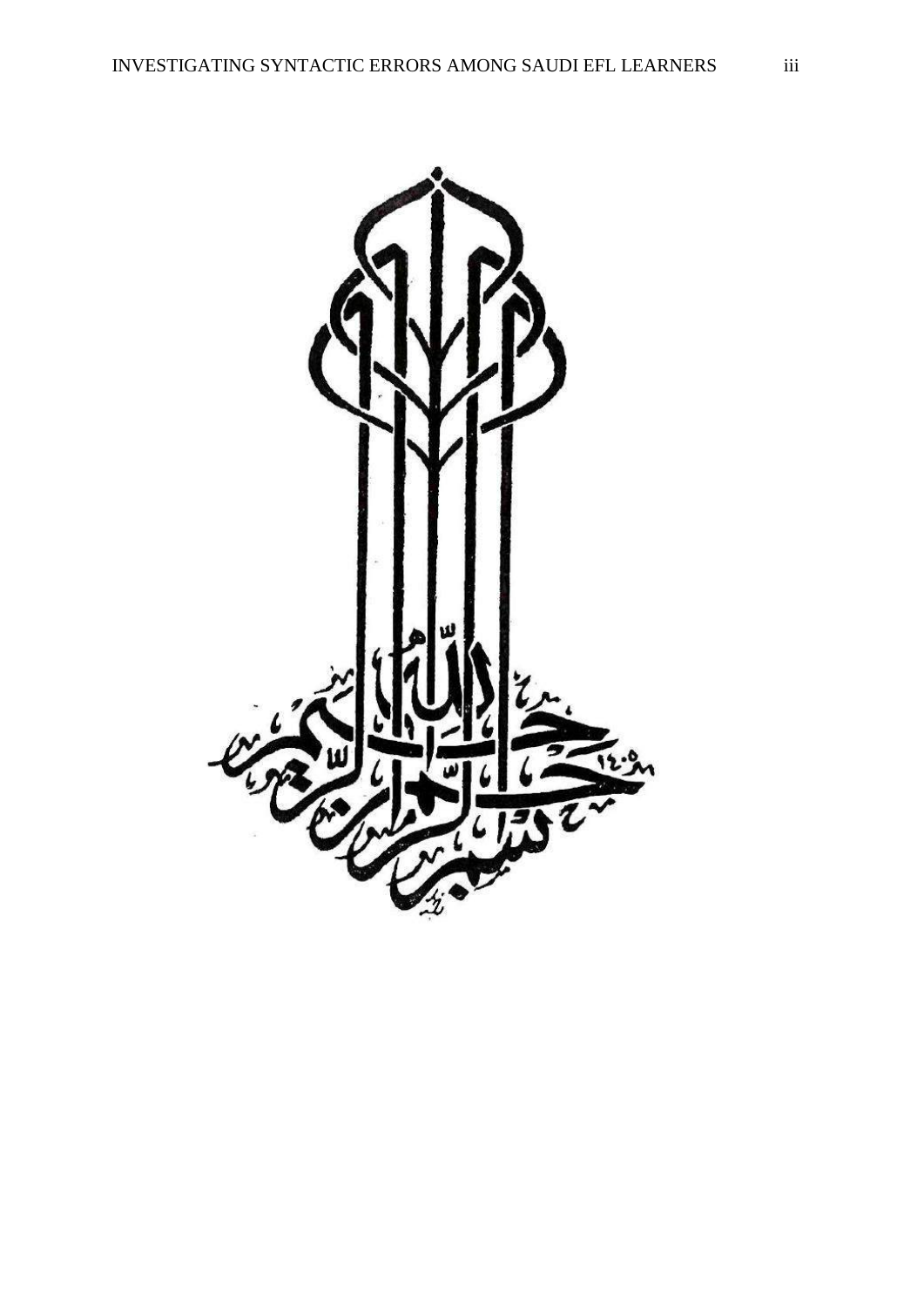بسم الله الرحمن الرحيم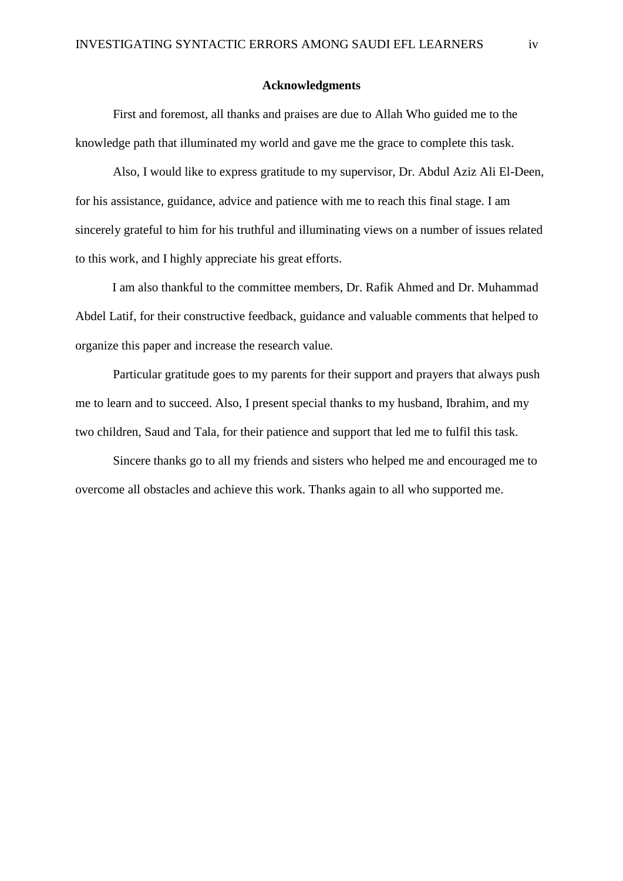# Acknowledgments

First and foremost, all thanks and praises are due to Allah Who guided me to the knowledge path that illuminated my world and gave me the grace to complete this task.

Also, I would like to express gratitude to my supervisor, Dr. Abdul Aziz Ali El-Deen, for his assistance, guidance, advice and patience with me to reach this final stage. I am sincerely grateful to him for his truthful and illuminating views on a number of issues related to this work, and I highly appreciate his great efforts.

I am also thankful to the committee members, Dr. Rafik Ahmed and Dr. Muhammad Abdel Latif, for their constructive feedback, guidance and valuable comments that helped to organize this paper and increase the research value.

Particular gratitude goes to my parents for their support and prayers that always push me to learn and to succeed. Also, I present special thanks to my husband, Ibrahim, and my two children, Saud and Tala, for their patience and support that led me to fulfil this task.

Sincere thanks go to all my friends and sisters who helped me and encouraged me to overcome all obstacles and achieve this work. Thanks again to all who supported me.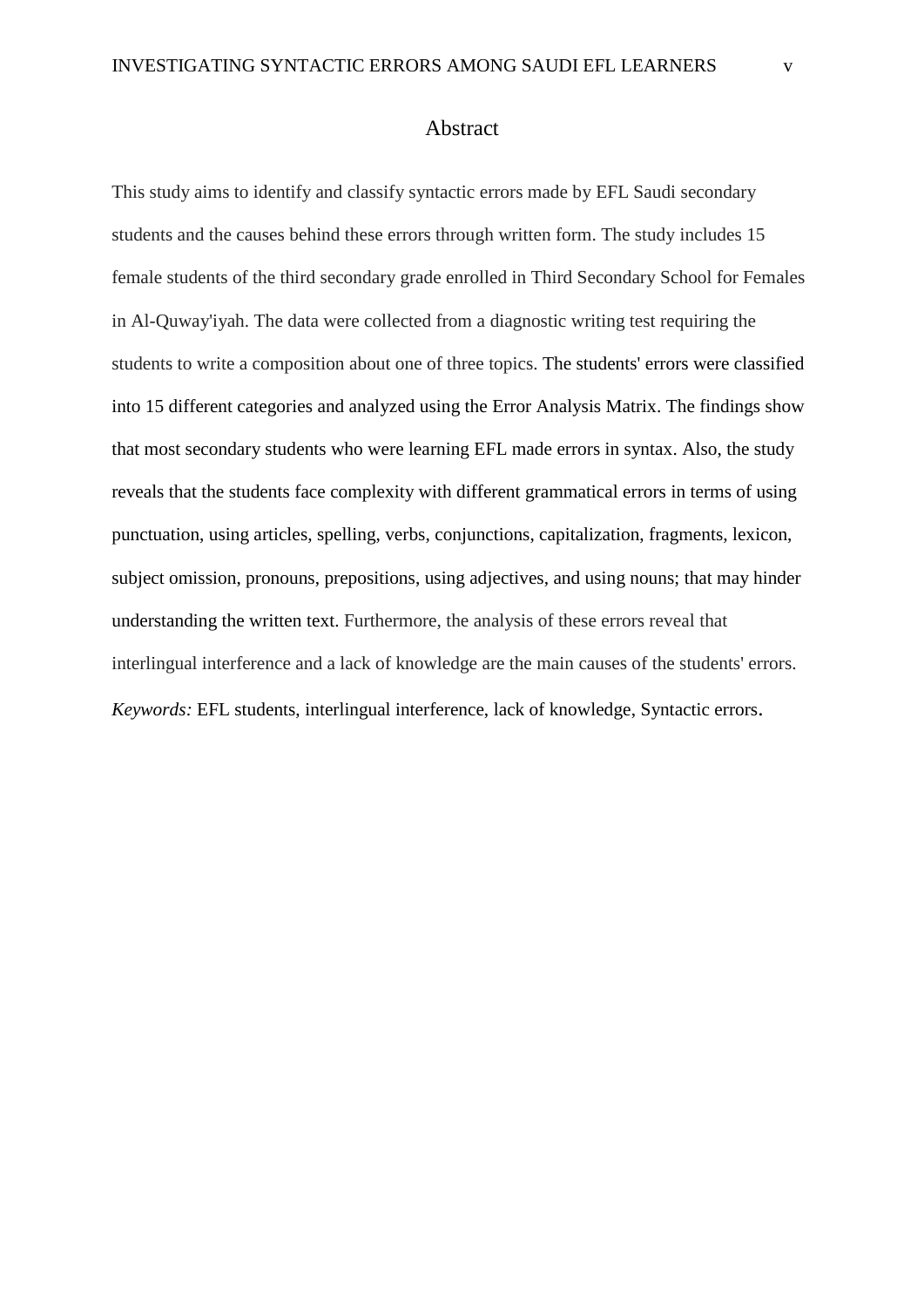# Abstract

This study aims to identify and classify syntactic errors made by EFL Saudi secondary students and the causes behind these errors through written form. The study includes 15 female students of the third secondary grade enrolled in Third Secondary School for Females in Al-Quway'iyah. The data were collected from a diagnostic writing test requiring the students to write a composition about one of three topics. The students' errors were classified into 15 different categories and analyzed using the Error Analysis Matrix. The findings show that most secondary students who were learning EFL made errors in syntax. Also, the study reveals that the students face complexity with different grammatical errors in terms of using punctuation, using articles, spelling, verbs, conjunctions, capitalization, fragments, lexicon, subject omission, pronouns, prepositions, using adjectives, and using nouns; that may hinder understanding the written text. Furthermore, the analysis of these errors reveal that interlingual interference and a lack of knowledge are the main causes of the students' errors.

*Keywords:* EFL students, interlingual interference, lack of knowledge, Syntactic errors.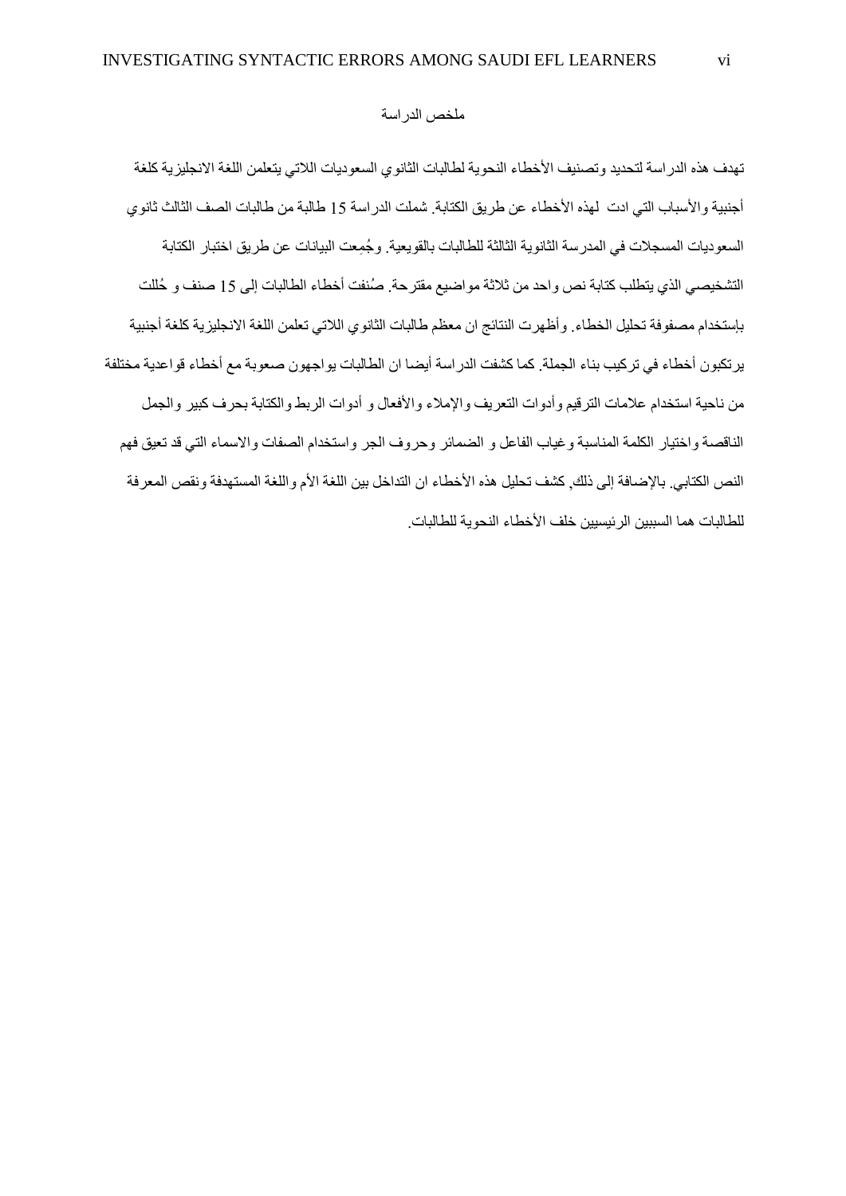# ملخص الدراسة

تهدف هذه الدراسة لتحديد وتصنيف الأخطاء النحوية لطالبات الثانوي السعوديات اللاتي يتعلمن اللغة الانجليزية كلغة أجنبية والأسباب التي ادت لهذه الأخطاء عن طريق الكتابة. شملت الدراسة 15 طالبة من طالبات الصف الثالث ثانوي السعوديات المسجلات في المدرسة الثانوية الثالثة للطالبات بالقويعية. وجُمِعت البيانات عن طريق اختبار الكتابة التشخيصي الذي يتطلب كتابة نص واحد من ثلاثة مواضيع مقترحة. صُنفت أخطاء الطالبات إلى 15 صنف و حُللت بإستخدام مصفوفة تحليل الخطاء. وأظهرت النتائج ان معظم طالبات الثانوي اللاتي تعلمن اللغة الانجليزية كلغة أجنبية يرتكبون أخطاء في تركيب بناء الجملة. كما كشفت الدراسة أيضا ان الطالبات يواجهون صعوبة مع أخطاء قواعدية مختلفة من ناحية استخدام علامات الترقيم وأدوات التعريف والإملاء والأفعال و أدوات الربط والكتابة بحرف كبير والجمل الناقصة واختيار الكلمة المناسبة وغياب الفاعل و الضمائر وحروف الجر واستخدام الصفات والاسماء التي قد تعيق فهم النص الكتابي. بالإضافة إلى ذلك, كشف تحليل هذه الأخطاء ان التداخل بين اللغة الأم واللغة المستهدفة ونقص المعرفة للطالبات هما السببين الرئيسيين خلف الأخطاء النحوية للطالبات.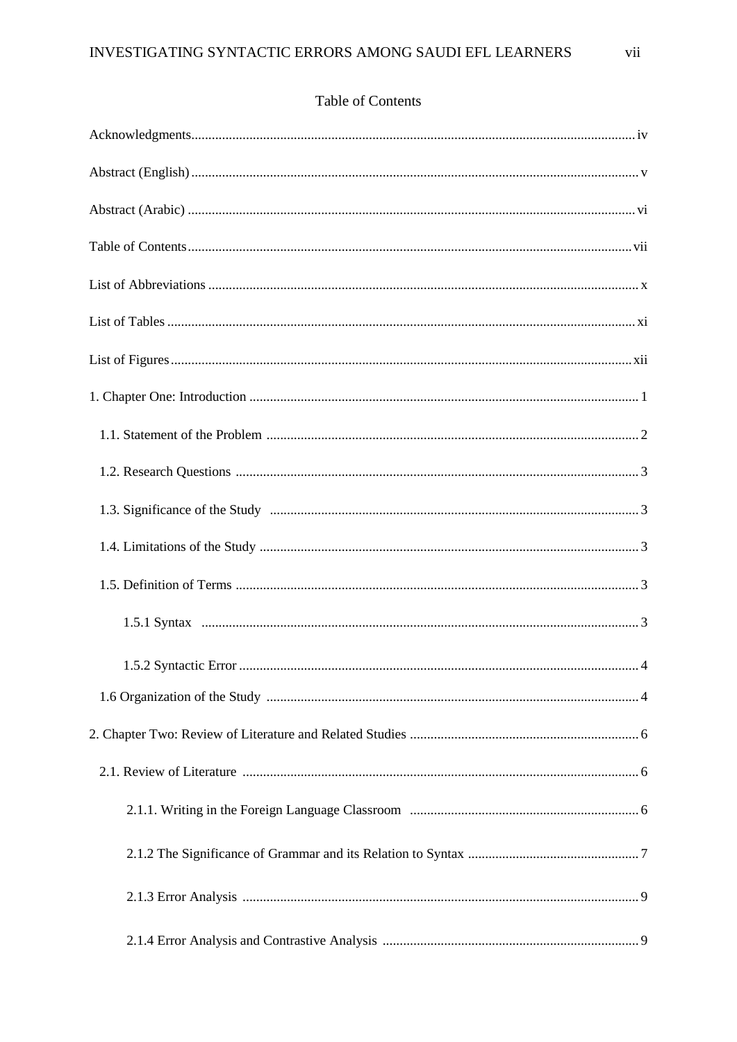# Table of Contents

Acknowledgments ........ iv

Abstract (English) ........ v

Abstract (Arabic) ........ vi

Table of Contents ........ vii

List of Abbreviations ........ x

List of Tables ........ xi

List of Figures ........ xii

1. Chapter One: Introduction ........ 1

   1.1. Statement of the Problem ........ 2

   1.2. Research Questions ........ 3

   1.3. Significance of the Study ........ 3

   1.4. Limitations of the Study ........ 3

   1.5. Definition of Terms ........ 3

      1.5.1 Syntax ........ 3

      1.5.2 Syntactic Error ........ 4

   1.6 Organization of the Study ........ 4

2. Chapter Two: Review of Literature and Related Studies ........ 6

   2.1. Review of Literature ........ 6

      2.1.1. Writing in the Foreign Language Classroom ........ 6

      2.1.2 The Significance of Grammar and its Relation to Syntax ........ 7

      2.1.3 Error Analysis ........ 9

      2.1.4 Error Analysis and Contrastive Analysis ........ 9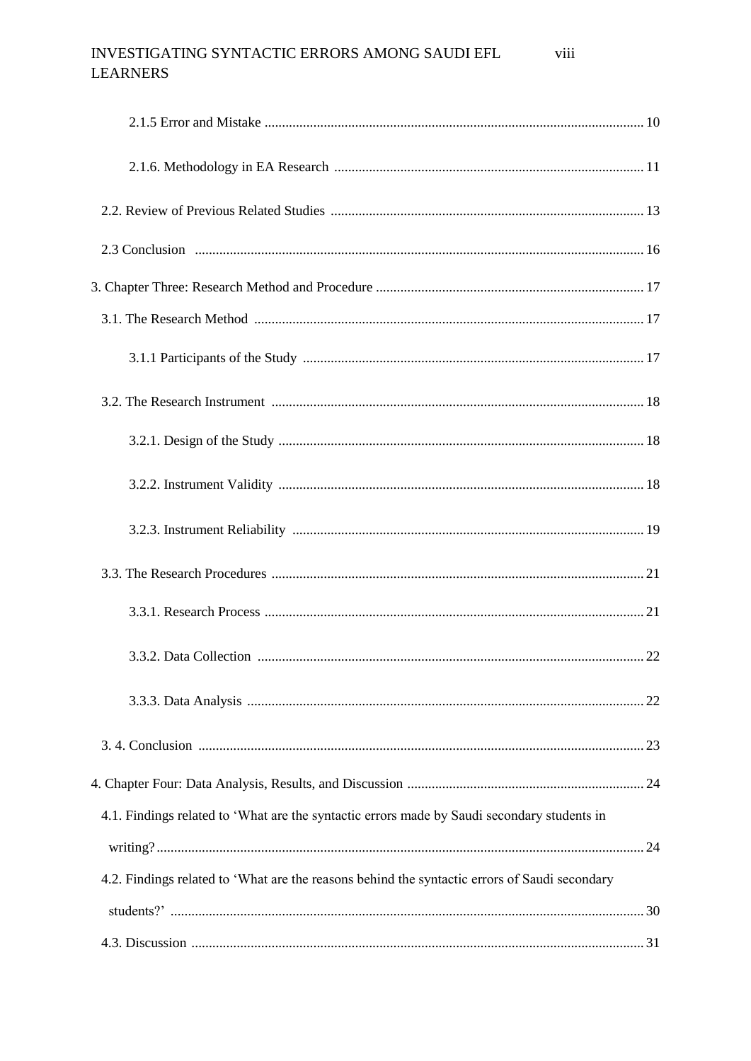2.1.5 Error and Mistake ............................................................................................................ 10

2.1.6. Methodology in EA Research ........................................................................................ 11

2.2. Review of Previous Related Studies ......................................................................................... 13

2.3 Conclusion ................................................................................................................................ 16

3. Chapter Three: Research Method and Procedure ............................................................................ 17

3.1. The Research Method ............................................................................................................... 17

3.1.1 Participants of the Study ................................................................................................. 17

3.2. The Research Instrument .......................................................................................................... 18

3.2.1. Design of the Study ........................................................................................................ 18

3.2.2. Instrument Validity ........................................................................................................ 18

3.2.3. Instrument Reliability .................................................................................................... 19

3.3. The Research Procedures .......................................................................................................... 21

3.3.1. Research Process ............................................................................................................ 21

3.3.2. Data Collection .............................................................................................................. 22

3.3.3. Data Analysis ................................................................................................................. 22

3. 4. Conclusion ............................................................................................................................... 23

4. Chapter Four: Data Analysis, Results, and Discussion .................................................................... 24

4.1. Findings related to 'What are the syntactic errors made by Saudi secondary students in writing? ............................................................................................................................................ 24

4.2. Findings related to 'What are the reasons behind the syntactic errors of Saudi secondary students?' ........................................................................................................................................ 30

4.3. Discussion ................................................................................................................................ 31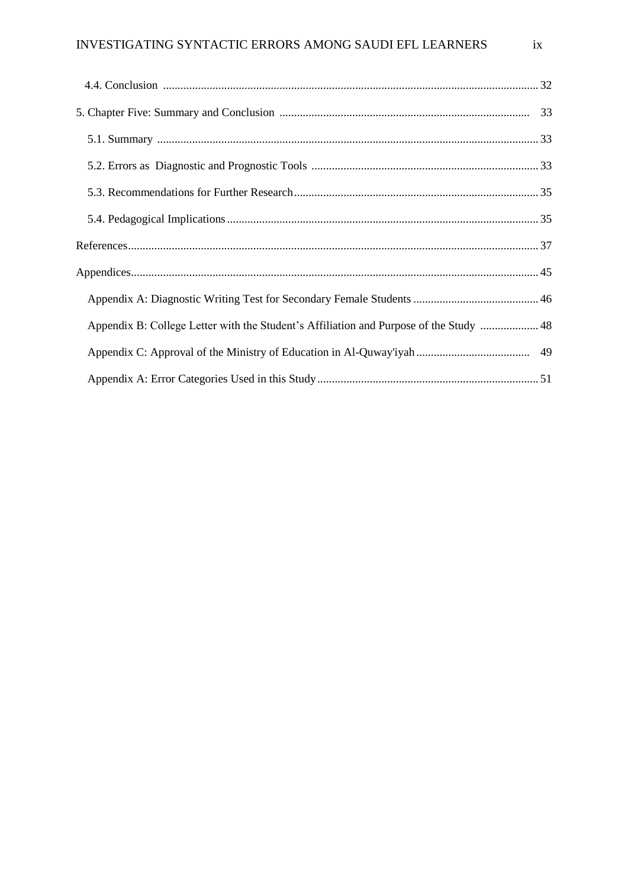4.4. Conclusion ..... 32

5. Chapter Five: Summary and Conclusion ..... 33

5.1. Summary ..... 33

5.2. Errors as Diagnostic and Prognostic Tools ..... 33

5.3. Recommendations for Further Research ..... 35

5.4. Pedagogical Implications ..... 35

References ..... 37

Appendices ..... 45

Appendix A: Diagnostic Writing Test for Secondary Female Students ..... 46

Appendix B: College Letter with the Student's Affiliation and Purpose of the Study ..... 48

Appendix C: Approval of the Ministry of Education in Al-Quway'iyah ..... 49

Appendix A: Error Categories Used in this Study ..... 51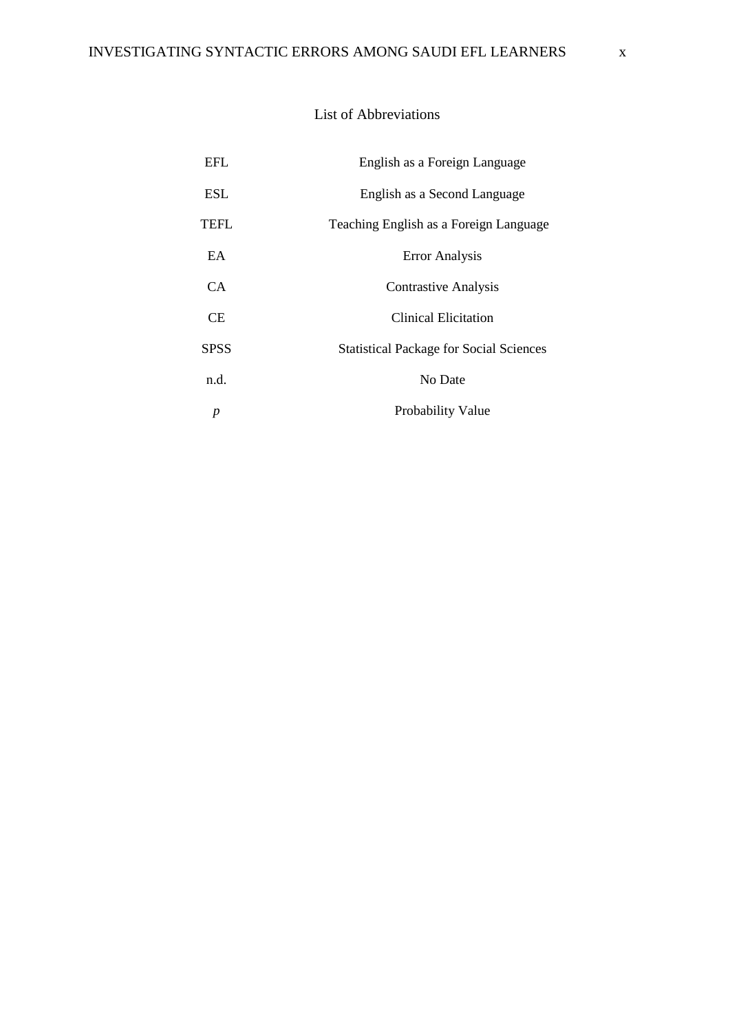# List of Abbreviations

| | |
|---|---|
| EFL | English as a Foreign Language |
| ESL | English as a Second Language |
| TEFL | Teaching English as a Foreign Language |
| EA | Error Analysis |
| CA | Contrastive Analysis |
| CE | Clinical Elicitation |
| SPSS | Statistical Package for Social Sciences |
| n.d. | No Date |
| $p$ | Probability Value |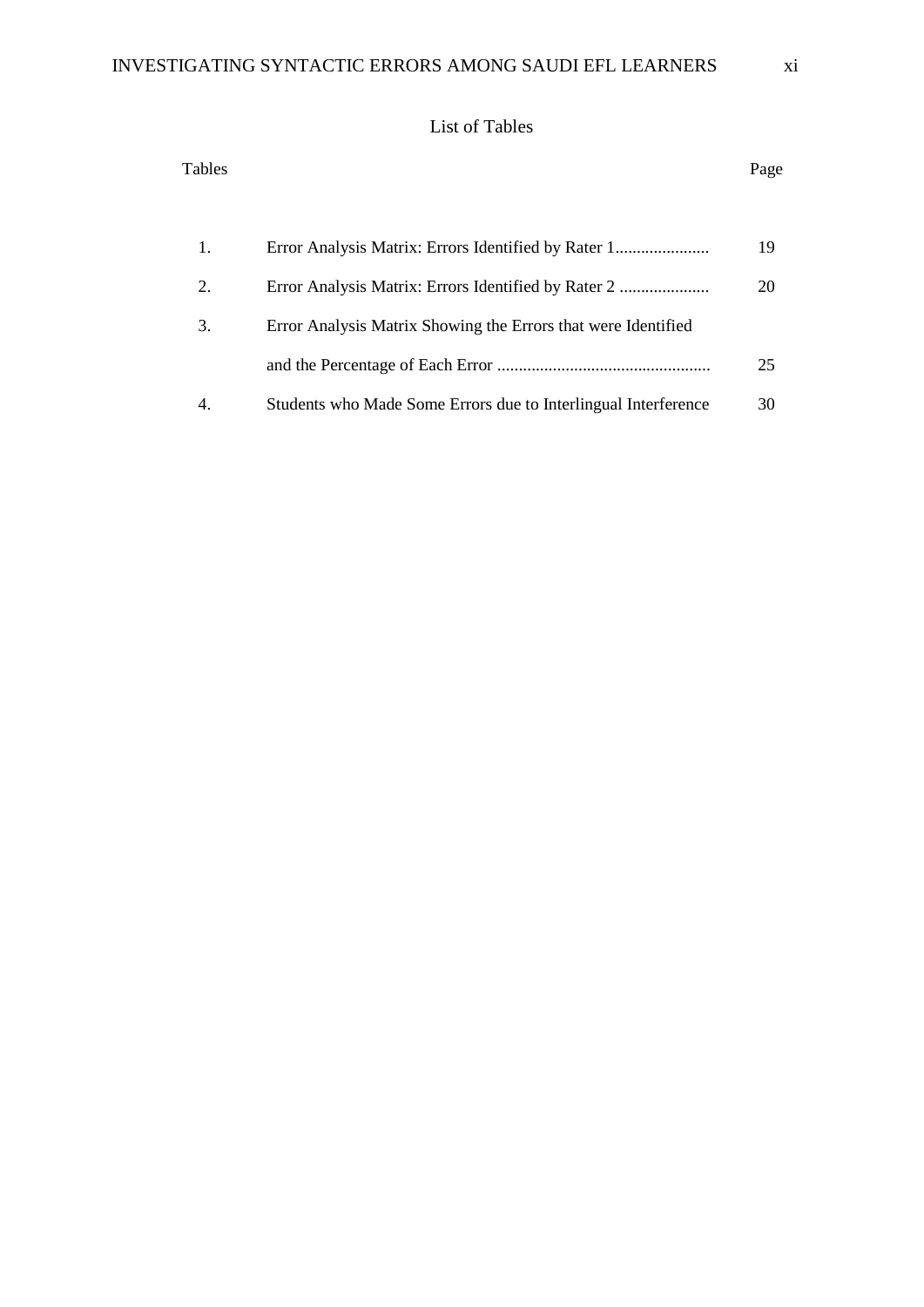# List of Tables

| Tables | | Page |
|---|---|---|
| 1. | Error Analysis Matrix: Errors Identified by Rater 1...................... | 19 |
| 2. | Error Analysis Matrix: Errors Identified by Rater 2 ..................... | 20 |
| 3. | Error Analysis Matrix Showing the Errors that were Identified and the Percentage of Each Error .................................................. | 25 |
| 4. | Students who Made Some Errors due to Interlingual Interference | 30 |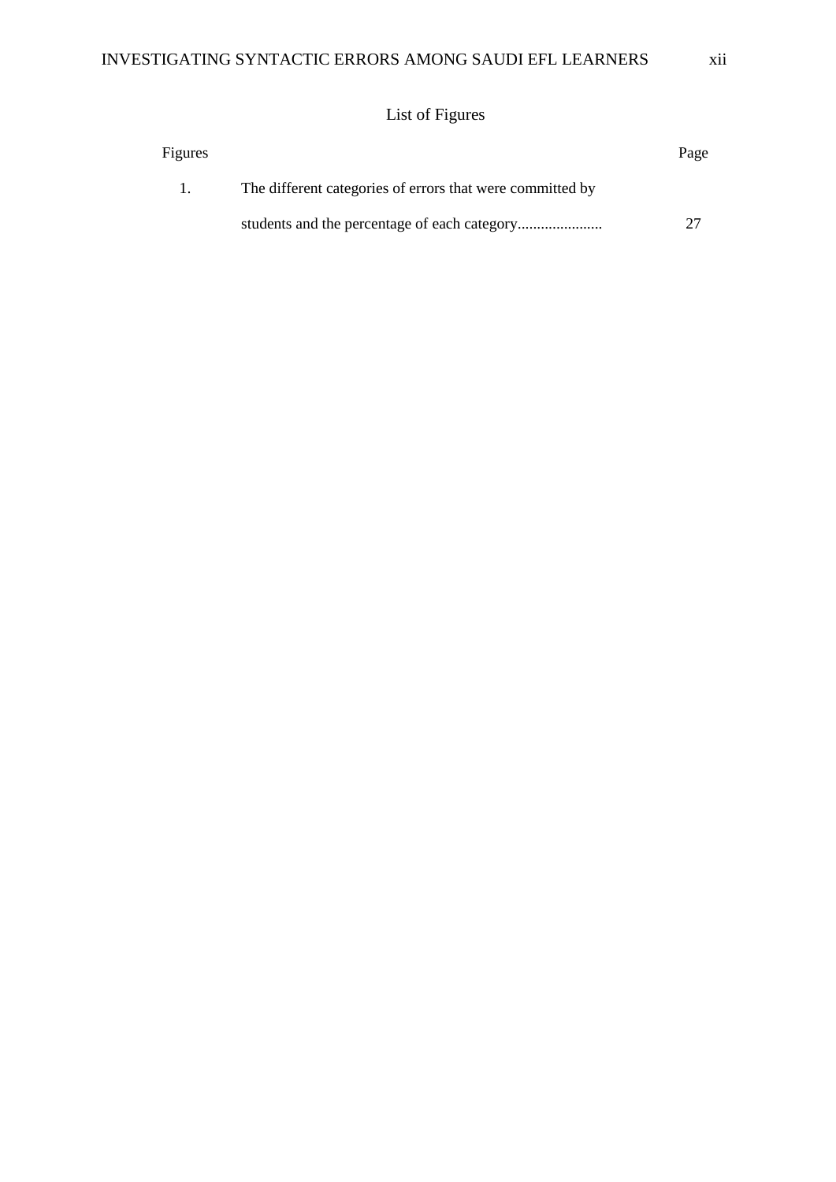# List of Figures

| Figures | | Page |
|---|---|---|
| 1. | The different categories of errors that were committed by students and the percentage of each category...................... | 27 |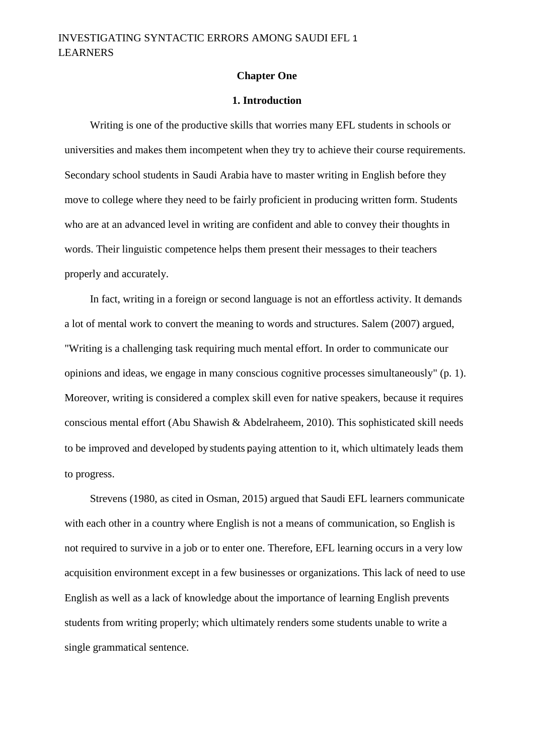# Chapter One

## 1. Introduction

Writing is one of the productive skills that worries many EFL students in schools or universities and makes them incompetent when they try to achieve their course requirements. Secondary school students in Saudi Arabia have to master writing in English before they move to college where they need to be fairly proficient in producing written form. Students who are at an advanced level in writing are confident and able to convey their thoughts in words. Their linguistic competence helps them present their messages to their teachers properly and accurately.

In fact, writing in a foreign or second language is not an effortless activity. It demands a lot of mental work to convert the meaning to words and structures. Salem (2007) argued, "Writing is a challenging task requiring much mental effort. In order to communicate our opinions and ideas, we engage in many conscious cognitive processes simultaneously" (p. 1). Moreover, writing is considered a complex skill even for native speakers, because it requires conscious mental effort (Abu Shawish & Abdelraheem, 2010). This sophisticated skill needs to be improved and developed by students paying attention to it, which ultimately leads them to progress.

Strevens (1980, as cited in Osman, 2015) argued that Saudi EFL learners communicate with each other in a country where English is not a means of communication, so English is not required to survive in a job or to enter one. Therefore, EFL learning occurs in a very low acquisition environment except in a few businesses or organizations. This lack of need to use English as well as a lack of knowledge about the importance of learning English prevents students from writing properly; which ultimately renders some students unable to write a single grammatical sentence.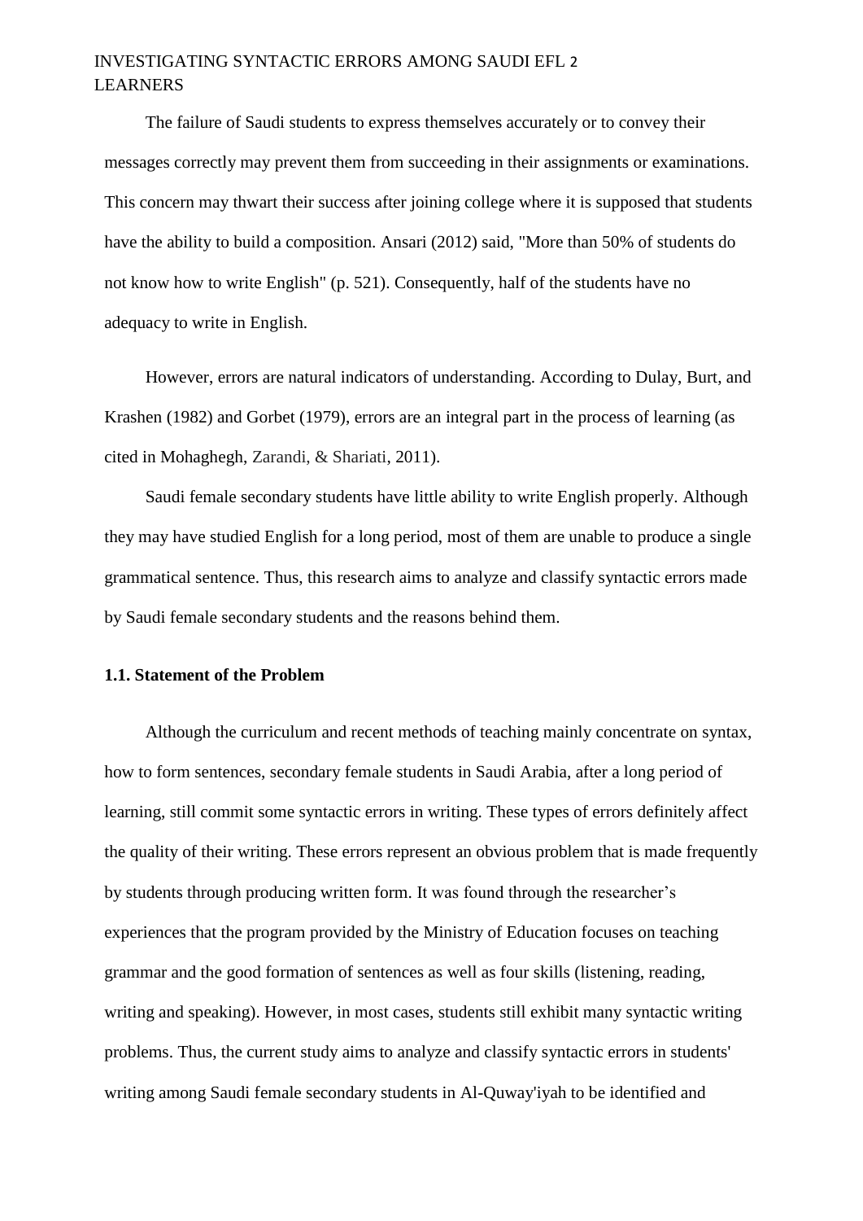The failure of Saudi students to express themselves accurately or to convey their messages correctly may prevent them from succeeding in their assignments or examinations. This concern may thwart their success after joining college where it is supposed that students have the ability to build a composition. Ansari (2012) said, "More than 50% of students do not know how to write English" (p. 521). Consequently, half of the students have no adequacy to write in English.

However, errors are natural indicators of understanding. According to Dulay, Burt, and Krashen (1982) and Gorbet (1979), errors are an integral part in the process of learning (as cited in Mohaghegh, Zarandi, & Shariati, 2011).

Saudi female secondary students have little ability to write English properly. Although they may have studied English for a long period, most of them are unable to produce a single grammatical sentence. Thus, this research aims to analyze and classify syntactic errors made by Saudi female secondary students and the reasons behind them.

### 1.1. Statement of the Problem

Although the curriculum and recent methods of teaching mainly concentrate on syntax, how to form sentences, secondary female students in Saudi Arabia, after a long period of learning, still commit some syntactic errors in writing. These types of errors definitely affect the quality of their writing. These errors represent an obvious problem that is made frequently by students through producing written form. It was found through the researcher's experiences that the program provided by the Ministry of Education focuses on teaching grammar and the good formation of sentences as well as four skills (listening, reading, writing and speaking). However, in most cases, students still exhibit many syntactic writing problems. Thus, the current study aims to analyze and classify syntactic errors in students' writing among Saudi female secondary students in Al-Quway'iyah to be identified and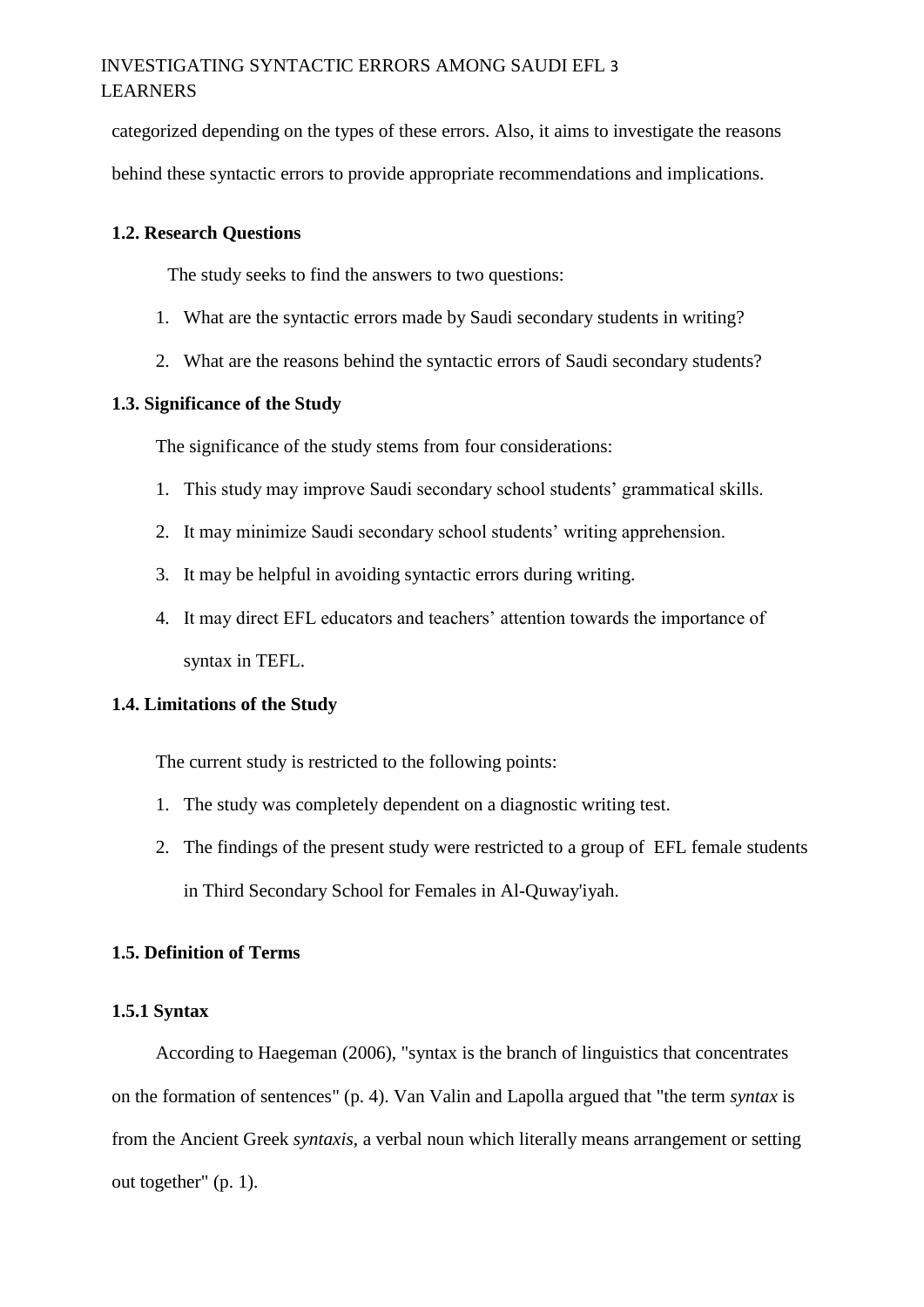categorized depending on the types of these errors. Also, it aims to investigate the reasons behind these syntactic errors to provide appropriate recommendations and implications.

### 1.2. Research Questions

The study seeks to find the answers to two questions:

1. What are the syntactic errors made by Saudi secondary students in writing?
2. What are the reasons behind the syntactic errors of Saudi secondary students?

### 1.3. Significance of the Study

The significance of the study stems from four considerations:

1. This study may improve Saudi secondary school students' grammatical skills.
2. It may minimize Saudi secondary school students' writing apprehension.
3. It may be helpful in avoiding syntactic errors during writing.
4. It may direct EFL educators and teachers' attention towards the importance of syntax in TEFL.

### 1.4. Limitations of the Study

The current study is restricted to the following points:

1. The study was completely dependent on a diagnostic writing test.
2. The findings of the present study were restricted to a group of EFL female students in Third Secondary School for Females in Al-Quway'iyah.

### 1.5. Definition of Terms

#### 1.5.1 Syntax

According to Haegeman (2006), "syntax is the branch of linguistics that concentrates on the formation of sentences" (p. 4). Van Valin and Lapolla argued that "the term *syntax* is from the Ancient Greek *syntaxis*, a verbal noun which literally means arrangement or setting out together" (p. 1).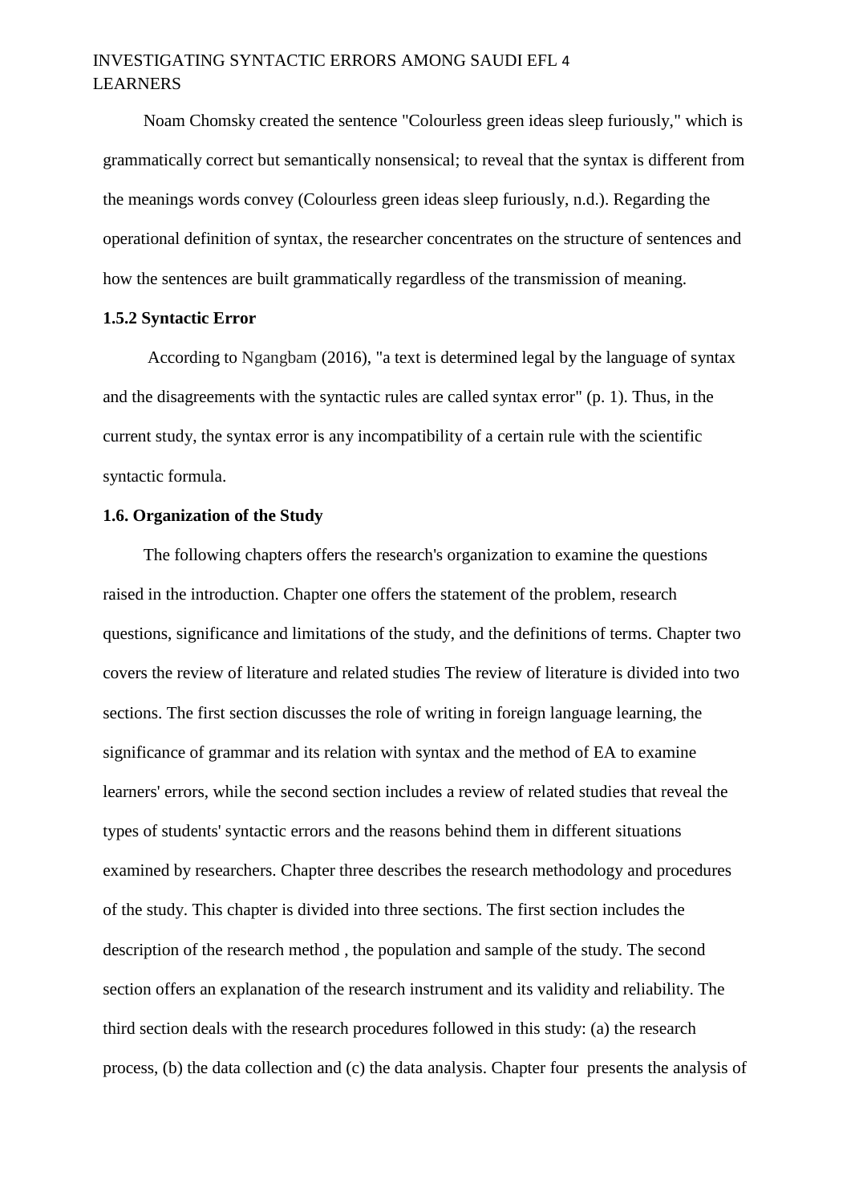Noam Chomsky created the sentence "Colourless green ideas sleep furiously," which is grammatically correct but semantically nonsensical; to reveal that the syntax is different from the meanings words convey (Colourless green ideas sleep furiously, n.d.). Regarding the operational definition of syntax, the researcher concentrates on the structure of sentences and how the sentences are built grammatically regardless of the transmission of meaning.

### 1.5.2 Syntactic Error

According to Ngangbam (2016), "a text is determined legal by the language of syntax and the disagreements with the syntactic rules are called syntax error" (p. 1). Thus, in the current study, the syntax error is any incompatibility of a certain rule with the scientific syntactic formula.

### 1.6. Organization of the Study

The following chapters offers the research's organization to examine the questions raised in the introduction. Chapter one offers the statement of the problem, research questions, significance and limitations of the study, and the definitions of terms. Chapter two covers the review of literature and related studies The review of literature is divided into two sections. The first section discusses the role of writing in foreign language learning, the significance of grammar and its relation with syntax and the method of EA to examine learners' errors, while the second section includes a review of related studies that reveal the types of students' syntactic errors and the reasons behind them in different situations examined by researchers. Chapter three describes the research methodology and procedures of the study. This chapter is divided into three sections. The first section includes the description of the research method , the population and sample of the study. The second section offers an explanation of the research instrument and its validity and reliability. The third section deals with the research procedures followed in this study: (a) the research process, (b) the data collection and (c) the data analysis. Chapter four presents the analysis of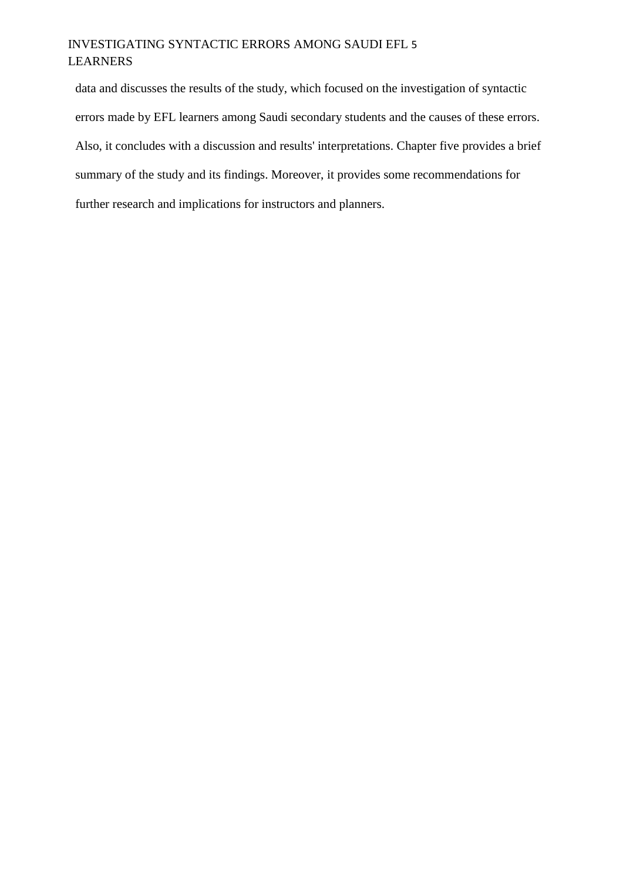data and discusses the results of the study, which focused on the investigation of syntactic errors made by EFL learners among Saudi secondary students and the causes of these errors. Also, it concludes with a discussion and results' interpretations. Chapter five provides a brief summary of the study and its findings. Moreover, it provides some recommendations for further research and implications for instructors and planners.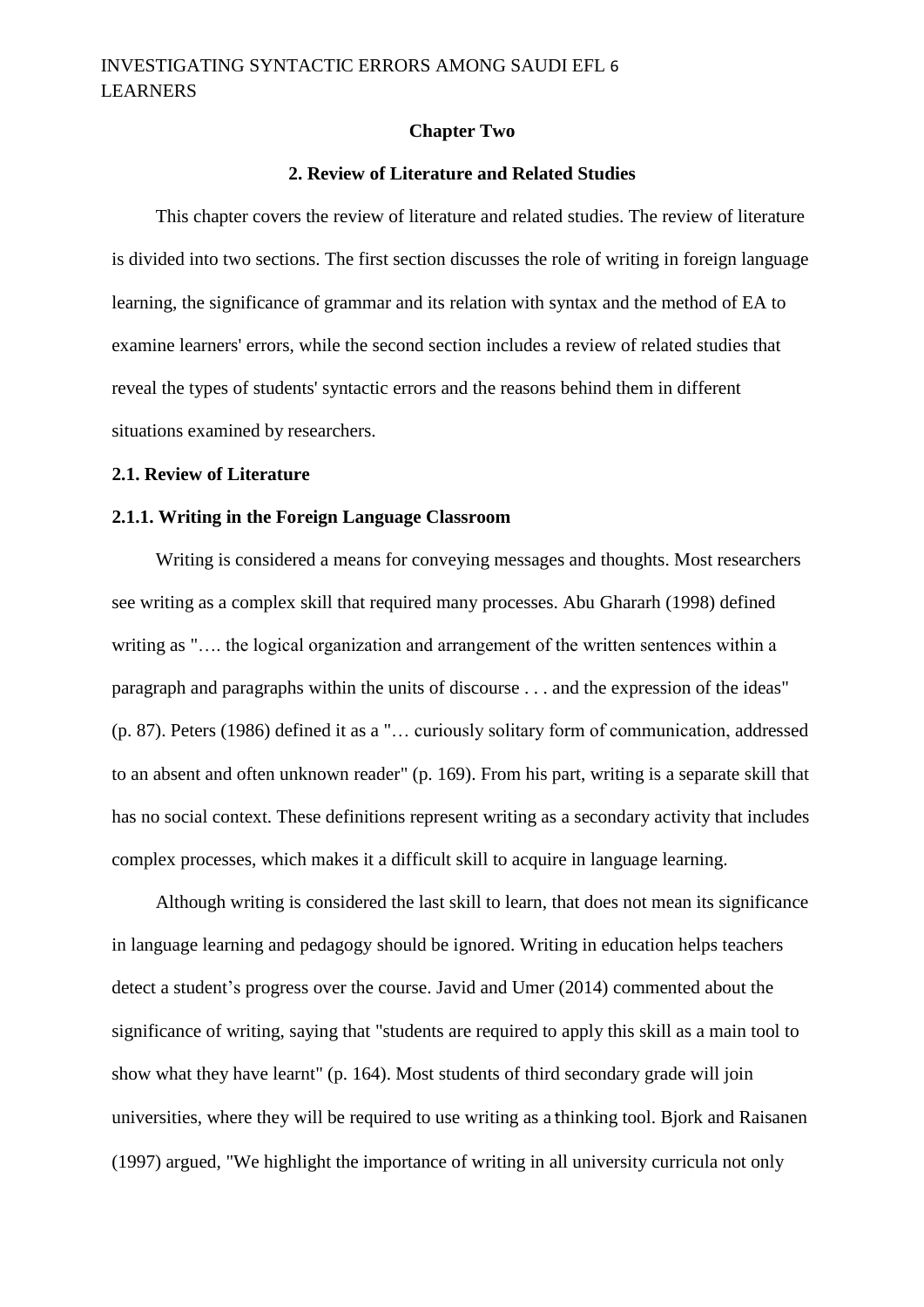**Chapter Two**

## 2. Review of Literature and Related Studies

This chapter covers the review of literature and related studies. The review of literature is divided into two sections. The first section discusses the role of writing in foreign language learning, the significance of grammar and its relation with syntax and the method of EA to examine learners' errors, while the second section includes a review of related studies that reveal the types of students' syntactic errors and the reasons behind them in different situations examined by researchers.

### 2.1. Review of Literature

#### 2.1.1. Writing in the Foreign Language Classroom

Writing is considered a means for conveying messages and thoughts. Most researchers see writing as a complex skill that required many processes. Abu Ghararh (1998) defined writing as "…. the logical organization and arrangement of the written sentences within a paragraph and paragraphs within the units of discourse . . . and the expression of the ideas" (p. 87). Peters (1986) defined it as a "… curiously solitary form of communication, addressed to an absent and often unknown reader" (p. 169). From his part, writing is a separate skill that has no social context. These definitions represent writing as a secondary activity that includes complex processes, which makes it a difficult skill to acquire in language learning.

Although writing is considered the last skill to learn, that does not mean its significance in language learning and pedagogy should be ignored. Writing in education helps teachers detect a student's progress over the course. Javid and Umer (2014) commented about the significance of writing, saying that "students are required to apply this skill as a main tool to show what they have learnt" (p. 164). Most students of third secondary grade will join universities, where they will be required to use writing as a thinking tool. Bjork and Raisanen (1997) argued, "We highlight the importance of writing in all university curricula not only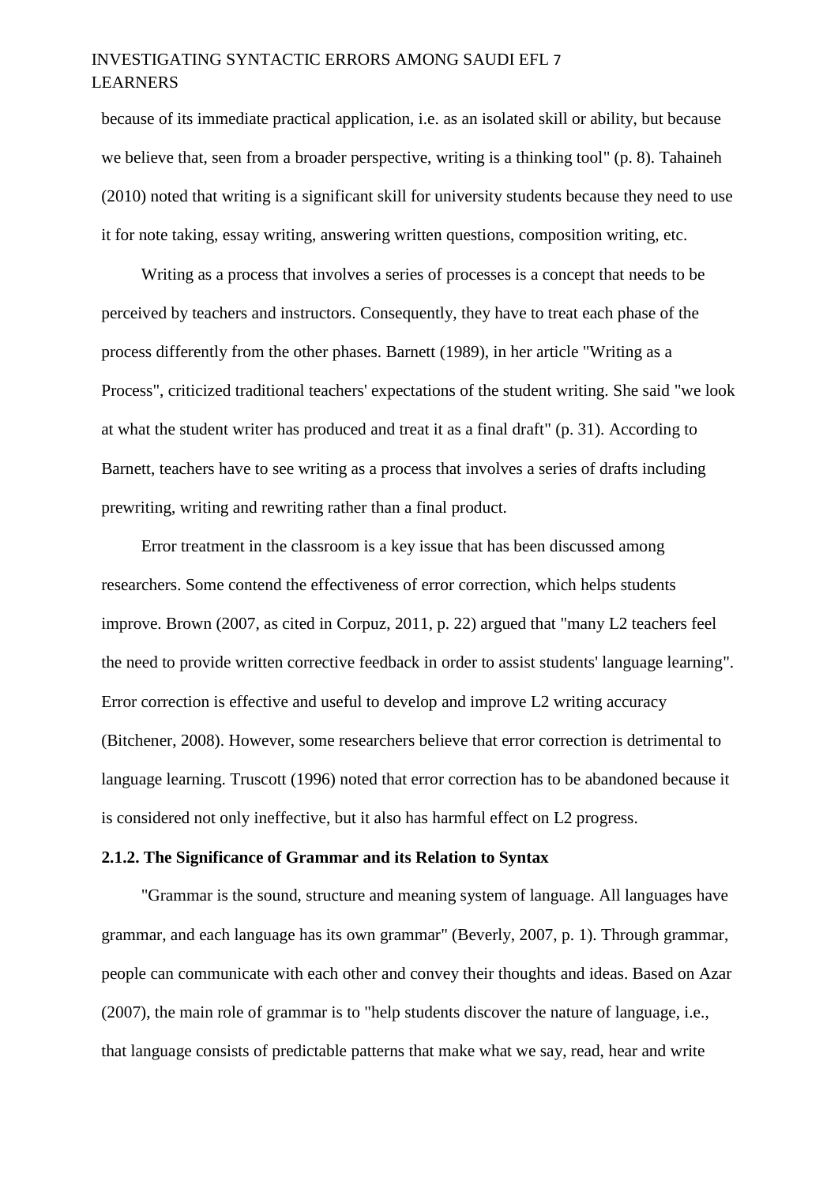because of its immediate practical application, i.e. as an isolated skill or ability, but because we believe that, seen from a broader perspective, writing is a thinking tool" (p. 8). Tahaineh (2010) noted that writing is a significant skill for university students because they need to use it for note taking, essay writing, answering written questions, composition writing, etc.

Writing as a process that involves a series of processes is a concept that needs to be perceived by teachers and instructors. Consequently, they have to treat each phase of the process differently from the other phases. Barnett (1989), in her article "Writing as a Process", criticized traditional teachers' expectations of the student writing. She said "we look at what the student writer has produced and treat it as a final draft" (p. 31). According to Barnett, teachers have to see writing as a process that involves a series of drafts including prewriting, writing and rewriting rather than a final product.

Error treatment in the classroom is a key issue that has been discussed among researchers. Some contend the effectiveness of error correction, which helps students improve. Brown (2007, as cited in Corpuz, 2011, p. 22) argued that "many L2 teachers feel the need to provide written corrective feedback in order to assist students' language learning". Error correction is effective and useful to develop and improve L2 writing accuracy (Bitchener, 2008). However, some researchers believe that error correction is detrimental to language learning. Truscott (1996) noted that error correction has to be abandoned because it is considered not only ineffective, but it also has harmful effect on L2 progress.

### 2.1.2. The Significance of Grammar and its Relation to Syntax

"Grammar is the sound, structure and meaning system of language. All languages have grammar, and each language has its own grammar" (Beverly, 2007, p. 1). Through grammar, people can communicate with each other and convey their thoughts and ideas. Based on Azar (2007), the main role of grammar is to "help students discover the nature of language, i.e., that language consists of predictable patterns that make what we say, read, hear and write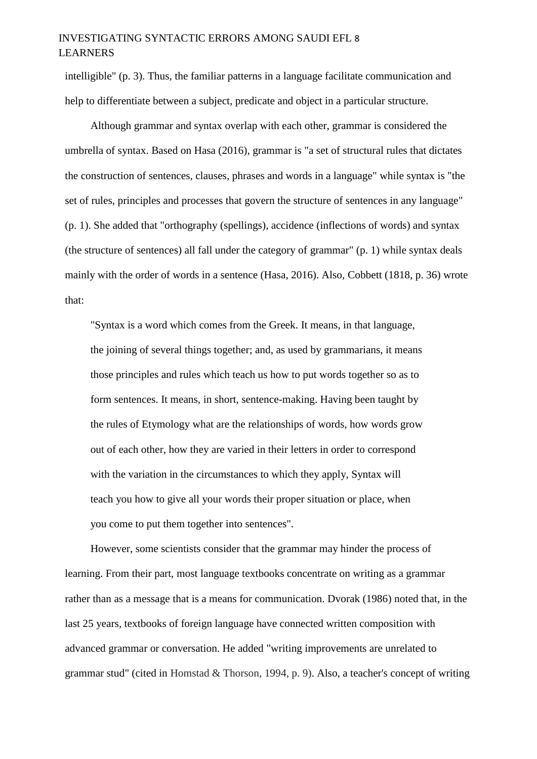intelligible" (p. 3). Thus, the familiar patterns in a language facilitate communication and help to differentiate between a subject, predicate and object in a particular structure.

Although grammar and syntax overlap with each other, grammar is considered the umbrella of syntax. Based on Hasa (2016), grammar is "a set of structural rules that dictates the construction of sentences, clauses, phrases and words in a language" while syntax is "the set of rules, principles and processes that govern the structure of sentences in any language" (p. 1). She added that "orthography (spellings), accidence (inflections of words) and syntax (the structure of sentences) all fall under the category of grammar" (p. 1) while syntax deals mainly with the order of words in a sentence (Hasa, 2016). Also, Cobbett (1818, p. 36) wrote that:

> "Syntax is a word which comes from the Greek. It means, in that language, the joining of several things together; and, as used by grammarians, it means those principles and rules which teach us how to put words together so as to form sentences. It means, in short, sentence-making. Having been taught by the rules of Etymology what are the relationships of words, how words grow out of each other, how they are varied in their letters in order to correspond with the variation in the circumstances to which they apply, Syntax will teach you how to give all your words their proper situation or place, when you come to put them together into sentences".

However, some scientists consider that the grammar may hinder the process of learning. From their part, most language textbooks concentrate on writing as a grammar rather than as a message that is a means for communication. Dvorak (1986) noted that, in the last 25 years, textbooks of foreign language have connected written composition with advanced grammar or conversation. He added "writing improvements are unrelated to grammar stud" (cited in Homstad & Thorson, 1994, p. 9). Also, a teacher's concept of writing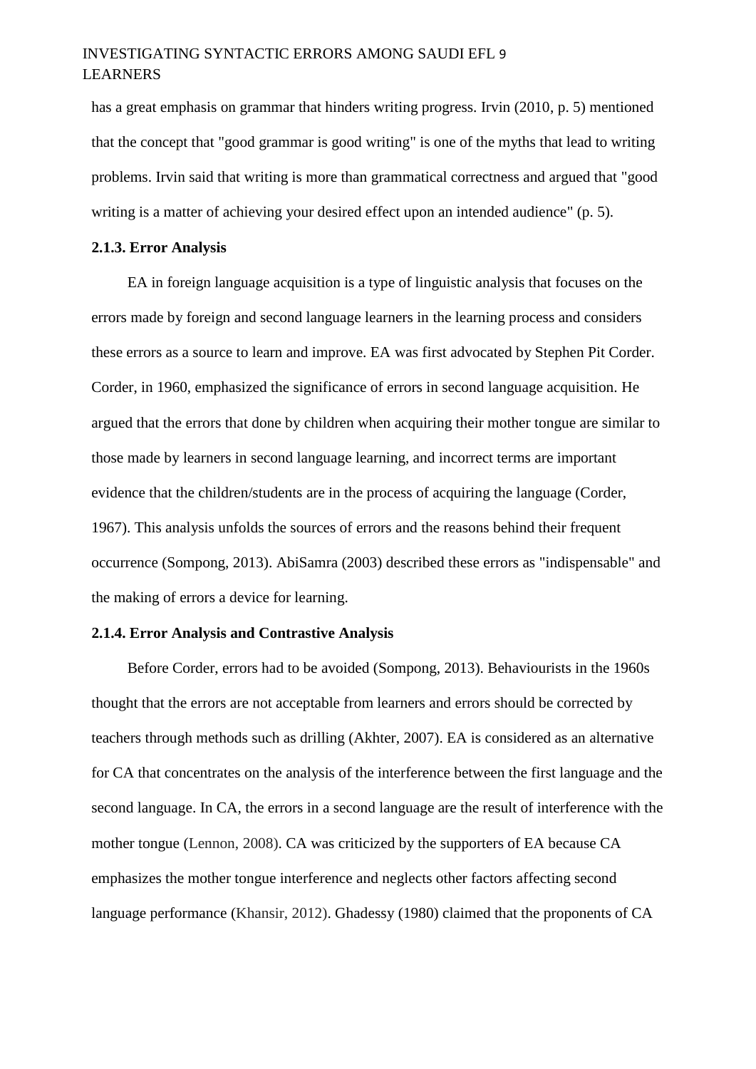has a great emphasis on grammar that hinders writing progress. Irvin (2010, p. 5) mentioned that the concept that "good grammar is good writing" is one of the myths that lead to writing problems. Irvin said that writing is more than grammatical correctness and argued that "good writing is a matter of achieving your desired effect upon an intended audience" (p. 5).

### 2.1.3. Error Analysis

EA in foreign language acquisition is a type of linguistic analysis that focuses on the errors made by foreign and second language learners in the learning process and considers these errors as a source to learn and improve. EA was first advocated by Stephen Pit Corder. Corder, in 1960, emphasized the significance of errors in second language acquisition. He argued that the errors that done by children when acquiring their mother tongue are similar to those made by learners in second language learning, and incorrect terms are important evidence that the children/students are in the process of acquiring the language (Corder, 1967). This analysis unfolds the sources of errors and the reasons behind their frequent occurrence (Sompong, 2013). AbiSamra (2003) described these errors as "indispensable" and the making of errors a device for learning.

### 2.1.4. Error Analysis and Contrastive Analysis

Before Corder, errors had to be avoided (Sompong, 2013). Behaviourists in the 1960s thought that the errors are not acceptable from learners and errors should be corrected by teachers through methods such as drilling (Akhter, 2007). EA is considered as an alternative for CA that concentrates on the analysis of the interference between the first language and the second language. In CA, the errors in a second language are the result of interference with the mother tongue (Lennon, 2008). CA was criticized by the supporters of EA because CA emphasizes the mother tongue interference and neglects other factors affecting second language performance (Khansir, 2012). Ghadessy (1980) claimed that the proponents of CA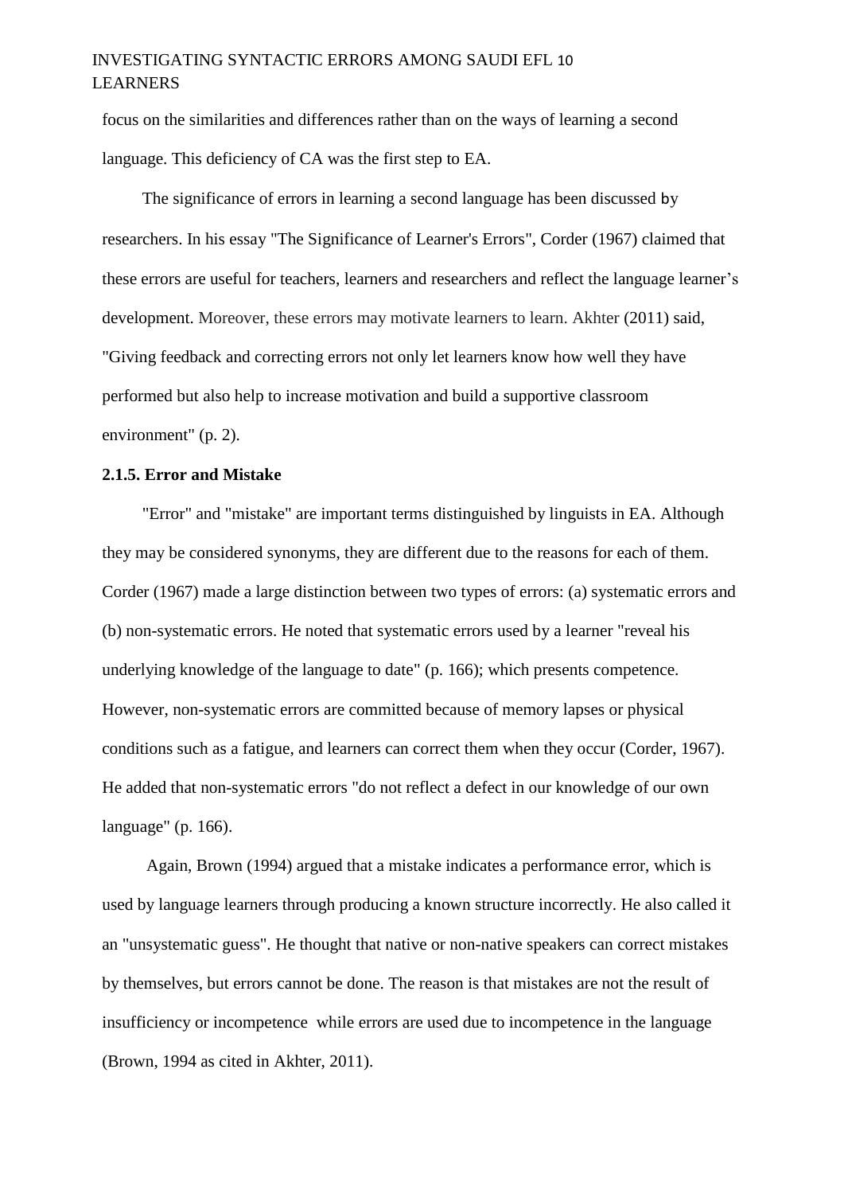focus on the similarities and differences rather than on the ways of learning a second language. This deficiency of CA was the first step to EA.

The significance of errors in learning a second language has been discussed by researchers. In his essay "The Significance of Learner's Errors", Corder (1967) claimed that these errors are useful for teachers, learners and researchers and reflect the language learner's development. Moreover, these errors may motivate learners to learn. Akhter (2011) said, "Giving feedback and correcting errors not only let learners know how well they have performed but also help to increase motivation and build a supportive classroom environment" (p. 2).

### 2.1.5. Error and Mistake

"Error" and "mistake" are important terms distinguished by linguists in EA. Although they may be considered synonyms, they are different due to the reasons for each of them. Corder (1967) made a large distinction between two types of errors: (a) systematic errors and (b) non-systematic errors. He noted that systematic errors used by a learner "reveal his underlying knowledge of the language to date" (p. 166); which presents competence. However, non-systematic errors are committed because of memory lapses or physical conditions such as a fatigue, and learners can correct them when they occur (Corder, 1967). He added that non-systematic errors "do not reflect a defect in our knowledge of our own language" (p. 166).

Again, Brown (1994) argued that a mistake indicates a performance error, which is used by language learners through producing a known structure incorrectly. He also called it an "unsystematic guess". He thought that native or non-native speakers can correct mistakes by themselves, but errors cannot be done. The reason is that mistakes are not the result of insufficiency or incompetence while errors are used due to incompetence in the language (Brown, 1994 as cited in Akhter, 2011).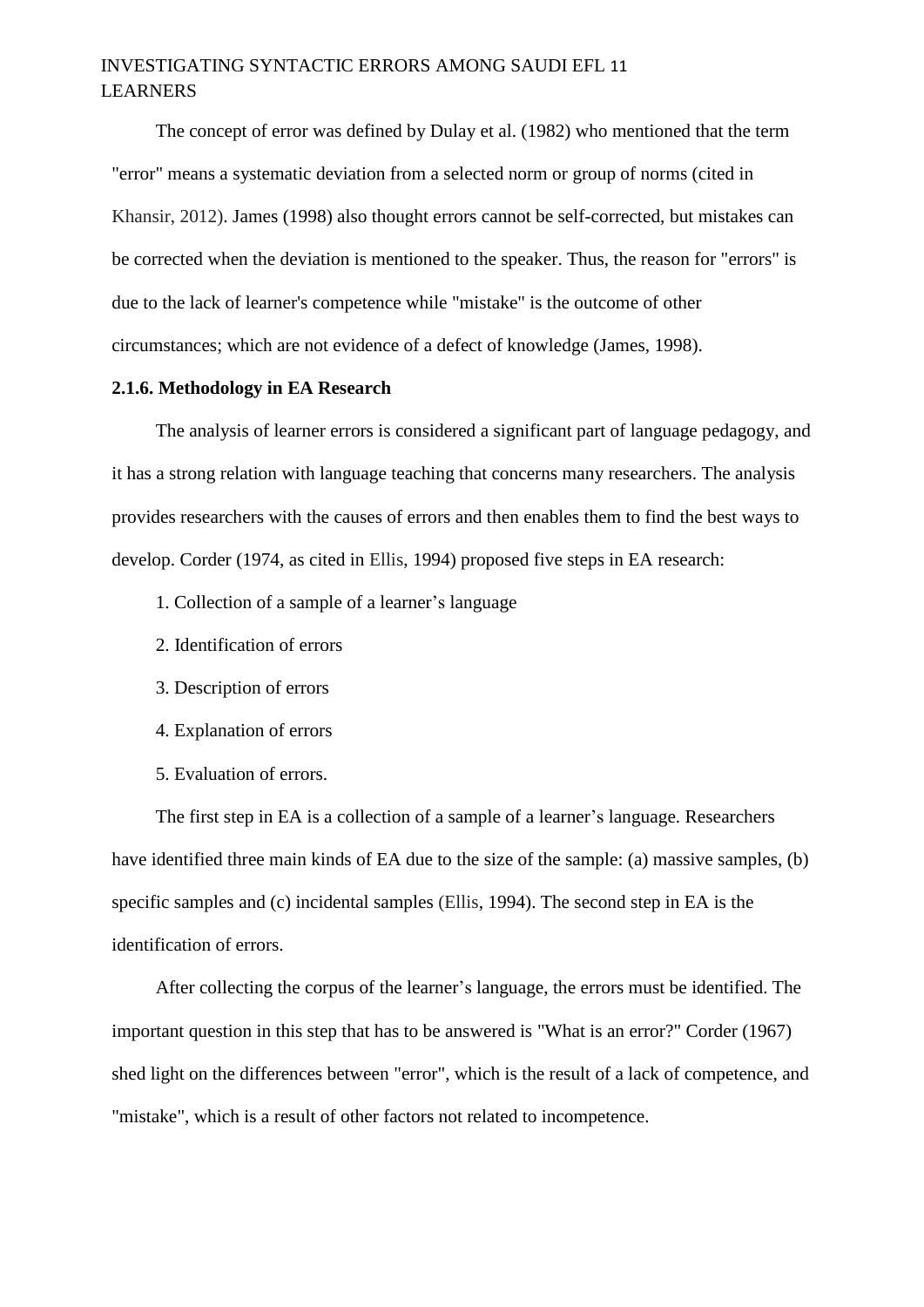The concept of error was defined by Dulay et al. (1982) who mentioned that the term "error" means a systematic deviation from a selected norm or group of norms (cited in Khansir, 2012). James (1998) also thought errors cannot be self-corrected, but mistakes can be corrected when the deviation is mentioned to the speaker. Thus, the reason for "errors" is due to the lack of learner's competence while "mistake" is the outcome of other circumstances; which are not evidence of a defect of knowledge (James, 1998).

### 2.1.6. Methodology in EA Research

The analysis of learner errors is considered a significant part of language pedagogy, and it has a strong relation with language teaching that concerns many researchers. The analysis provides researchers with the causes of errors and then enables them to find the best ways to develop. Corder (1974, as cited in Ellis, 1994) proposed five steps in EA research:

1. Collection of a sample of a learner's language
2. Identification of errors
3. Description of errors
4. Explanation of errors
5. Evaluation of errors.

The first step in EA is a collection of a sample of a learner's language. Researchers have identified three main kinds of EA due to the size of the sample: (a) massive samples, (b) specific samples and (c) incidental samples (Ellis, 1994). The second step in EA is the identification of errors.

After collecting the corpus of the learner's language, the errors must be identified. The important question in this step that has to be answered is "What is an error?" Corder (1967) shed light on the differences between "error", which is the result of a lack of competence, and "mistake", which is a result of other factors not related to incompetence.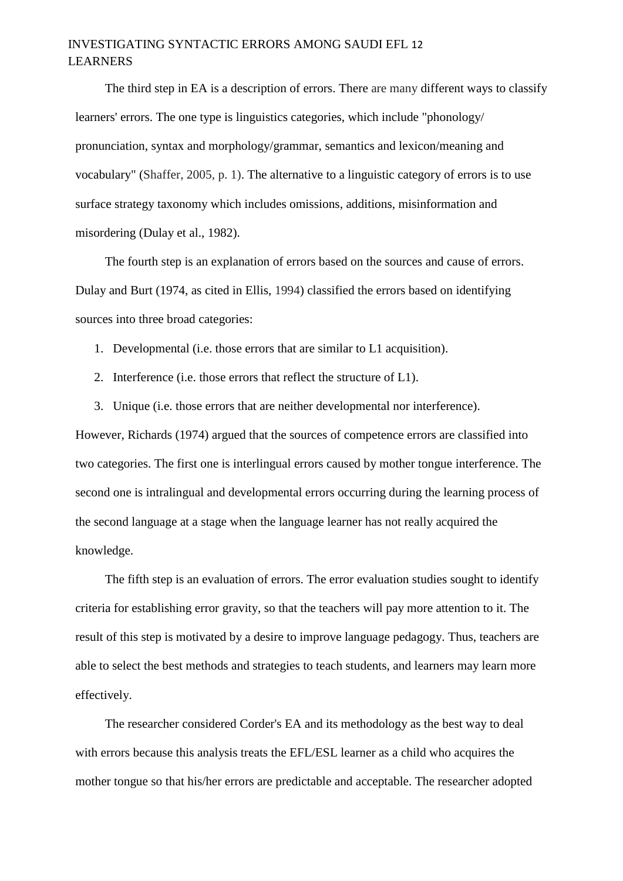The third step in EA is a description of errors. There are many different ways to classify learners' errors. The one type is linguistics categories, which include "phonology/ pronunciation, syntax and morphology/grammar, semantics and lexicon/meaning and vocabulary" (Shaffer, 2005, p. 1). The alternative to a linguistic category of errors is to use surface strategy taxonomy which includes omissions, additions, misinformation and misordering (Dulay et al., 1982).

The fourth step is an explanation of errors based on the sources and cause of errors. Dulay and Burt (1974, as cited in Ellis, 1994) classified the errors based on identifying sources into three broad categories:

1. Developmental (i.e. those errors that are similar to L1 acquisition).
2. Interference (i.e. those errors that reflect the structure of L1).
3. Unique (i.e. those errors that are neither developmental nor interference).

However, Richards (1974) argued that the sources of competence errors are classified into two categories. The first one is interlingual errors caused by mother tongue interference. The second one is intralingual and developmental errors occurring during the learning process of the second language at a stage when the language learner has not really acquired the knowledge.

The fifth step is an evaluation of errors. The error evaluation studies sought to identify criteria for establishing error gravity, so that the teachers will pay more attention to it. The result of this step is motivated by a desire to improve language pedagogy. Thus, teachers are able to select the best methods and strategies to teach students, and learners may learn more effectively.

The researcher considered Corder's EA and its methodology as the best way to deal with errors because this analysis treats the EFL/ESL learner as a child who acquires the mother tongue so that his/her errors are predictable and acceptable. The researcher adopted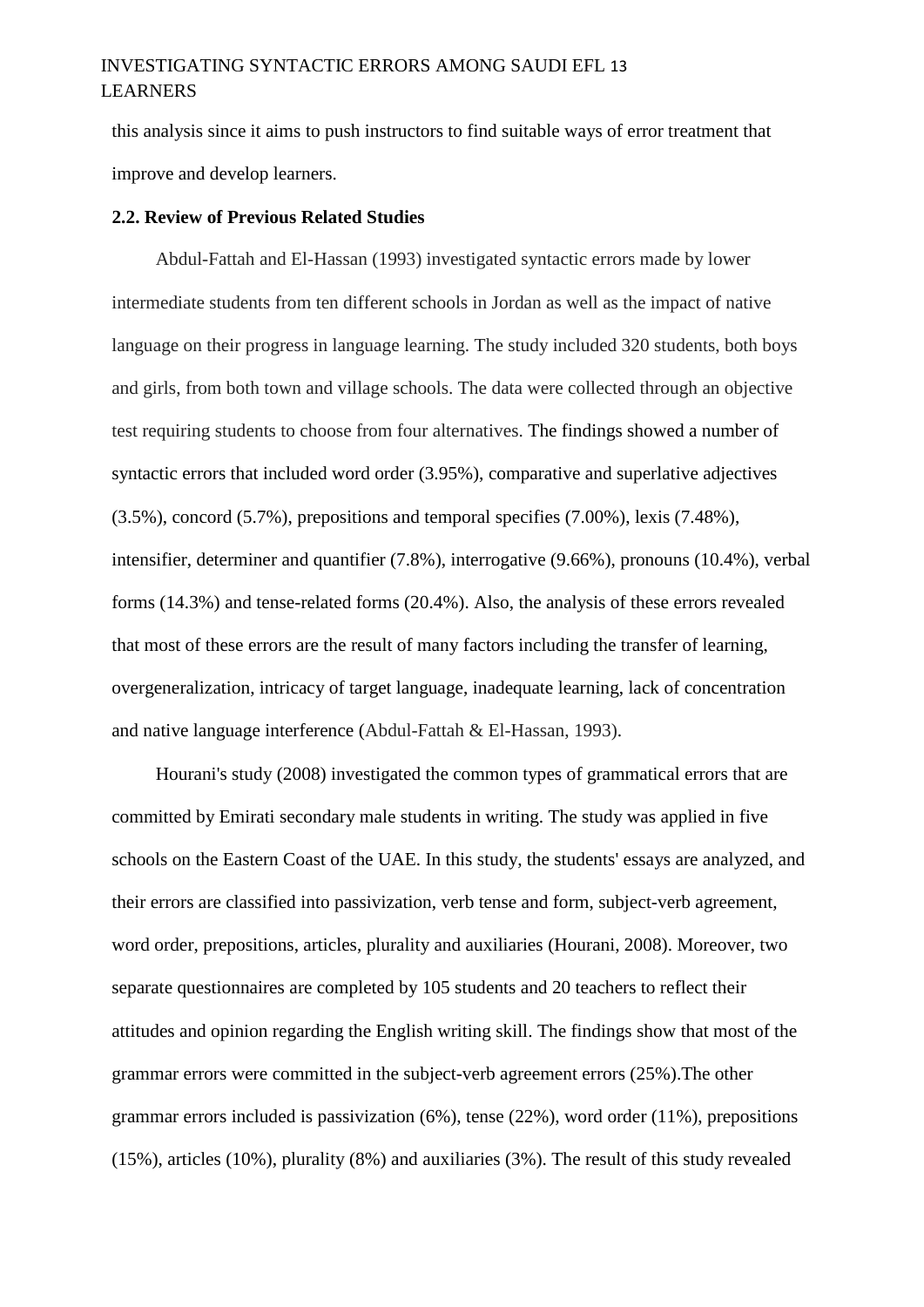this analysis since it aims to push instructors to find suitable ways of error treatment that improve and develop learners.

### 2.2. Review of Previous Related Studies

Abdul-Fattah and El-Hassan (1993) investigated syntactic errors made by lower intermediate students from ten different schools in Jordan as well as the impact of native language on their progress in language learning. The study included 320 students, both boys and girls, from both town and village schools. The data were collected through an objective test requiring students to choose from four alternatives. The findings showed a number of syntactic errors that included word order (3.95%), comparative and superlative adjectives (3.5%), concord (5.7%), prepositions and temporal specifies (7.00%), lexis (7.48%), intensifier, determiner and quantifier (7.8%), interrogative (9.66%), pronouns (10.4%), verbal forms (14.3%) and tense-related forms (20.4%). Also, the analysis of these errors revealed that most of these errors are the result of many factors including the transfer of learning, overgeneralization, intricacy of target language, inadequate learning, lack of concentration and native language interference (Abdul-Fattah & El-Hassan, 1993).

Hourani's study (2008) investigated the common types of grammatical errors that are committed by Emirati secondary male students in writing. The study was applied in five schools on the Eastern Coast of the UAE. In this study, the students' essays are analyzed, and their errors are classified into passivization, verb tense and form, subject-verb agreement, word order, prepositions, articles, plurality and auxiliaries (Hourani, 2008). Moreover, two separate questionnaires are completed by 105 students and 20 teachers to reflect their attitudes and opinion regarding the English writing skill. The findings show that most of the grammar errors were committed in the subject-verb agreement errors (25%).The other grammar errors included is passivization (6%), tense (22%), word order (11%), prepositions (15%), articles (10%), plurality (8%) and auxiliaries (3%). The result of this study revealed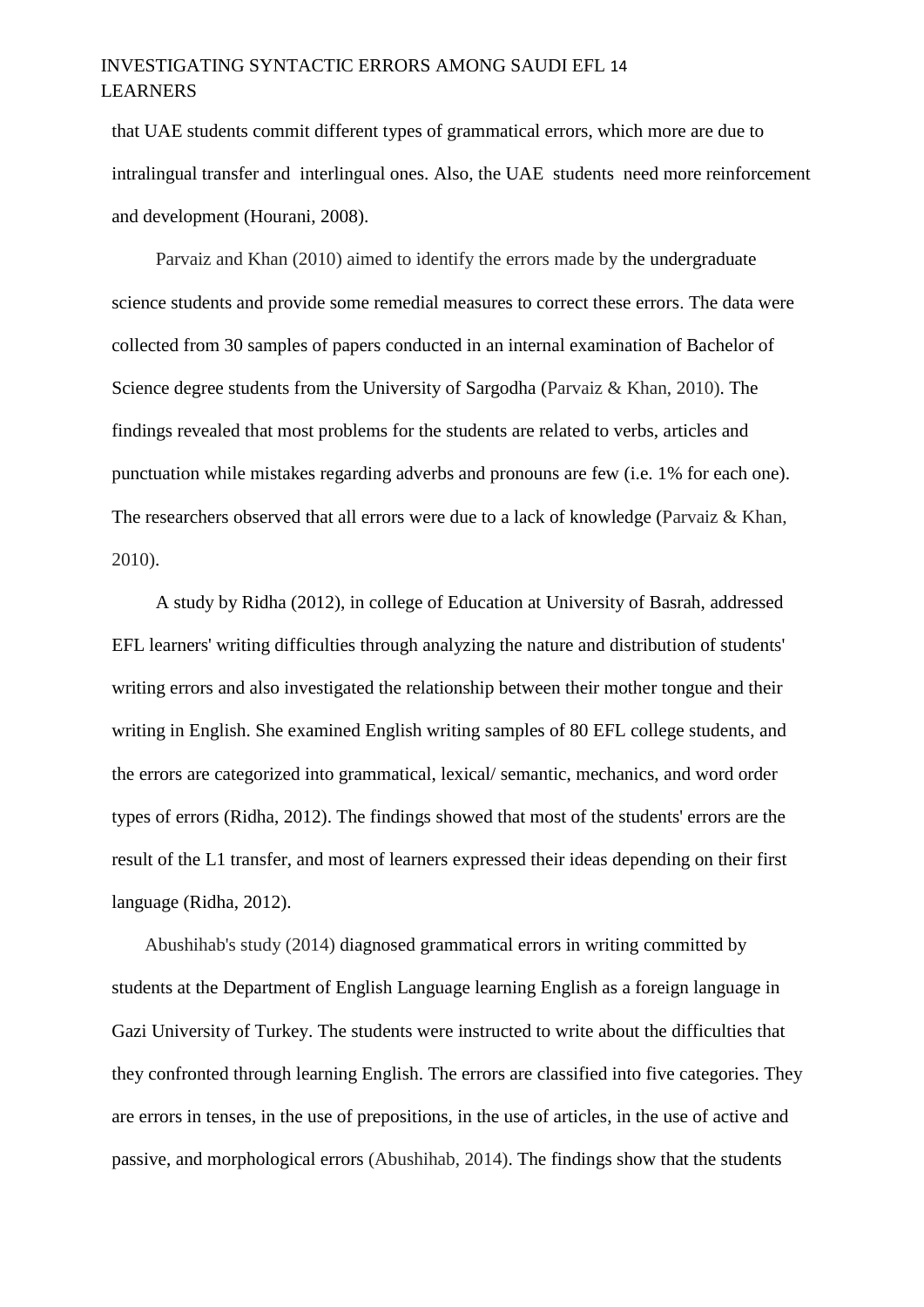that UAE students commit different types of grammatical errors, which more are due to intralingual transfer and interlingual ones. Also, the UAE students need more reinforcement and development (Hourani, 2008).

Parvaiz and Khan (2010) aimed to identify the errors made by the undergraduate science students and provide some remedial measures to correct these errors. The data were collected from 30 samples of papers conducted in an internal examination of Bachelor of Science degree students from the University of Sargodha (Parvaiz & Khan, 2010). The findings revealed that most problems for the students are related to verbs, articles and punctuation while mistakes regarding adverbs and pronouns are few (i.e. 1% for each one). The researchers observed that all errors were due to a lack of knowledge (Parvaiz & Khan, 2010).

A study by Ridha (2012), in college of Education at University of Basrah, addressed EFL learners' writing difficulties through analyzing the nature and distribution of students' writing errors and also investigated the relationship between their mother tongue and their writing in English. She examined English writing samples of 80 EFL college students, and the errors are categorized into grammatical, lexical/ semantic, mechanics, and word order types of errors (Ridha, 2012). The findings showed that most of the students' errors are the result of the L1 transfer, and most of learners expressed their ideas depending on their first language (Ridha, 2012).

Abushihab's study (2014) diagnosed grammatical errors in writing committed by students at the Department of English Language learning English as a foreign language in Gazi University of Turkey. The students were instructed to write about the difficulties that they confronted through learning English. The errors are classified into five categories. They are errors in tenses, in the use of prepositions, in the use of articles, in the use of active and passive, and morphological errors (Abushihab, 2014). The findings show that the students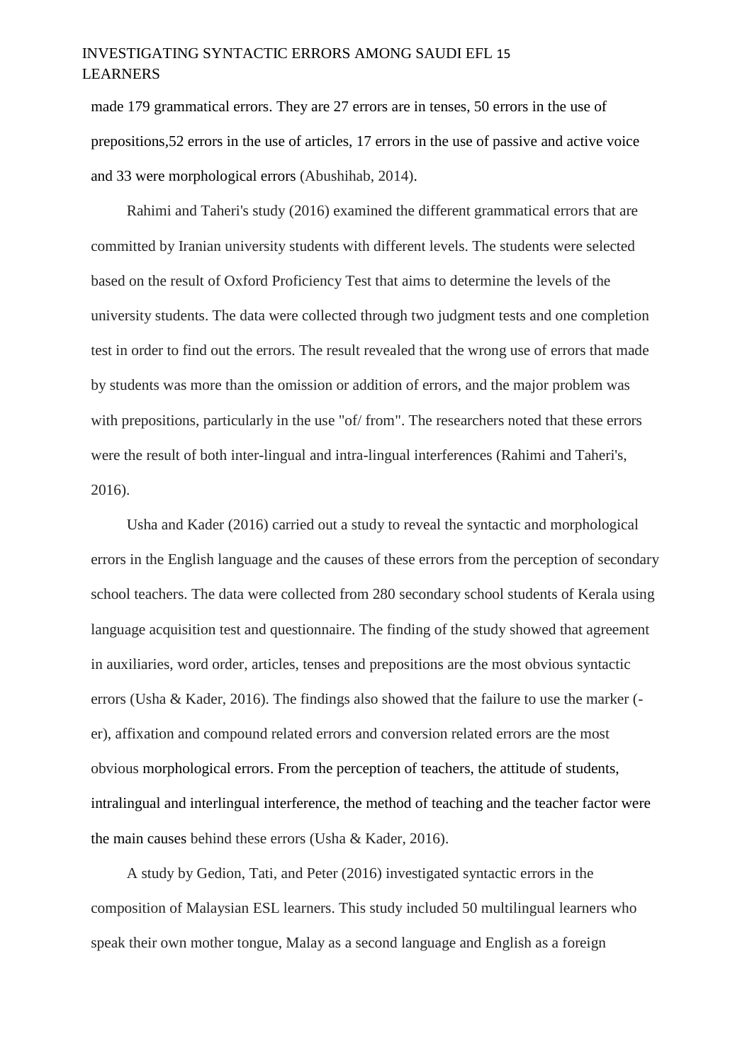made 179 grammatical errors. They are 27 errors are in tenses, 50 errors in the use of prepositions,52 errors in the use of articles, 17 errors in the use of passive and active voice and 33 were morphological errors (Abushihab, 2014).

Rahimi and Taheri's study (2016) examined the different grammatical errors that are committed by Iranian university students with different levels. The students were selected based on the result of Oxford Proficiency Test that aims to determine the levels of the university students. The data were collected through two judgment tests and one completion test in order to find out the errors. The result revealed that the wrong use of errors that made by students was more than the omission or addition of errors, and the major problem was with prepositions, particularly in the use "of/ from". The researchers noted that these errors were the result of both inter-lingual and intra-lingual interferences (Rahimi and Taheri's, 2016).

Usha and Kader (2016) carried out a study to reveal the syntactic and morphological errors in the English language and the causes of these errors from the perception of secondary school teachers. The data were collected from 280 secondary school students of Kerala using language acquisition test and questionnaire. The finding of the study showed that agreement in auxiliaries, word order, articles, tenses and prepositions are the most obvious syntactic errors (Usha & Kader, 2016). The findings also showed that the failure to use the marker (-er), affixation and compound related errors and conversion related errors are the most obvious morphological errors. From the perception of teachers, the attitude of students, intralingual and interlingual interference, the method of teaching and the teacher factor were the main causes behind these errors (Usha & Kader, 2016).

A study by Gedion, Tati, and Peter (2016) investigated syntactic errors in the composition of Malaysian ESL learners. This study included 50 multilingual learners who speak their own mother tongue, Malay as a second language and English as a foreign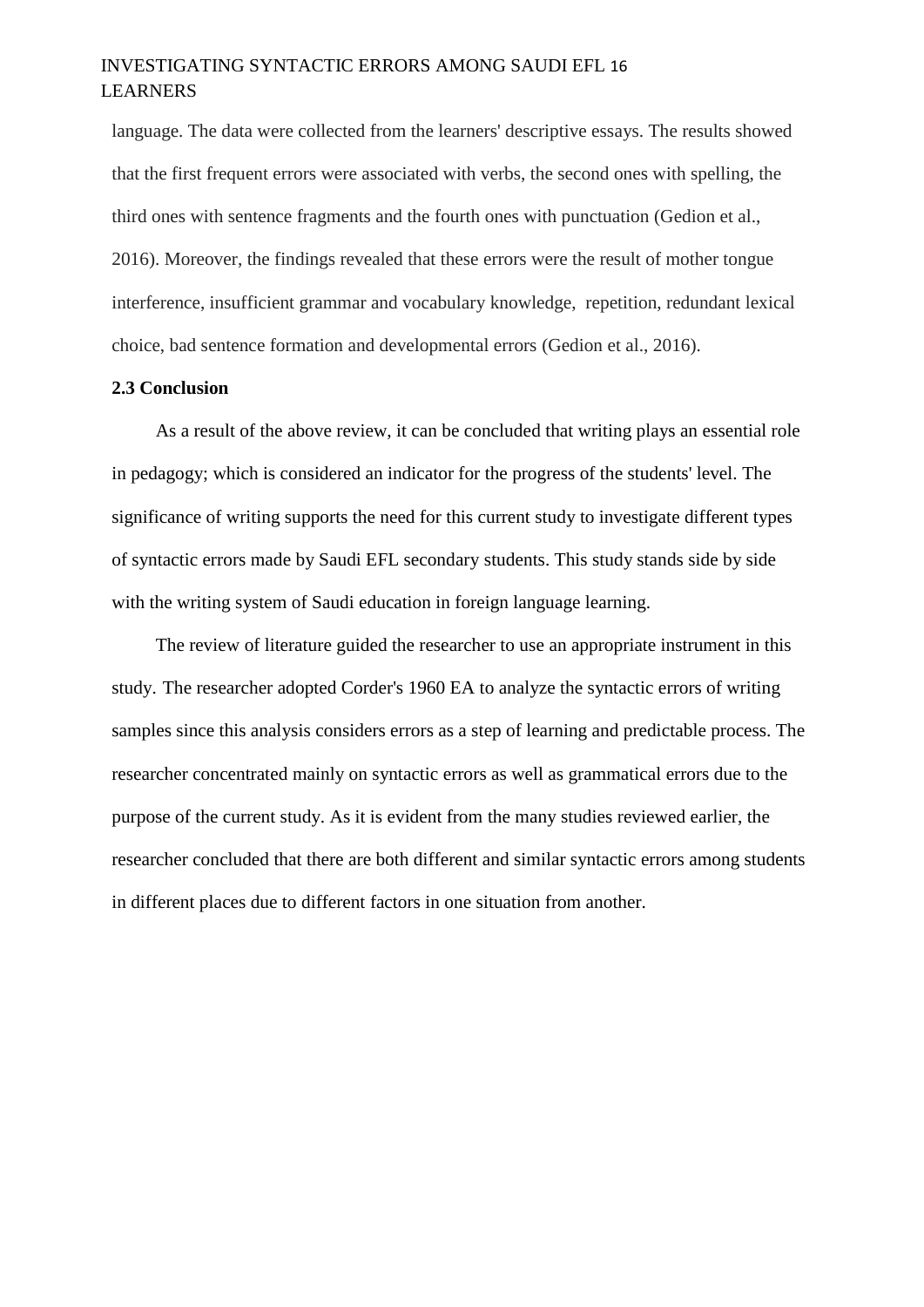language. The data were collected from the learners' descriptive essays. The results showed that the first frequent errors were associated with verbs, the second ones with spelling, the third ones with sentence fragments and the fourth ones with punctuation (Gedion et al., 2016). Moreover, the findings revealed that these errors were the result of mother tongue interference, insufficient grammar and vocabulary knowledge, repetition, redundant lexical choice, bad sentence formation and developmental errors (Gedion et al., 2016).

### 2.3 Conclusion

As a result of the above review, it can be concluded that writing plays an essential role in pedagogy; which is considered an indicator for the progress of the students' level. The significance of writing supports the need for this current study to investigate different types of syntactic errors made by Saudi EFL secondary students. This study stands side by side with the writing system of Saudi education in foreign language learning.

The review of literature guided the researcher to use an appropriate instrument in this study. The researcher adopted Corder's 1960 EA to analyze the syntactic errors of writing samples since this analysis considers errors as a step of learning and predictable process. The researcher concentrated mainly on syntactic errors as well as grammatical errors due to the purpose of the current study. As it is evident from the many studies reviewed earlier, the researcher concluded that there are both different and similar syntactic errors among students in different places due to different factors in one situation from another.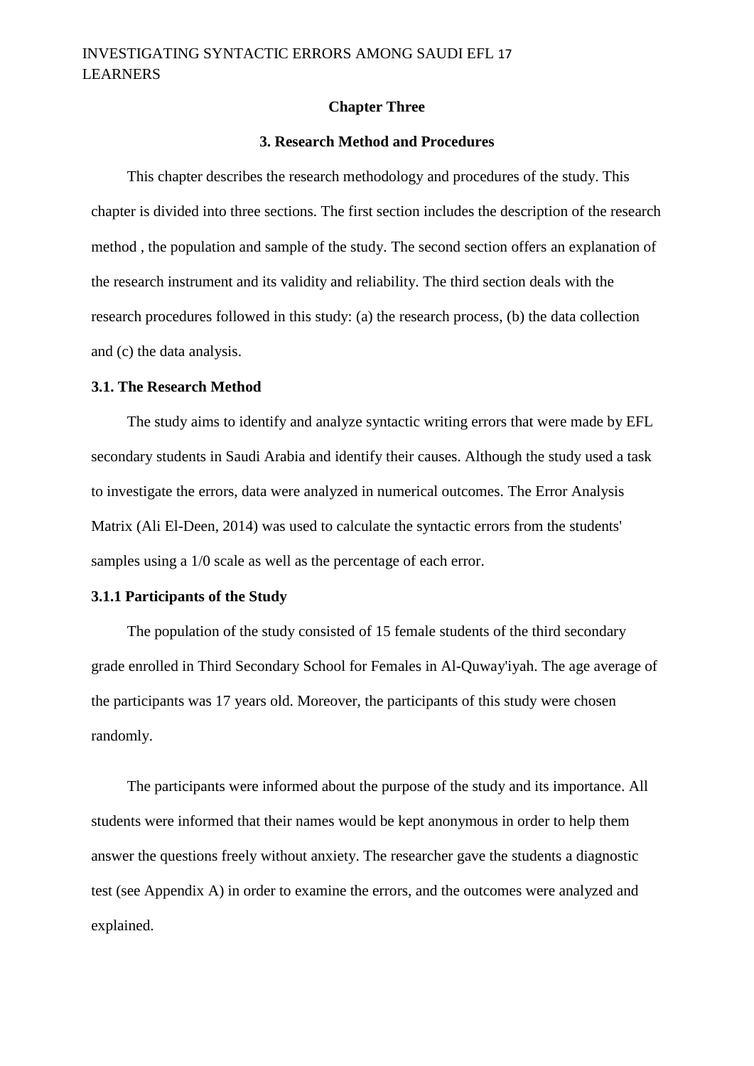## Chapter Three

## 3. Research Method and Procedures

This chapter describes the research methodology and procedures of the study. This chapter is divided into three sections. The first section includes the description of the research method , the population and sample of the study. The second section offers an explanation of the research instrument and its validity and reliability. The third section deals with the research procedures followed in this study: (a) the research process, (b) the data collection and (c) the data analysis.

### 3.1. The Research Method

The study aims to identify and analyze syntactic writing errors that were made by EFL secondary students in Saudi Arabia and identify their causes. Although the study used a task to investigate the errors, data were analyzed in numerical outcomes. The Error Analysis Matrix (Ali El-Deen, 2014) was used to calculate the syntactic errors from the students' samples using a 1/0 scale as well as the percentage of each error.

#### 3.1.1 Participants of the Study

The population of the study consisted of 15 female students of the third secondary grade enrolled in Third Secondary School for Females in Al-Quway'iyah. The age average of the participants was 17 years old. Moreover, the participants of this study were chosen randomly.

The participants were informed about the purpose of the study and its importance. All students were informed that their names would be kept anonymous in order to help them answer the questions freely without anxiety. The researcher gave the students a diagnostic test (see Appendix A) in order to examine the errors, and the outcomes were analyzed and explained.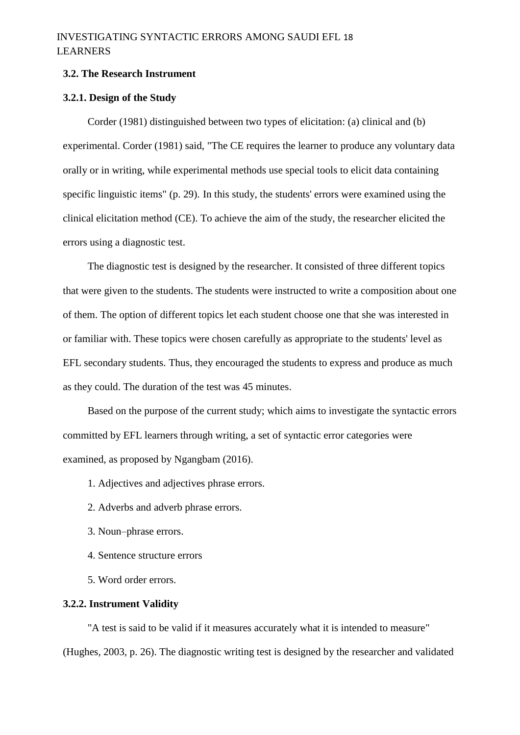### 3.2. The Research Instrument

#### 3.2.1. Design of the Study

Corder (1981) distinguished between two types of elicitation: (a) clinical and (b) experimental. Corder (1981) said, "The CE requires the learner to produce any voluntary data orally or in writing, while experimental methods use special tools to elicit data containing specific linguistic items" (p. 29). In this study, the students' errors were examined using the clinical elicitation method (CE). To achieve the aim of the study, the researcher elicited the errors using a diagnostic test.

The diagnostic test is designed by the researcher. It consisted of three different topics that were given to the students. The students were instructed to write a composition about one of them. The option of different topics let each student choose one that she was interested in or familiar with. These topics were chosen carefully as appropriate to the students' level as EFL secondary students. Thus, they encouraged the students to express and produce as much as they could. The duration of the test was 45 minutes.

Based on the purpose of the current study; which aims to investigate the syntactic errors committed by EFL learners through writing, a set of syntactic error categories were examined, as proposed by Ngangbam (2016).

1. Adjectives and adjectives phrase errors.
2. Adverbs and adverb phrase errors.
3. Noun–phrase errors.
4. Sentence structure errors
5. Word order errors.

#### 3.2.2. Instrument Validity

"A test is said to be valid if it measures accurately what it is intended to measure" (Hughes, 2003, p. 26). The diagnostic writing test is designed by the researcher and validated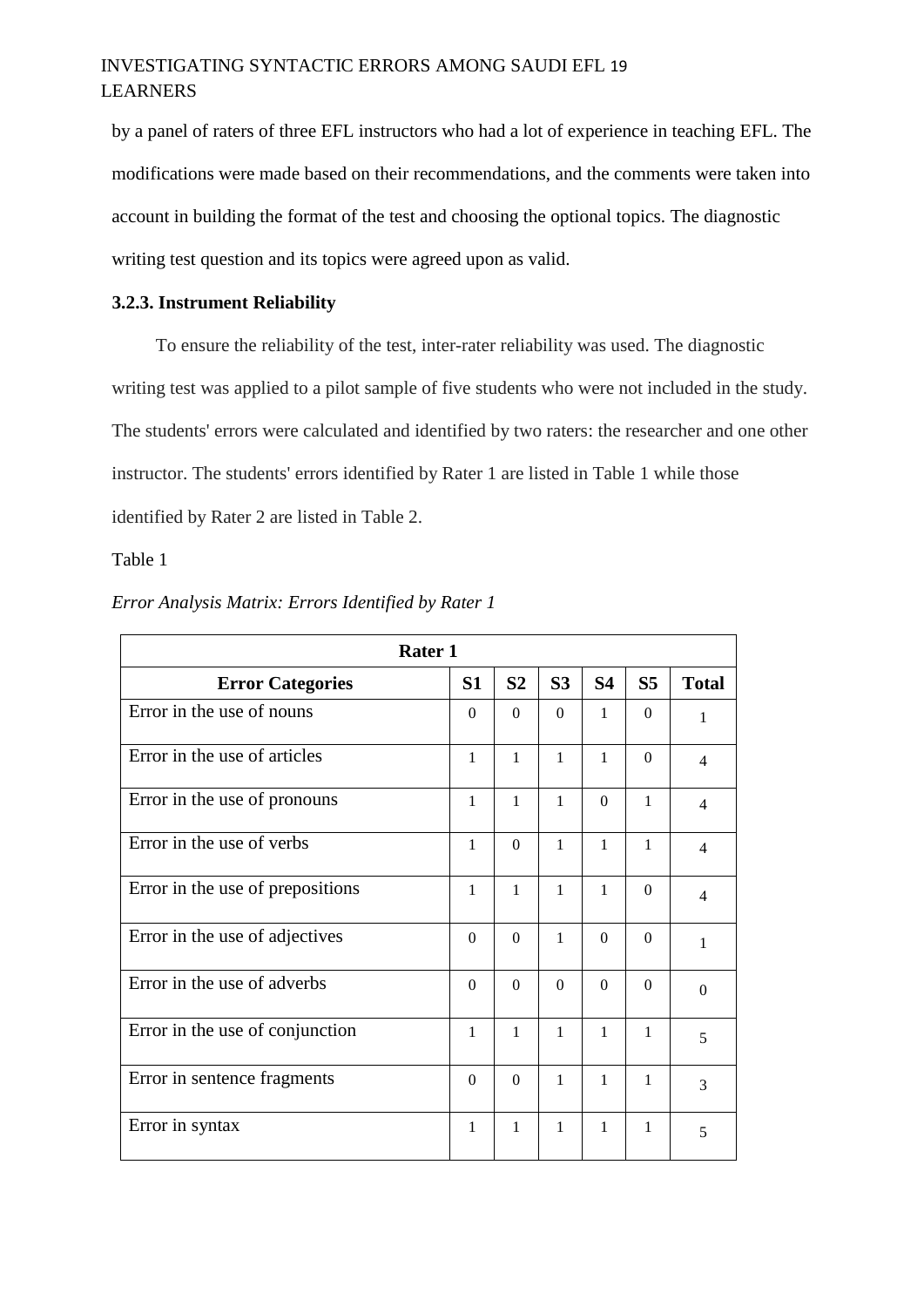by a panel of raters of three EFL instructors who had a lot of experience in teaching EFL. The modifications were made based on their recommendations, and the comments were taken into account in building the format of the test and choosing the optional topics. The diagnostic writing test question and its topics were agreed upon as valid.

### 3.2.3. Instrument Reliability

To ensure the reliability of the test, inter-rater reliability was used. The diagnostic writing test was applied to a pilot sample of five students who were not included in the study. The students' errors were calculated and identified by two raters: the researcher and one other instructor. The students' errors identified by Rater 1 are listed in Table 1 while those identified by Rater 2 are listed in Table 2.

Table 1

*Error Analysis Matrix: Errors Identified by Rater 1*

| Rater 1 | | | | | | |
|---|---|---|---|---|---|---|
| **Error Categories** | **S1** | **S2** | **S3** | **S4** | **S5** | **Total** |
| Error in the use of nouns | 0 | 0 | 0 | 1 | 0 | 1 |
| Error in the use of articles | 1 | 1 | 1 | 1 | 0 | 4 |
| Error in the use of pronouns | 1 | 1 | 1 | 0 | 1 | 4 |
| Error in the use of verbs | 1 | 0 | 1 | 1 | 1 | 4 |
| Error in the use of prepositions | 1 | 1 | 1 | 1 | 0 | 4 |
| Error in the use of adjectives | 0 | 0 | 1 | 0 | 0 | 1 |
| Error in the use of adverbs | 0 | 0 | 0 | 0 | 0 | 0 |
| Error in the use of conjunction | 1 | 1 | 1 | 1 | 1 | 5 |
| Error in sentence fragments | 0 | 0 | 1 | 1 | 1 | 3 |
| Error in syntax | 1 | 1 | 1 | 1 | 1 | 5 |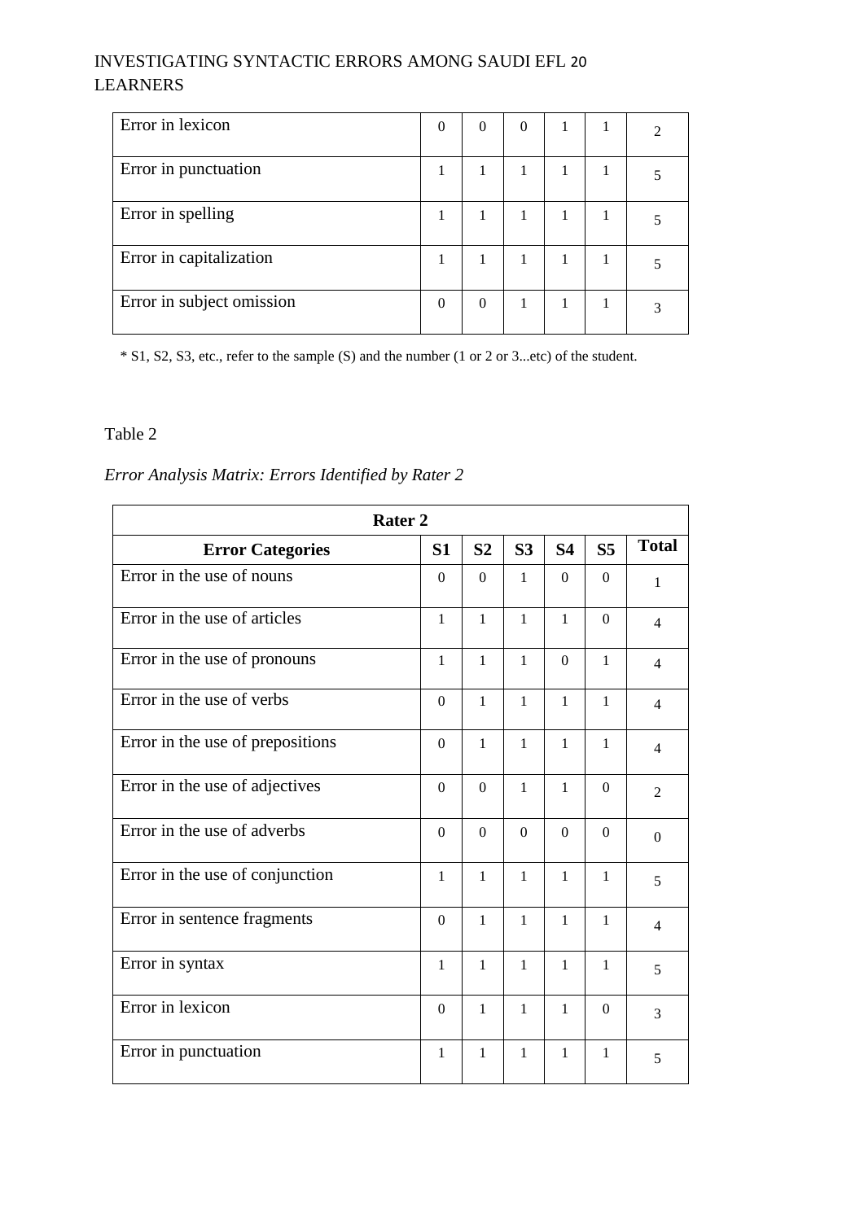| | | | | | | |
|---|---|---|---|---|---|---|
| Error in lexicon | 0 | 0 | 0 | 1 | 1 | 2 |
| Error in punctuation | 1 | 1 | 1 | 1 | 1 | 5 |
| Error in spelling | 1 | 1 | 1 | 1 | 1 | 5 |
| Error in capitalization | 1 | 1 | 1 | 1 | 1 | 5 |
| Error in subject omission | 0 | 0 | 1 | 1 | 1 | 3 |

* S1, S2, S3, etc., refer to the sample (S) and the number (1 or 2 or 3...etc) of the student.

Table 2

*Error Analysis Matrix: Errors Identified by Rater 2*

| **Rater 2** | | | | | | |
|---|---|---|---|---|---|---|
| **Error Categories** | **S1** | **S2** | **S3** | **S4** | **S5** | **Total** |
| Error in the use of nouns | 0 | 0 | 1 | 0 | 0 | 1 |
| Error in the use of articles | 1 | 1 | 1 | 1 | 0 | 4 |
| Error in the use of pronouns | 1 | 1 | 1 | 0 | 1 | 4 |
| Error in the use of verbs | 0 | 1 | 1 | 1 | 1 | 4 |
| Error in the use of prepositions | 0 | 1 | 1 | 1 | 1 | 4 |
| Error in the use of adjectives | 0 | 0 | 1 | 1 | 0 | 2 |
| Error in the use of adverbs | 0 | 0 | 0 | 0 | 0 | 0 |
| Error in the use of conjunction | 1 | 1 | 1 | 1 | 1 | 5 |
| Error in sentence fragments | 0 | 1 | 1 | 1 | 1 | 4 |
| Error in syntax | 1 | 1 | 1 | 1 | 1 | 5 |
| Error in lexicon | 0 | 1 | 1 | 1 | 0 | 3 |
| Error in punctuation | 1 | 1 | 1 | 1 | 1 | 5 |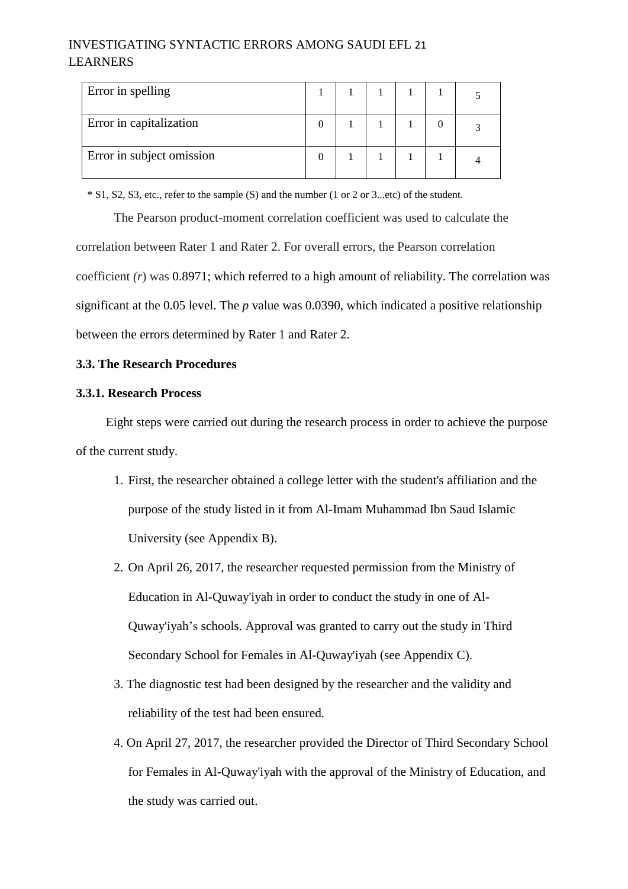| Error in spelling | 1 | 1 | 1 | 1 | 1 | 5 |
|---|---|---|---|---|---|---|
| Error in capitalization | 0 | 1 | 1 | 1 | 0 | 3 |
| Error in subject omission | 0 | 1 | 1 | 1 | 1 | 4 |

* S1, S2, S3, etc., refer to the sample (S) and the number (1 or 2 or 3...etc) of the student.

The Pearson product-moment correlation coefficient was used to calculate the correlation between Rater 1 and Rater 2. For overall errors, the Pearson correlation coefficient *(r*) was 0.8971; which referred to a high amount of reliability. The correlation was significant at the 0.05 level. The *p* value was 0.0390, which indicated a positive relationship between the errors determined by Rater 1 and Rater 2.

**3.3. The Research Procedures**

**3.3.1. Research Process**

Eight steps were carried out during the research process in order to achieve the purpose of the current study.

1. First, the researcher obtained a college letter with the student's affiliation and the purpose of the study listed in it from Al-Imam Muhammad Ibn Saud Islamic University (see Appendix B).
2. On April 26, 2017, the researcher requested permission from the Ministry of Education in Al-Quway'iyah in order to conduct the study in one of Al-Quway'iyah's schools. Approval was granted to carry out the study in Third Secondary School for Females in Al-Quway'iyah (see Appendix C).
3. The diagnostic test had been designed by the researcher and the validity and reliability of the test had been ensured.
4. On April 27, 2017, the researcher provided the Director of Third Secondary School for Females in Al-Quway'iyah with the approval of the Ministry of Education, and the study was carried out.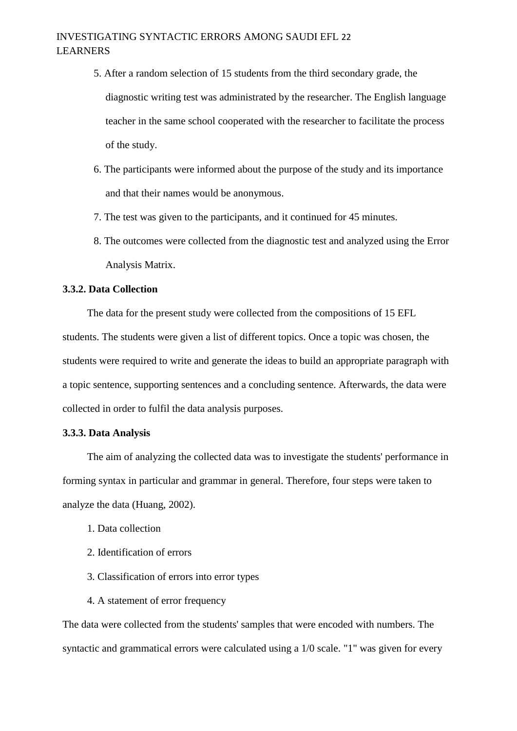5. After a random selection of 15 students from the third secondary grade, the diagnostic writing test was administrated by the researcher. The English language teacher in the same school cooperated with the researcher to facilitate the process of the study.
6. The participants were informed about the purpose of the study and its importance and that their names would be anonymous.
7. The test was given to the participants, and it continued for 45 minutes.
8. The outcomes were collected from the diagnostic test and analyzed using the Error Analysis Matrix.

### 3.3.2. Data Collection

The data for the present study were collected from the compositions of 15 EFL students. The students were given a list of different topics. Once a topic was chosen, the students were required to write and generate the ideas to build an appropriate paragraph with a topic sentence, supporting sentences and a concluding sentence. Afterwards, the data were collected in order to fulfil the data analysis purposes.

### 3.3.3. Data Analysis

The aim of analyzing the collected data was to investigate the students' performance in forming syntax in particular and grammar in general. Therefore, four steps were taken to analyze the data (Huang, 2002).

1. Data collection
2. Identification of errors
3. Classification of errors into error types
4. A statement of error frequency

The data were collected from the students' samples that were encoded with numbers. The syntactic and grammatical errors were calculated using a 1/0 scale. "1" was given for every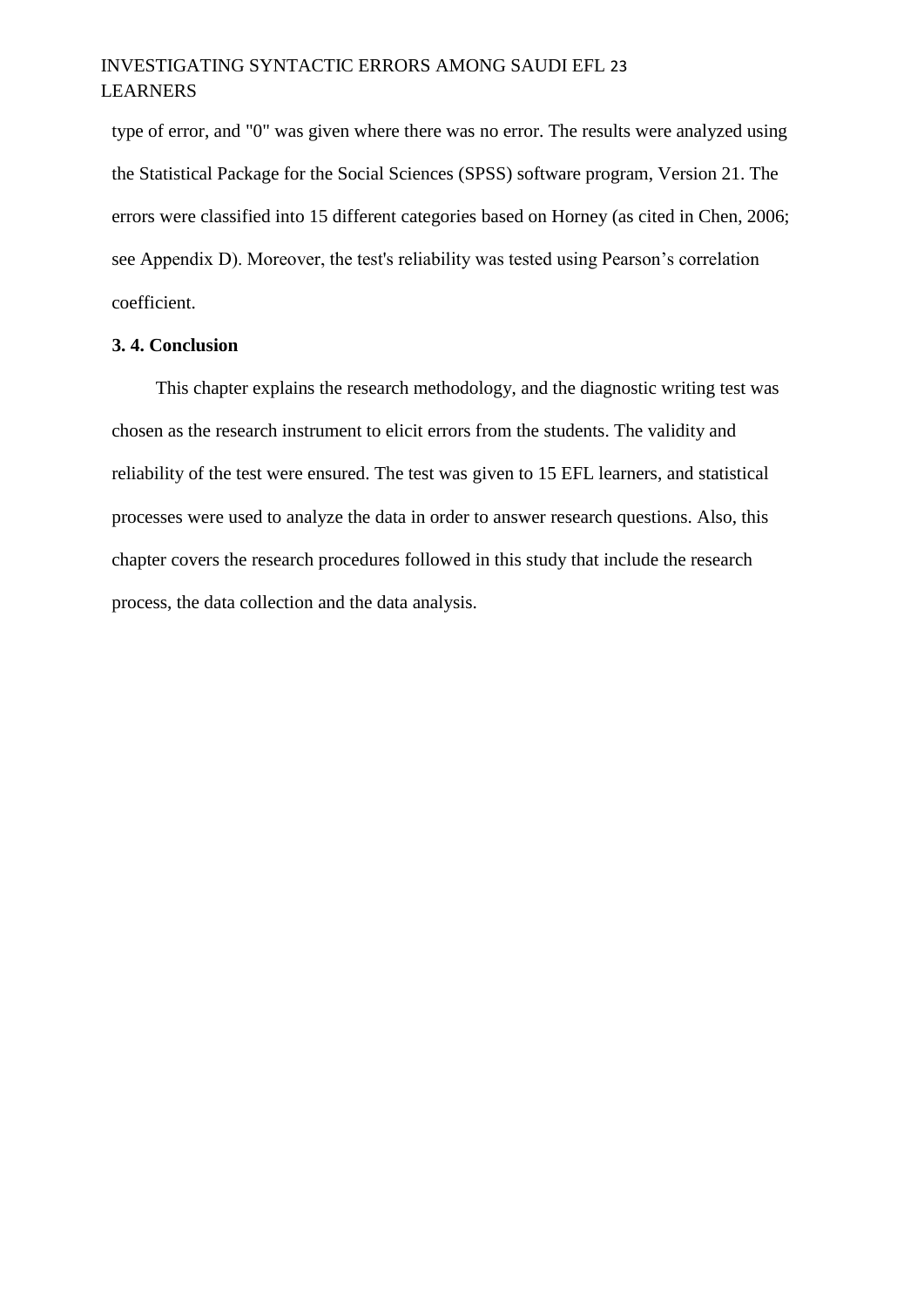type of error, and "0" was given where there was no error. The results were analyzed using the Statistical Package for the Social Sciences (SPSS) software program, Version 21. The errors were classified into 15 different categories based on Horney (as cited in Chen, 2006; see Appendix D). Moreover, the test's reliability was tested using Pearson’s correlation coefficient.

### 3. 4. Conclusion

This chapter explains the research methodology, and the diagnostic writing test was chosen as the research instrument to elicit errors from the students. The validity and reliability of the test were ensured. The test was given to 15 EFL learners, and statistical processes were used to analyze the data in order to answer research questions. Also, this chapter covers the research procedures followed in this study that include the research process, the data collection and the data analysis.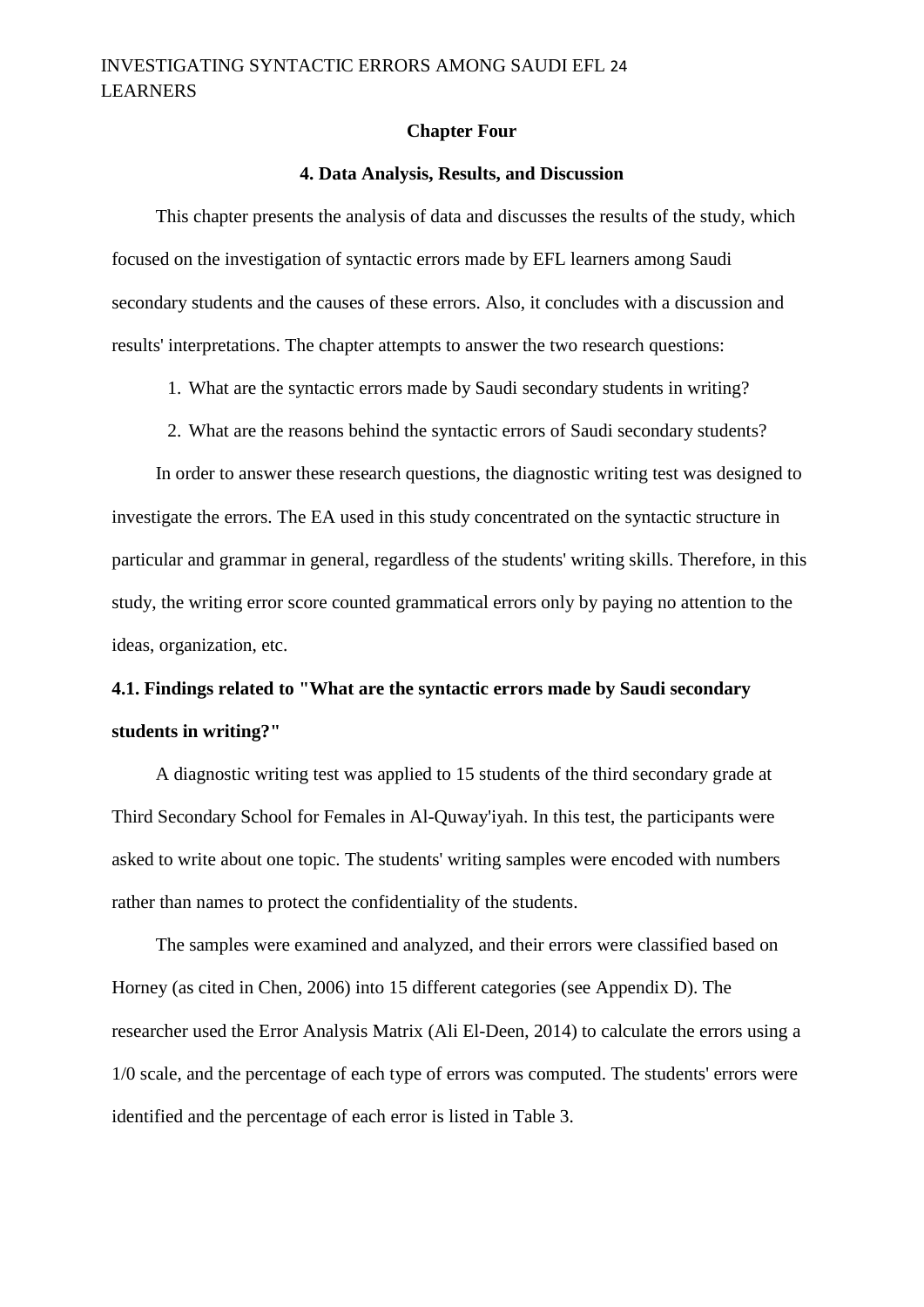## Chapter Four

## 4. Data Analysis, Results, and Discussion

This chapter presents the analysis of data and discusses the results of the study, which focused on the investigation of syntactic errors made by EFL learners among Saudi secondary students and the causes of these errors. Also, it concludes with a discussion and results' interpretations. The chapter attempts to answer the two research questions:

1. What are the syntactic errors made by Saudi secondary students in writing?
2. What are the reasons behind the syntactic errors of Saudi secondary students?

In order to answer these research questions, the diagnostic writing test was designed to investigate the errors. The EA used in this study concentrated on the syntactic structure in particular and grammar in general, regardless of the students' writing skills. Therefore, in this study, the writing error score counted grammatical errors only by paying no attention to the ideas, organization, etc.

### 4.1. Findings related to "What are the syntactic errors made by Saudi secondary students in writing?"

A diagnostic writing test was applied to 15 students of the third secondary grade at Third Secondary School for Females in Al-Quway'iyah. In this test, the participants were asked to write about one topic. The students' writing samples were encoded with numbers rather than names to protect the confidentiality of the students.

The samples were examined and analyzed, and their errors were classified based on Horney (as cited in Chen, 2006) into 15 different categories (see Appendix D). The researcher used the Error Analysis Matrix (Ali El-Deen, 2014) to calculate the errors using a 1/0 scale, and the percentage of each type of errors was computed. The students' errors were identified and the percentage of each error is listed in Table 3.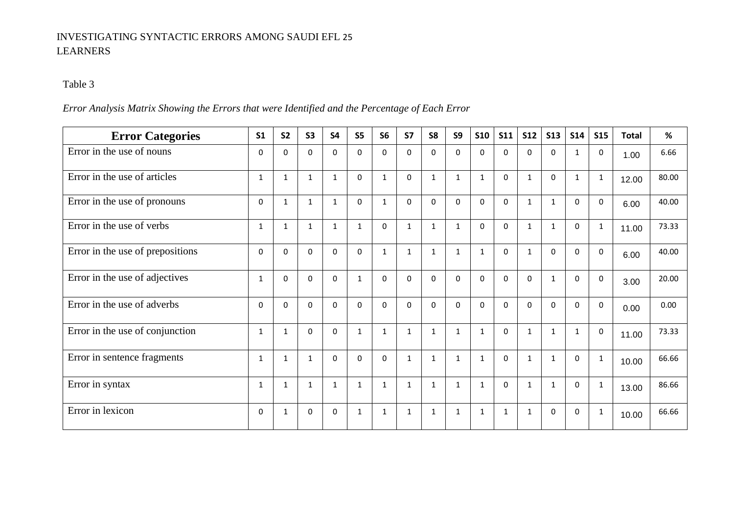Table 3

*Error Analysis Matrix Showing the Errors that were Identified and the Percentage of Each Error*

| Error Categories | S1 | S2 | S3 | S4 | S5 | S6 | S7 | S8 | S9 | S10 | S11 | S12 | S13 | S14 | S15 | Total | % |
|---|---|---|---|---|---|---|---|---|---|---|---|---|---|---|---|---|---|
| Error in the use of nouns | 0 | 0 | 0 | 0 | 0 | 0 | 0 | 0 | 0 | 0 | 0 | 0 | 0 | 1 | 0 | 1.00 | 6.66 |
| Error in the use of articles | 1 | 1 | 1 | 1 | 0 | 1 | 0 | 1 | 1 | 1 | 0 | 1 | 0 | 1 | 1 | 12.00 | 80.00 |
| Error in the use of pronouns | 0 | 1 | 1 | 1 | 0 | 1 | 0 | 0 | 0 | 0 | 0 | 1 | 1 | 0 | 0 | 6.00 | 40.00 |
| Error in the use of verbs | 1 | 1 | 1 | 1 | 1 | 0 | 1 | 1 | 1 | 0 | 0 | 1 | 1 | 0 | 1 | 11.00 | 73.33 |
| Error in the use of prepositions | 0 | 0 | 0 | 0 | 0 | 1 | 1 | 1 | 1 | 1 | 0 | 1 | 0 | 0 | 0 | 6.00 | 40.00 |
| Error in the use of adjectives | 1 | 0 | 0 | 0 | 1 | 0 | 0 | 0 | 0 | 0 | 0 | 0 | 1 | 0 | 0 | 3.00 | 20.00 |
| Error in the use of adverbs | 0 | 0 | 0 | 0 | 0 | 0 | 0 | 0 | 0 | 0 | 0 | 0 | 0 | 0 | 0 | 0.00 | 0.00 |
| Error in the use of conjunction | 1 | 1 | 0 | 0 | 1 | 1 | 1 | 1 | 1 | 1 | 0 | 1 | 1 | 1 | 0 | 11.00 | 73.33 |
| Error in sentence fragments | 1 | 1 | 1 | 0 | 0 | 0 | 1 | 1 | 1 | 1 | 0 | 1 | 1 | 0 | 1 | 10.00 | 66.66 |
| Error in syntax | 1 | 1 | 1 | 1 | 1 | 1 | 1 | 1 | 1 | 1 | 0 | 1 | 1 | 0 | 1 | 13.00 | 86.66 |
| Error in lexicon | 0 | 1 | 0 | 0 | 1 | 1 | 1 | 1 | 1 | 1 | 1 | 1 | 0 | 0 | 1 | 10.00 | 66.66 |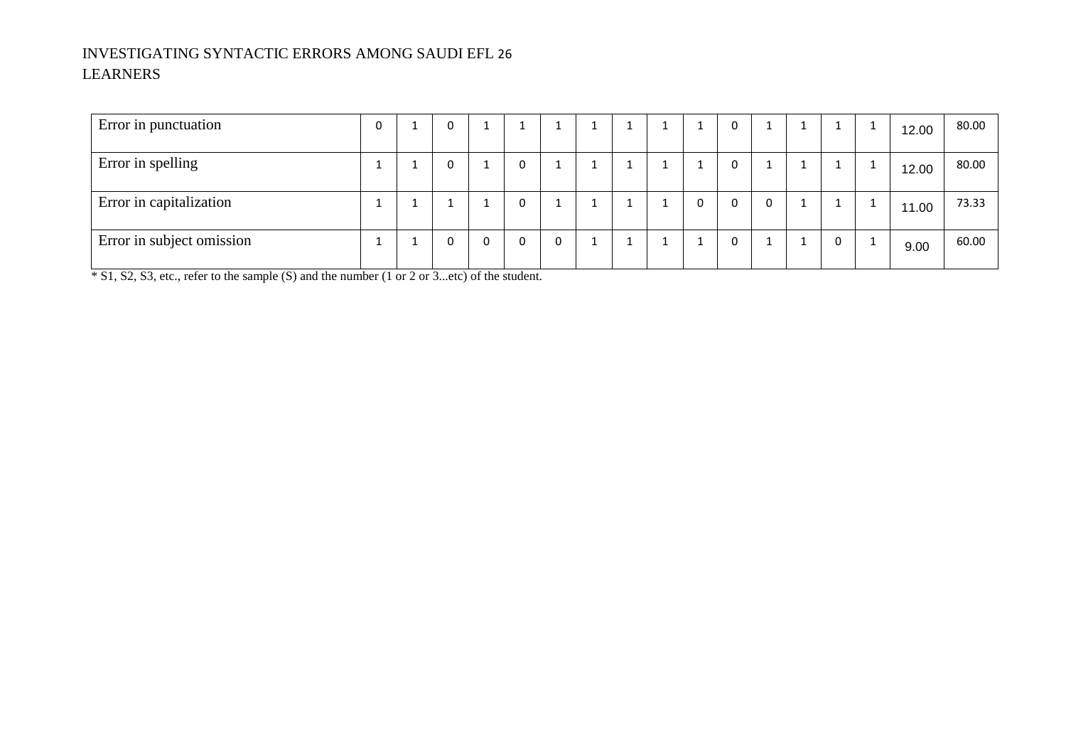| | | | | | | | | | | | | | | | | | |
|---|---|---|---|---|---|---|---|---|---|---|---|---|---|---|---|---|---|
| Error in punctuation | 0 | 1 | 0 | 1 | 1 | 1 | 1 | 1 | 1 | 1 | 0 | 1 | 1 | 1 | 1 | 12.00 | 80.00 |
| Error in spelling | 1 | 1 | 0 | 1 | 0 | 1 | 1 | 1 | 1 | 1 | 0 | 1 | 1 | 1 | 1 | 12.00 | 80.00 |
| Error in capitalization | 1 | 1 | 1 | 1 | 0 | 1 | 1 | 1 | 1 | 0 | 0 | 0 | 1 | 1 | 1 | 11.00 | 73.33 |
| Error in subject omission | 1 | 1 | 0 | 0 | 0 | 0 | 1 | 1 | 1 | 1 | 0 | 1 | 1 | 0 | 1 | 9.00 | 60.00 |

* S1, S2, S3, etc., refer to the sample (S) and the number (1 or 2 or 3...etc) of the student.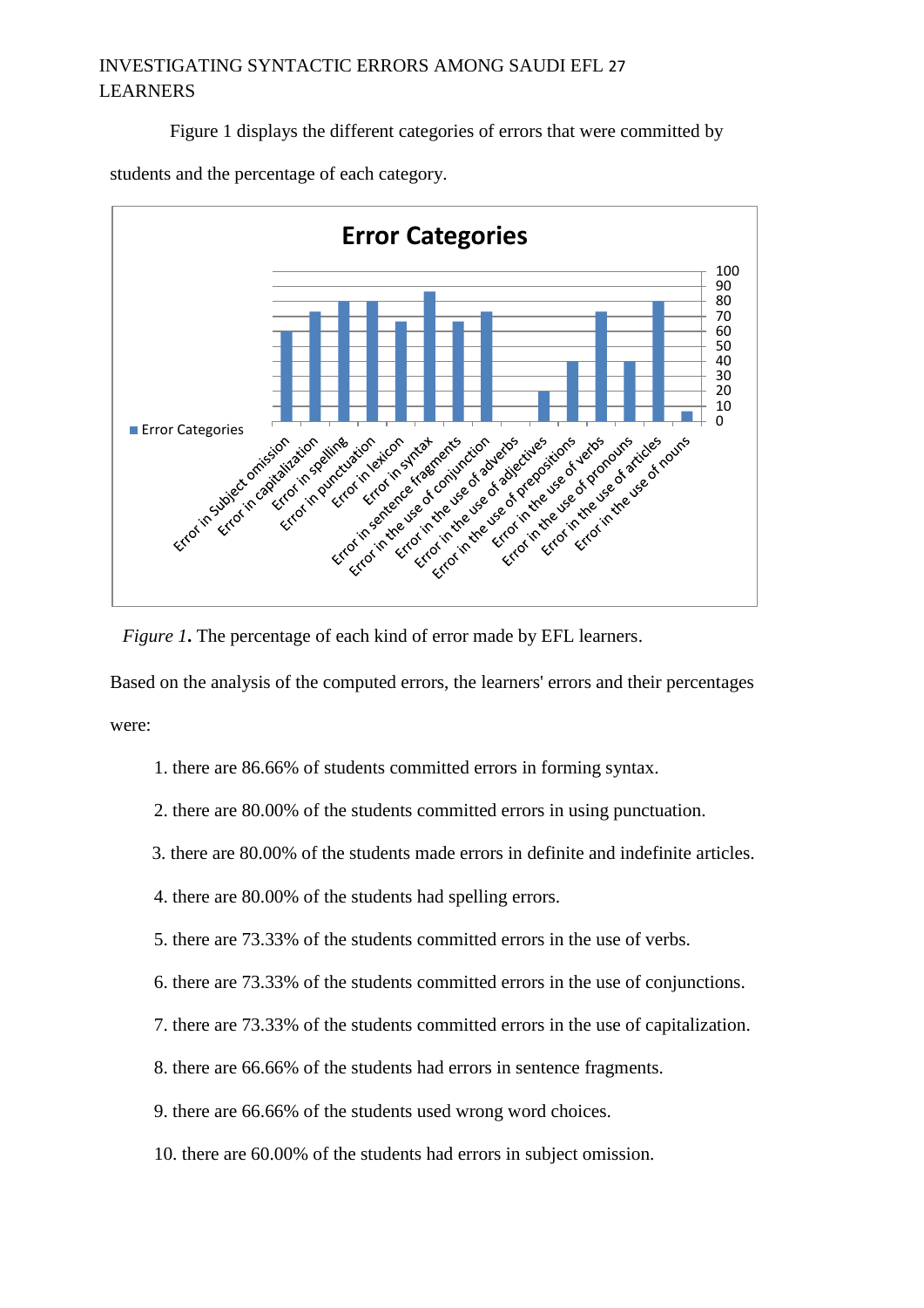Figure 1 displays the different categories of errors that were committed by students and the percentage of each category.

*Figure 1***.** The percentage of each kind of error made by EFL learners.

Based on the analysis of the computed errors, the learners' errors and their percentages were:

1. there are 86.66% of students committed errors in forming syntax.
2. there are 80.00% of the students committed errors in using punctuation.
3. there are 80.00% of the students made errors in definite and indefinite articles.
4. there are 80.00% of the students had spelling errors.
5. there are 73.33% of the students committed errors in the use of verbs.
6. there are 73.33% of the students committed errors in the use of conjunctions.
7. there are 73.33% of the students committed errors in the use of capitalization.
8. there are 66.66% of the students had errors in sentence fragments.
9. there are 66.66% of the students used wrong word choices.
10. there are 60.00% of the students had errors in subject omission.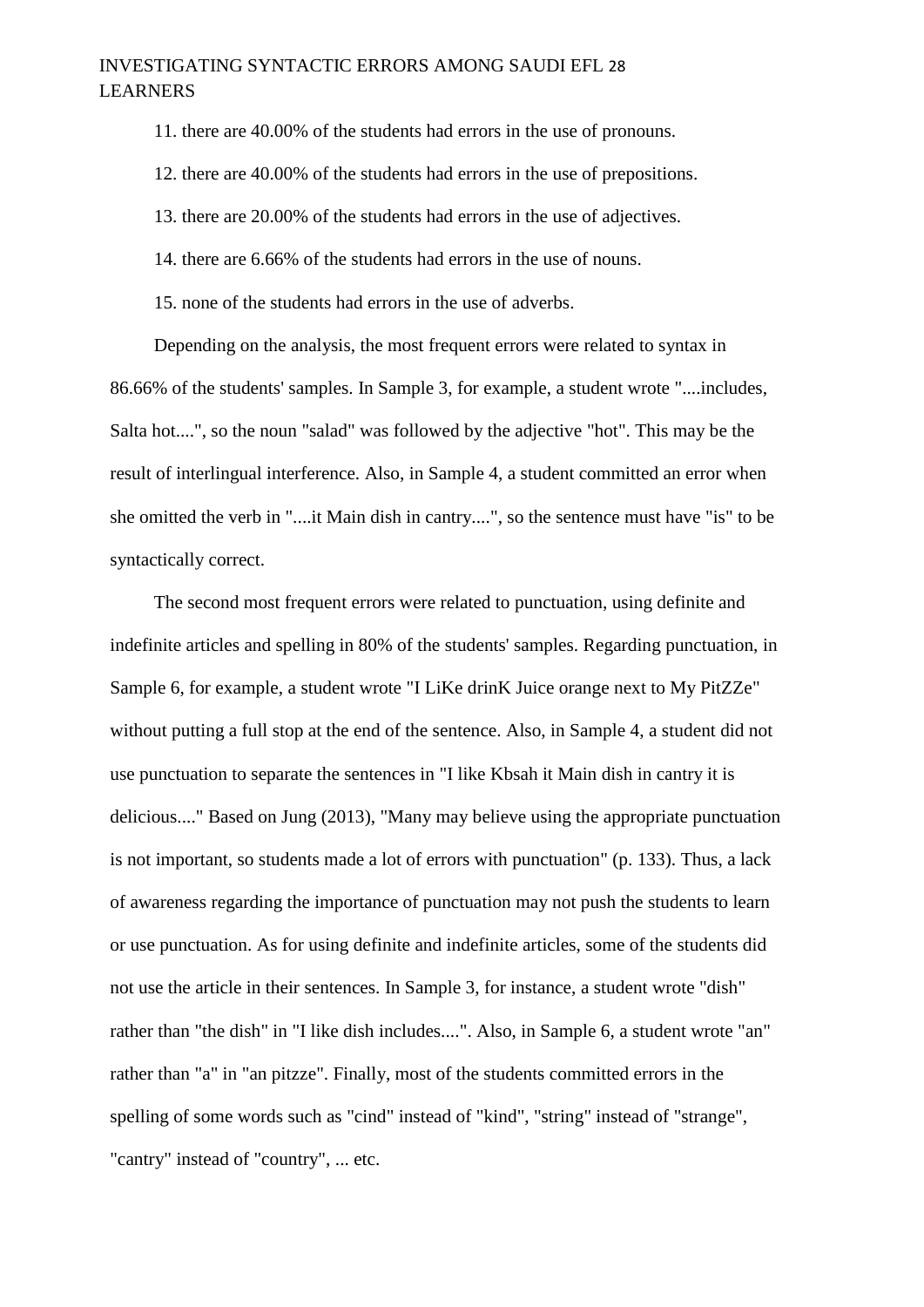11. there are 40.00% of the students had errors in the use of pronouns.

12. there are 40.00% of the students had errors in the use of prepositions.

13. there are 20.00% of the students had errors in the use of adjectives.

14. there are 6.66% of the students had errors in the use of nouns.

15. none of the students had errors in the use of adverbs.

Depending on the analysis, the most frequent errors were related to syntax in 86.66% of the students' samples. In Sample 3, for example, a student wrote "....includes, Salta hot....", so the noun "salad" was followed by the adjective "hot". This may be the result of interlingual interference. Also, in Sample 4, a student committed an error when she omitted the verb in "....it Main dish in cantry....", so the sentence must have "is" to be syntactically correct.

The second most frequent errors were related to punctuation, using definite and indefinite articles and spelling in 80% of the students' samples. Regarding punctuation, in Sample 6, for example, a student wrote "I LiKe drinK Juice orange next to My PitZZe" without putting a full stop at the end of the sentence. Also, in Sample 4, a student did not use punctuation to separate the sentences in "I like Kbsah it Main dish in cantry it is delicious...." Based on Jung (2013), "Many may believe using the appropriate punctuation is not important, so students made a lot of errors with punctuation" (p. 133). Thus, a lack of awareness regarding the importance of punctuation may not push the students to learn or use punctuation. As for using definite and indefinite articles, some of the students did not use the article in their sentences. In Sample 3, for instance, a student wrote "dish" rather than "the dish" in "I like dish includes....". Also, in Sample 6, a student wrote "an" rather than "a" in "an pitzze". Finally, most of the students committed errors in the spelling of some words such as "cind" instead of "kind", "string" instead of "strange", "cantry" instead of "country", ... etc.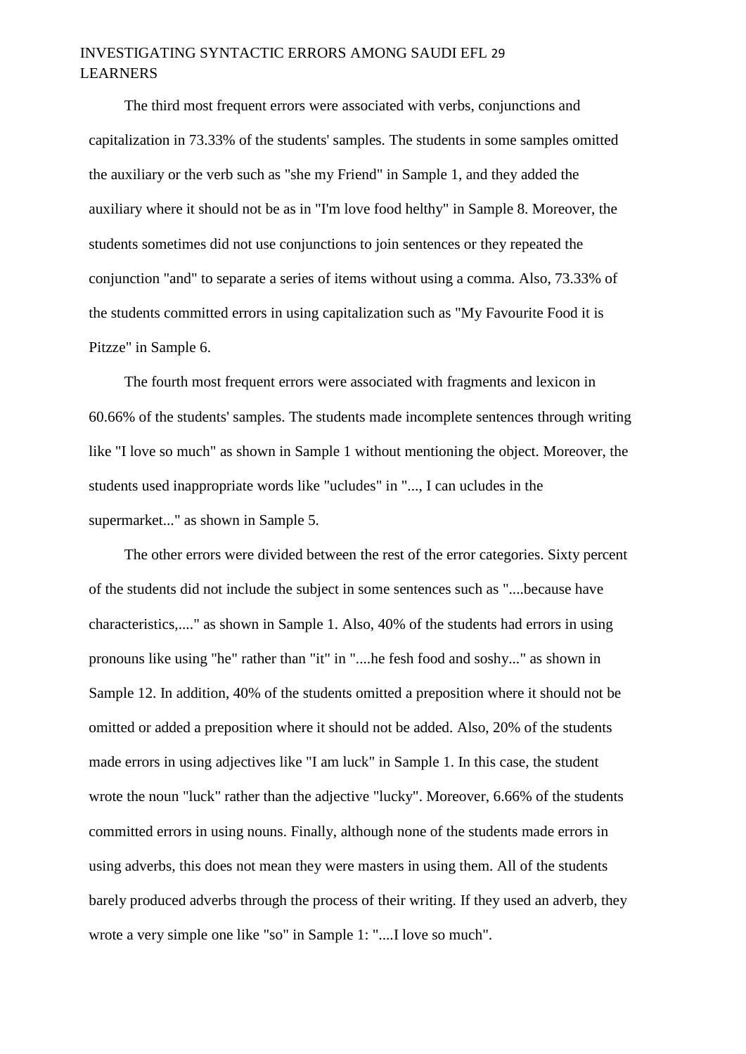The third most frequent errors were associated with verbs, conjunctions and capitalization in 73.33% of the students' samples. The students in some samples omitted the auxiliary or the verb such as "she my Friend" in Sample 1, and they added the auxiliary where it should not be as in "I'm love food helthy" in Sample 8. Moreover, the students sometimes did not use conjunctions to join sentences or they repeated the conjunction "and" to separate a series of items without using a comma. Also, 73.33% of the students committed errors in using capitalization such as "My Favourite Food it is Pitzze" in Sample 6.

The fourth most frequent errors were associated with fragments and lexicon in 60.66% of the students' samples. The students made incomplete sentences through writing like "I love so much" as shown in Sample 1 without mentioning the object. Moreover, the students used inappropriate words like "ucludes" in "..., I can ucludes in the supermarket..." as shown in Sample 5.

The other errors were divided between the rest of the error categories. Sixty percent of the students did not include the subject in some sentences such as "....because have characteristics,...." as shown in Sample 1. Also, 40% of the students had errors in using pronouns like using "he" rather than "it" in "....he fesh food and soshy..." as shown in Sample 12. In addition, 40% of the students omitted a preposition where it should not be omitted or added a preposition where it should not be added. Also, 20% of the students made errors in using adjectives like "I am luck" in Sample 1. In this case, the student wrote the noun "luck" rather than the adjective "lucky". Moreover, 6.66% of the students committed errors in using nouns. Finally, although none of the students made errors in using adverbs, this does not mean they were masters in using them. All of the students barely produced adverbs through the process of their writing. If they used an adverb, they wrote a very simple one like "so" in Sample 1: "....I love so much".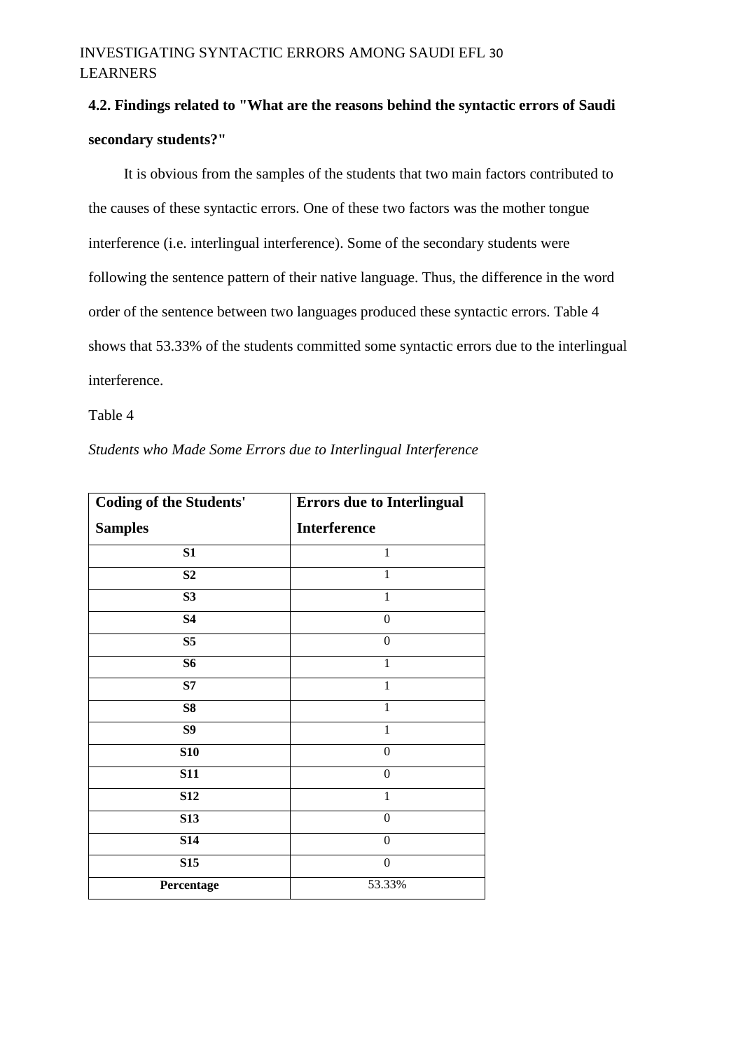### 4.2. Findings related to "What are the reasons behind the syntactic errors of Saudi secondary students?"

It is obvious from the samples of the students that two main factors contributed to the causes of these syntactic errors. One of these two factors was the mother tongue interference (i.e. interlingual interference). Some of the secondary students were following the sentence pattern of their native language. Thus, the difference in the word order of the sentence between two languages produced these syntactic errors. Table 4 shows that 53.33% of the students committed some syntactic errors due to the interlingual interference.

Table 4

*Students who Made Some Errors due to Interlingual Interference*

| **Coding of the Students' Samples** | **Errors due to Interlingual Interference** |
|---|---|
| **S1** | 1 |
| **S2** | 1 |
| **S3** | 1 |
| **S4** | 0 |
| **S5** | 0 |
| **S6** | 1 |
| **S7** | 1 |
| **S8** | 1 |
| **S9** | 1 |
| **S10** | 0 |
| **S11** | 0 |
| **S12** | 1 |
| **S13** | 0 |
| **S14** | 0 |
| **S15** | 0 |
| **Percentage** | 53.33% |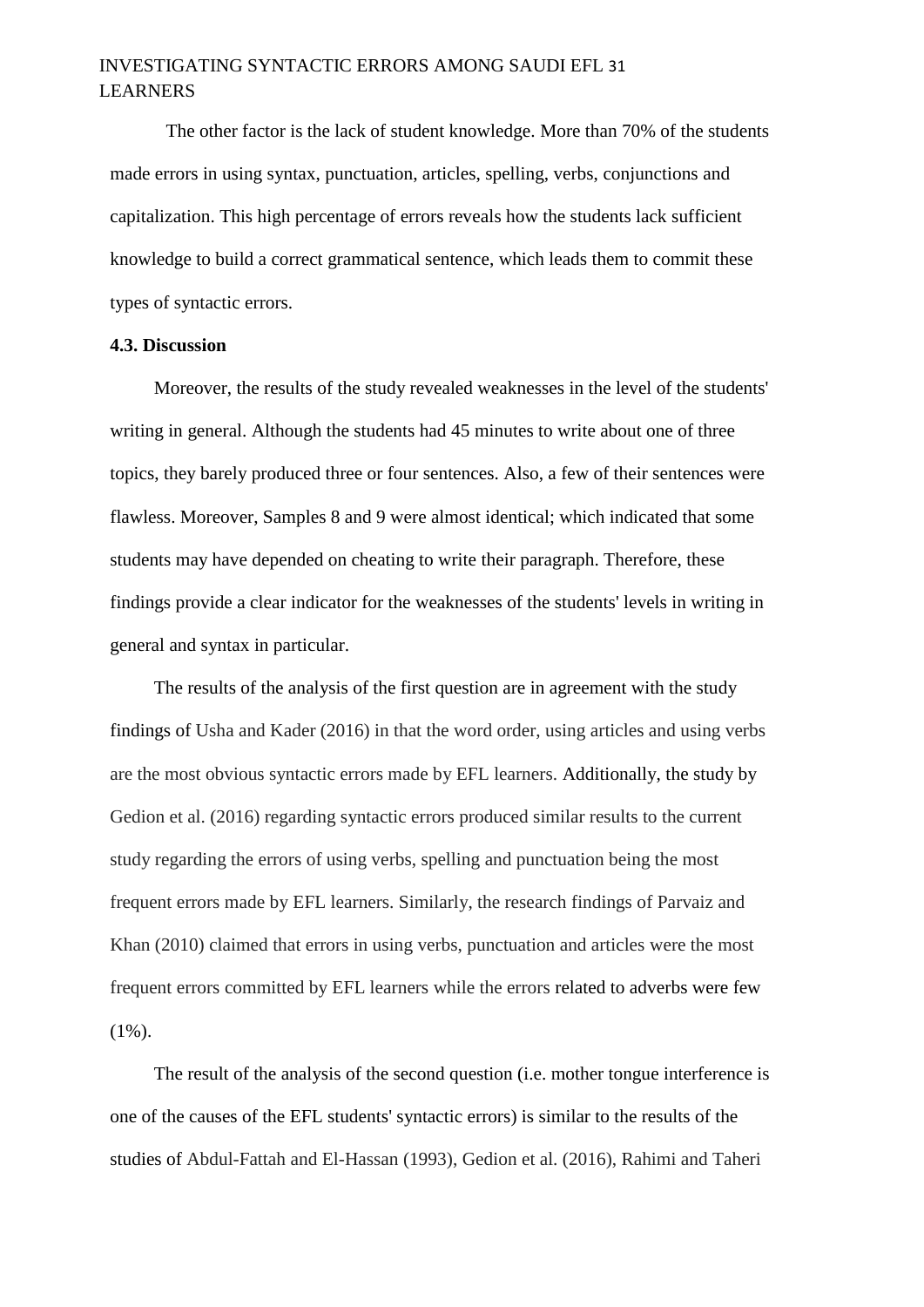The other factor is the lack of student knowledge. More than 70% of the students made errors in using syntax, punctuation, articles, spelling, verbs, conjunctions and capitalization. This high percentage of errors reveals how the students lack sufficient knowledge to build a correct grammatical sentence, which leads them to commit these types of syntactic errors.

**4.3. Discussion**

Moreover, the results of the study revealed weaknesses in the level of the students' writing in general. Although the students had 45 minutes to write about one of three topics, they barely produced three or four sentences. Also, a few of their sentences were flawless. Moreover, Samples 8 and 9 were almost identical; which indicated that some students may have depended on cheating to write their paragraph. Therefore, these findings provide a clear indicator for the weaknesses of the students' levels in writing in general and syntax in particular.

The results of the analysis of the first question are in agreement with the study findings of Usha and Kader (2016) in that the word order, using articles and using verbs are the most obvious syntactic errors made by EFL learners. Additionally, the study by Gedion et al. (2016) regarding syntactic errors produced similar results to the current study regarding the errors of using verbs, spelling and punctuation being the most frequent errors made by EFL learners. Similarly, the research findings of Parvaiz and Khan (2010) claimed that errors in using verbs, punctuation and articles were the most frequent errors committed by EFL learners while the errors related to adverbs were few (1%).

The result of the analysis of the second question (i.e. mother tongue interference is one of the causes of the EFL students' syntactic errors) is similar to the results of the studies of Abdul-Fattah and El-Hassan (1993), Gedion et al. (2016), Rahimi and Taheri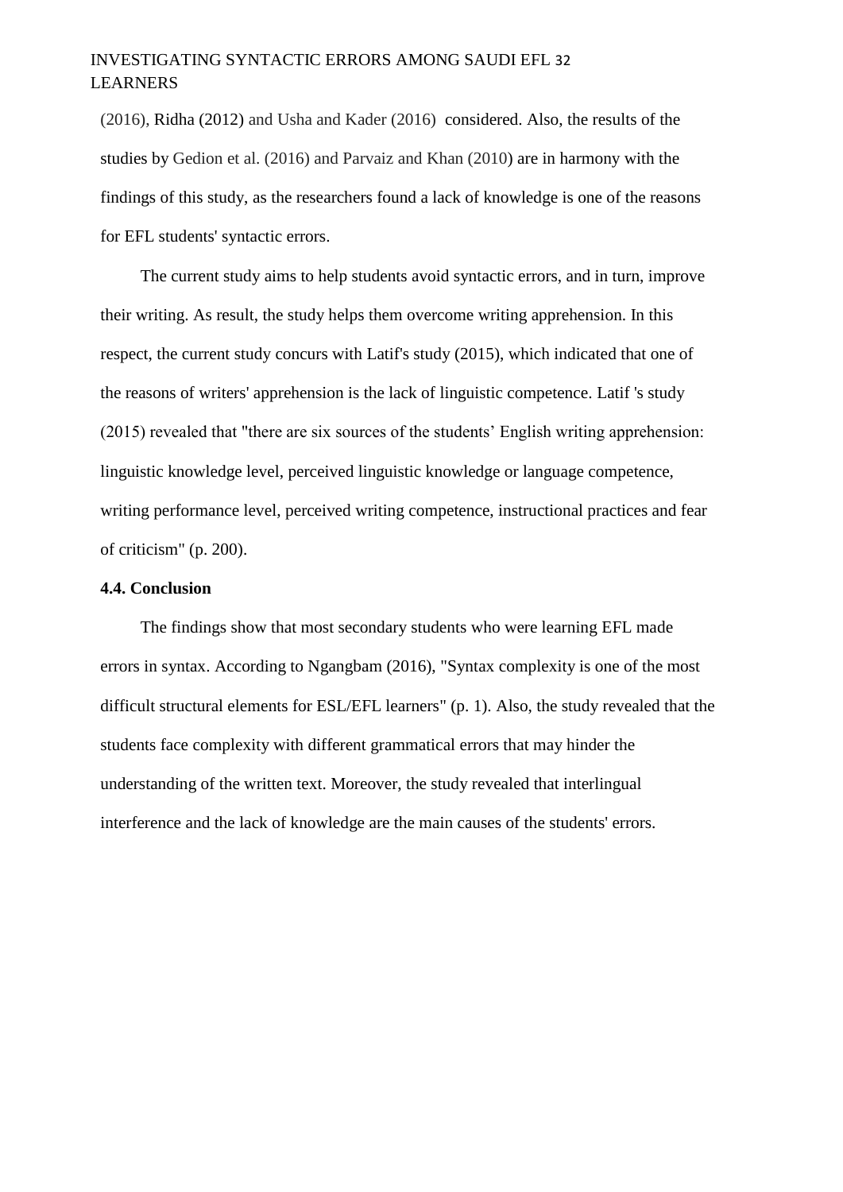(2016), Ridha (2012) and Usha and Kader (2016) considered. Also, the results of the studies by Gedion et al. (2016) and Parvaiz and Khan (2010) are in harmony with the findings of this study, as the researchers found a lack of knowledge is one of the reasons for EFL students' syntactic errors.

The current study aims to help students avoid syntactic errors, and in turn, improve their writing. As result, the study helps them overcome writing apprehension. In this respect, the current study concurs with Latif's study (2015), which indicated that one of the reasons of writers' apprehension is the lack of linguistic competence. Latif 's study (2015) revealed that "there are six sources of the students' English writing apprehension: linguistic knowledge level, perceived linguistic knowledge or language competence, writing performance level, perceived writing competence, instructional practices and fear of criticism" (p. 200).

### 4.4. Conclusion

The findings show that most secondary students who were learning EFL made errors in syntax. According to Ngangbam (2016), "Syntax complexity is one of the most difficult structural elements for ESL/EFL learners" (p. 1). Also, the study revealed that the students face complexity with different grammatical errors that may hinder the understanding of the written text. Moreover, the study revealed that interlingual interference and the lack of knowledge are the main causes of the students' errors.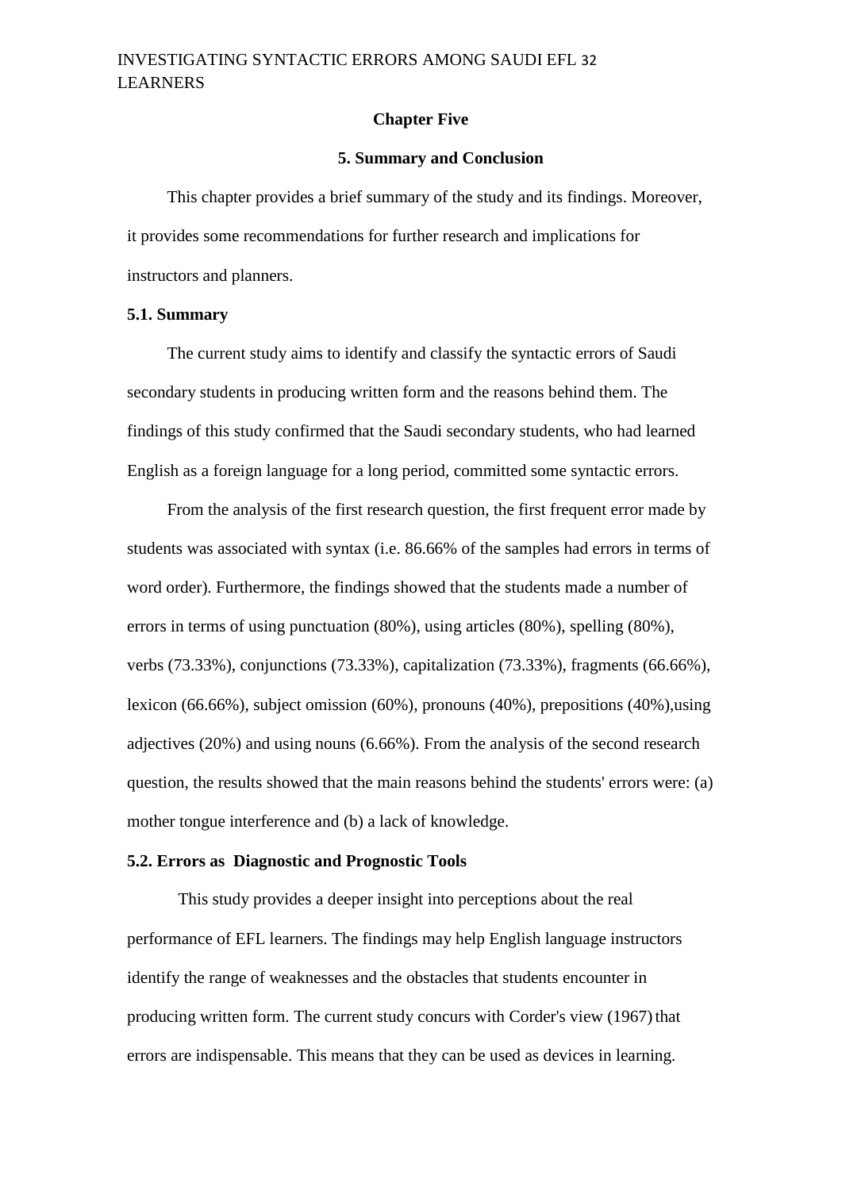## Chapter Five

## 5. Summary and Conclusion

This chapter provides a brief summary of the study and its findings. Moreover, it provides some recommendations for further research and implications for instructors and planners.

### 5.1. Summary

The current study aims to identify and classify the syntactic errors of Saudi secondary students in producing written form and the reasons behind them. The findings of this study confirmed that the Saudi secondary students, who had learned English as a foreign language for a long period, committed some syntactic errors.

From the analysis of the first research question, the first frequent error made by students was associated with syntax (i.e. 86.66% of the samples had errors in terms of word order). Furthermore, the findings showed that the students made a number of errors in terms of using punctuation (80%), using articles (80%), spelling (80%), verbs (73.33%), conjunctions (73.33%), capitalization (73.33%), fragments (66.66%), lexicon (66.66%), subject omission (60%), pronouns (40%), prepositions (40%),using adjectives (20%) and using nouns (6.66%). From the analysis of the second research question, the results showed that the main reasons behind the students' errors were: (a) mother tongue interference and (b) a lack of knowledge.

### 5.2. Errors as Diagnostic and Prognostic Tools

This study provides a deeper insight into perceptions about the real performance of EFL learners. The findings may help English language instructors identify the range of weaknesses and the obstacles that students encounter in producing written form. The current study concurs with Corder's view (1967) that errors are indispensable. This means that they can be used as devices in learning.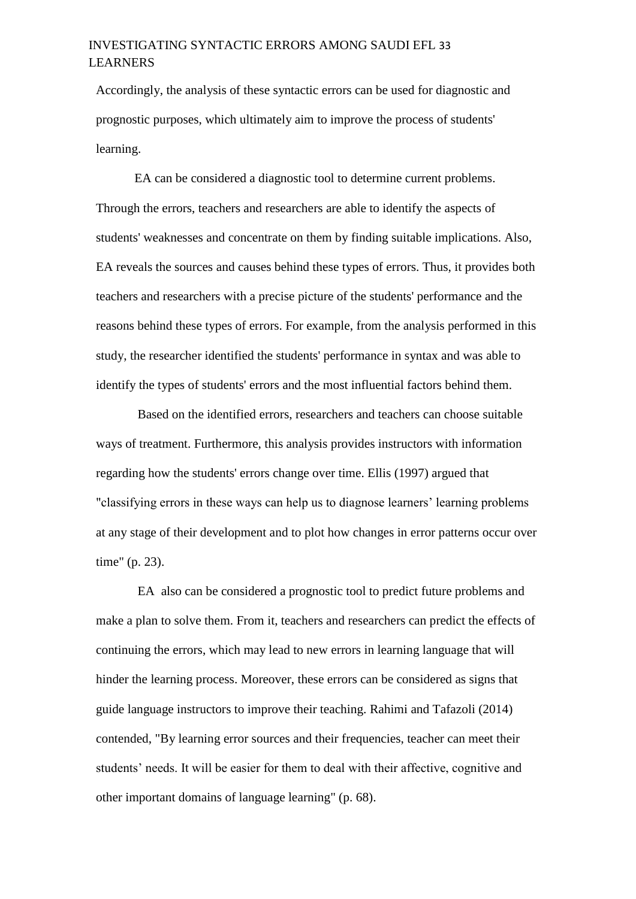Accordingly, the analysis of these syntactic errors can be used for diagnostic and prognostic purposes, which ultimately aim to improve the process of students' learning.

EA can be considered a diagnostic tool to determine current problems. Through the errors, teachers and researchers are able to identify the aspects of students' weaknesses and concentrate on them by finding suitable implications. Also, EA reveals the sources and causes behind these types of errors. Thus, it provides both teachers and researchers with a precise picture of the students' performance and the reasons behind these types of errors. For example, from the analysis performed in this study, the researcher identified the students' performance in syntax and was able to identify the types of students' errors and the most influential factors behind them.

Based on the identified errors, researchers and teachers can choose suitable ways of treatment. Furthermore, this analysis provides instructors with information regarding how the students' errors change over time. Ellis (1997) argued that "classifying errors in these ways can help us to diagnose learners' learning problems at any stage of their development and to plot how changes in error patterns occur over time" (p. 23).

EA also can be considered a prognostic tool to predict future problems and make a plan to solve them. From it, teachers and researchers can predict the effects of continuing the errors, which may lead to new errors in learning language that will hinder the learning process. Moreover, these errors can be considered as signs that guide language instructors to improve their teaching. Rahimi and Tafazoli (2014) contended, "By learning error sources and their frequencies, teacher can meet their students' needs. It will be easier for them to deal with their affective, cognitive and other important domains of language learning" (p. 68).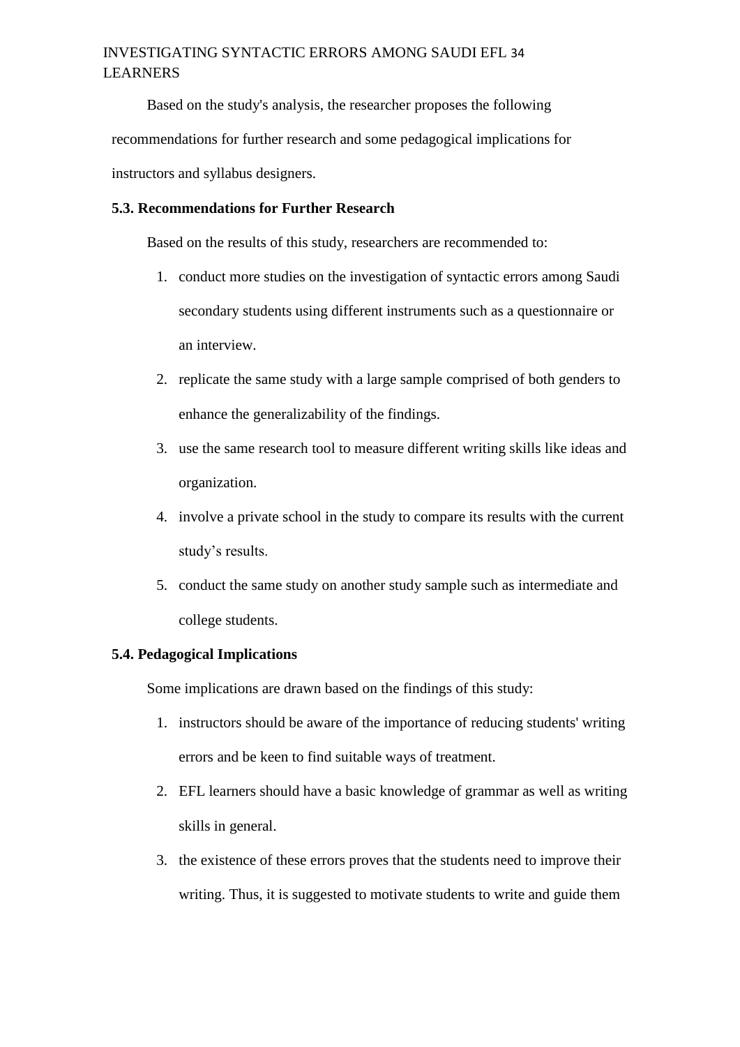Based on the study's analysis, the researcher proposes the following recommendations for further research and some pedagogical implications for instructors and syllabus designers.

### 5.3. Recommendations for Further Research

Based on the results of this study, researchers are recommended to:

1. conduct more studies on the investigation of syntactic errors among Saudi secondary students using different instruments such as a questionnaire or an interview.
2. replicate the same study with a large sample comprised of both genders to enhance the generalizability of the findings.
3. use the same research tool to measure different writing skills like ideas and organization.
4. involve a private school in the study to compare its results with the current study's results.
5. conduct the same study on another study sample such as intermediate and college students.

### 5.4. Pedagogical Implications

Some implications are drawn based on the findings of this study:

1. instructors should be aware of the importance of reducing students' writing errors and be keen to find suitable ways of treatment.
2. EFL learners should have a basic knowledge of grammar as well as writing skills in general.
3. the existence of these errors proves that the students need to improve their writing. Thus, it is suggested to motivate students to write and guide them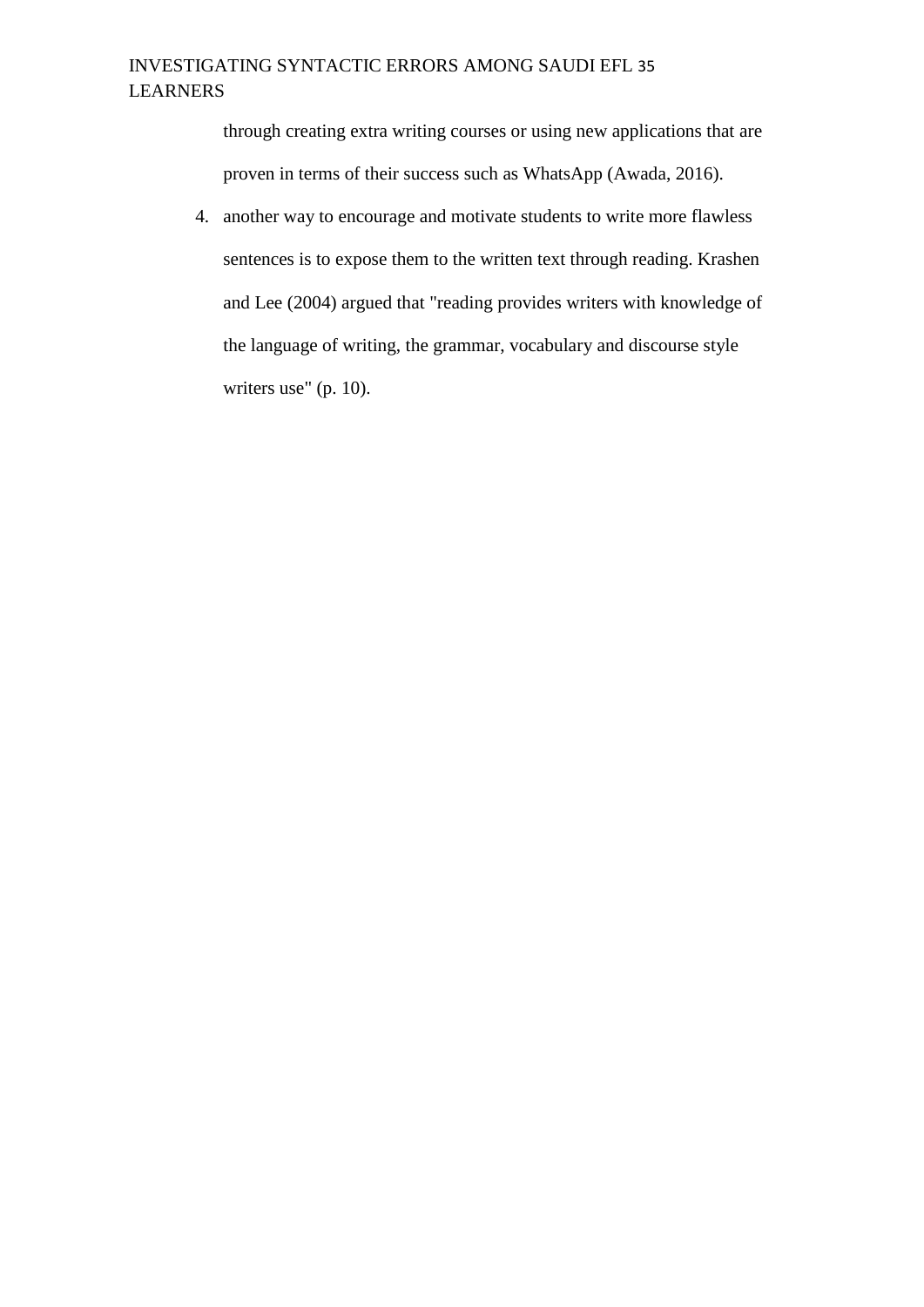through creating extra writing courses or using new applications that are proven in terms of their success such as WhatsApp (Awada, 2016).

4. another way to encourage and motivate students to write more flawless sentences is to expose them to the written text through reading. Krashen and Lee (2004) argued that "reading provides writers with knowledge of the language of writing, the grammar, vocabulary and discourse style writers use" (p. 10).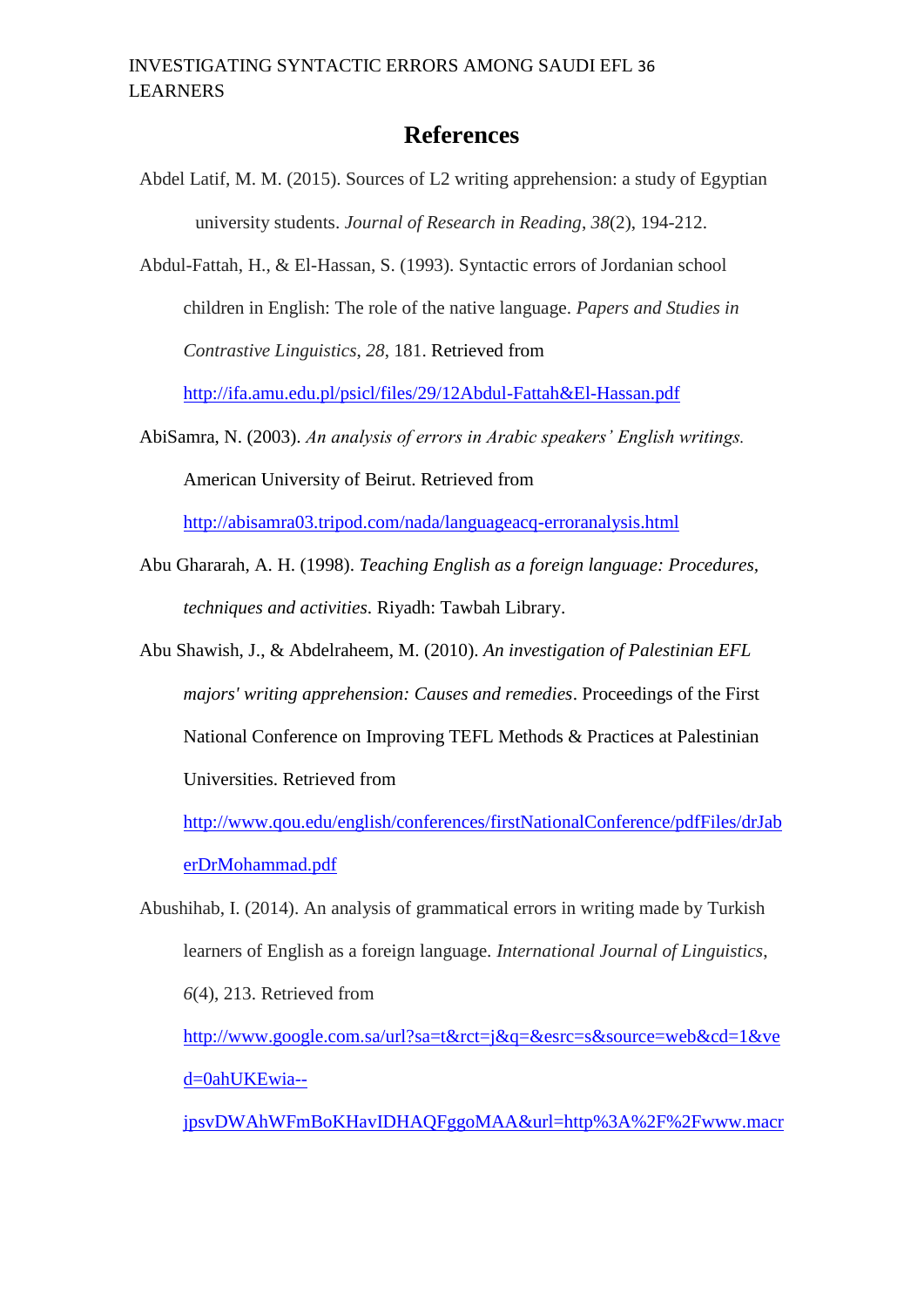# References

Abdel Latif, M. M. (2015). Sources of L2 writing apprehension: a study of Egyptian university students. *Journal of Research in Reading*, *38*(2), 194-212.

Abdul-Fattah, H., & El-Hassan, S. (1993). Syntactic errors of Jordanian school children in English: The role of the native language. *Papers and Studies in Contrastive Linguistics*, *28*, 181. Retrieved from http://ifa.amu.edu.pl/psicl/files/29/12Abdul-Fattah&El-Hassan.pdf

AbiSamra, N. (2003). *An analysis of errors in Arabic speakers' English writings*. American University of Beirut. Retrieved from http://abisamra03.tripod.com/nada/languageacq-erroranalysis.html

Abu Ghararah, A. H. (1998). *Teaching English as a foreign language: Procedures, techniques and activities*. Riyadh: Tawbah Library.

Abu Shawish, J., & Abdelraheem, M. (2010). *An investigation of Palestinian EFL majors' writing apprehension: Causes and remedies*. Proceedings of the First National Conference on Improving TEFL Methods & Practices at Palestinian Universities. Retrieved from http://www.qou.edu/english/conferences/firstNationalConference/pdfFiles/drJaberDrMohammad.pdf

Abushihab, I. (2014). An analysis of grammatical errors in writing made by Turkish learners of English as a foreign language. *International Journal of Linguistics*, *6*(4), 213. Retrieved from http://www.google.com.sa/url?sa=t&rct=j&q=&esrc=s&source=web&cd=1&ved=0ahUKEwia--jpsvDWAhWFmBoKHavIDHAQFggoMAA&url=http%3A%2F%2Fwww.macr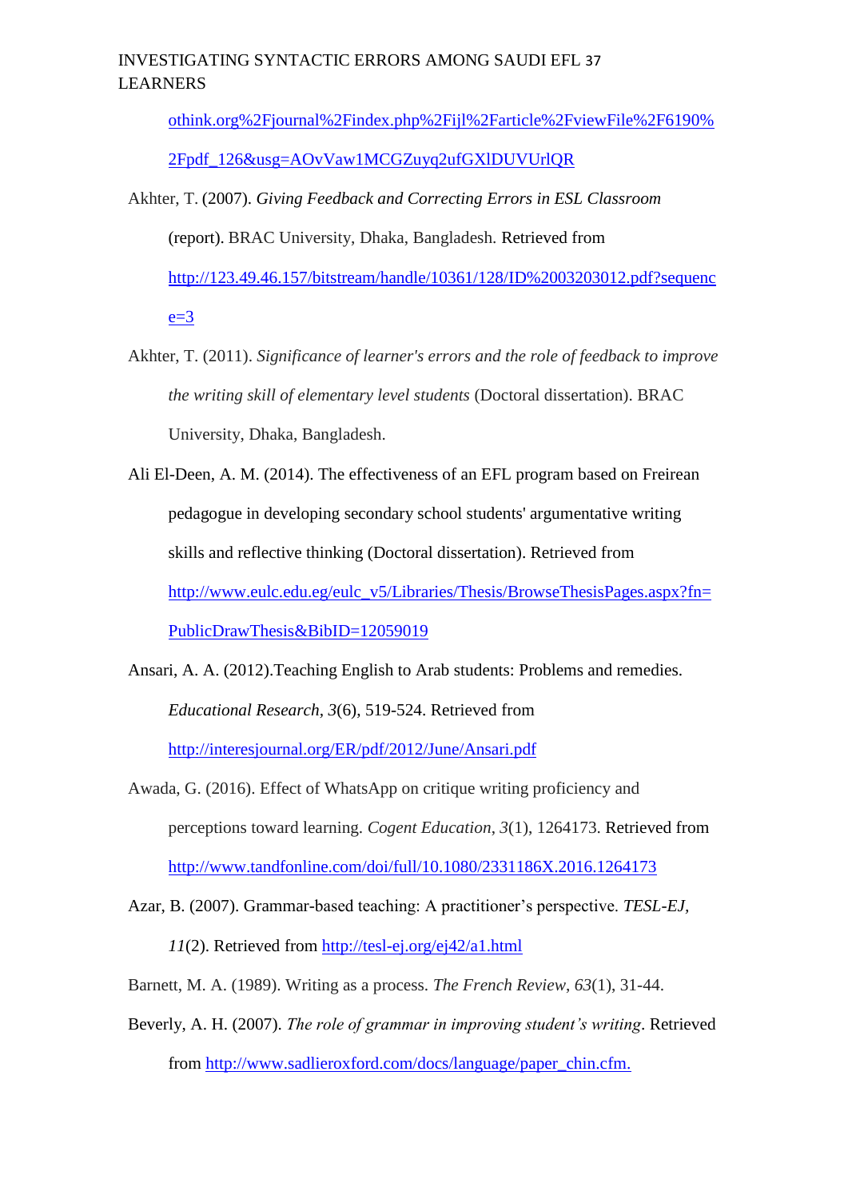othink.org%2Fjournal%2Findex.php%2Fijl%2Farticle%2FviewFile%2F6190%2Fpdf_126&usg=AOvVaw1MCGZuyq2ufGXlDUVUrlQR

Akhter, T. (2007). *Giving Feedback and Correcting Errors in ESL Classroom* (report). BRAC University, Dhaka, Bangladesh. Retrieved from http://123.49.46.157/bitstream/handle/10361/128/ID%2003203012.pdf?sequence=3

Akhter, T. (2011). *Significance of learner's errors and the role of feedback to improve the writing skill of elementary level students* (Doctoral dissertation). BRAC University, Dhaka, Bangladesh.

Ali El-Deen, A. M. (2014). The effectiveness of an EFL program based on Freirean pedagogue in developing secondary school students' argumentative writing skills and reflective thinking (Doctoral dissertation). Retrieved from http://www.eulc.edu.eg/eulc_v5/Libraries/Thesis/BrowseThesisPages.aspx?fn=PublicDrawThesis&BibID=12059019

Ansari, A. A. (2012).Teaching English to Arab students: Problems and remedies. *Educational Research*, *3*(6), 519-524. Retrieved from http://interesjournal.org/ER/pdf/2012/June/Ansari.pdf

Awada, G. (2016). Effect of WhatsApp on critique writing proficiency and perceptions toward learning. *Cogent Education*, *3*(1), 1264173. Retrieved from http://www.tandfonline.com/doi/full/10.1080/2331186X.2016.1264173

Azar, B. (2007). Grammar-based teaching: A practitioner's perspective. *TESL-EJ, 11*(2). Retrieved from http://tesl-ej.org/ej42/a1.html

Barnett, M. A. (1989). Writing as a process. *The French Review*, *63*(1), 31-44.

Beverly, A. H. (2007). *The role of grammar in improving student's writing*. Retrieved from http://www.sadlieroxford.com/docs/language/paper_chin.cfm.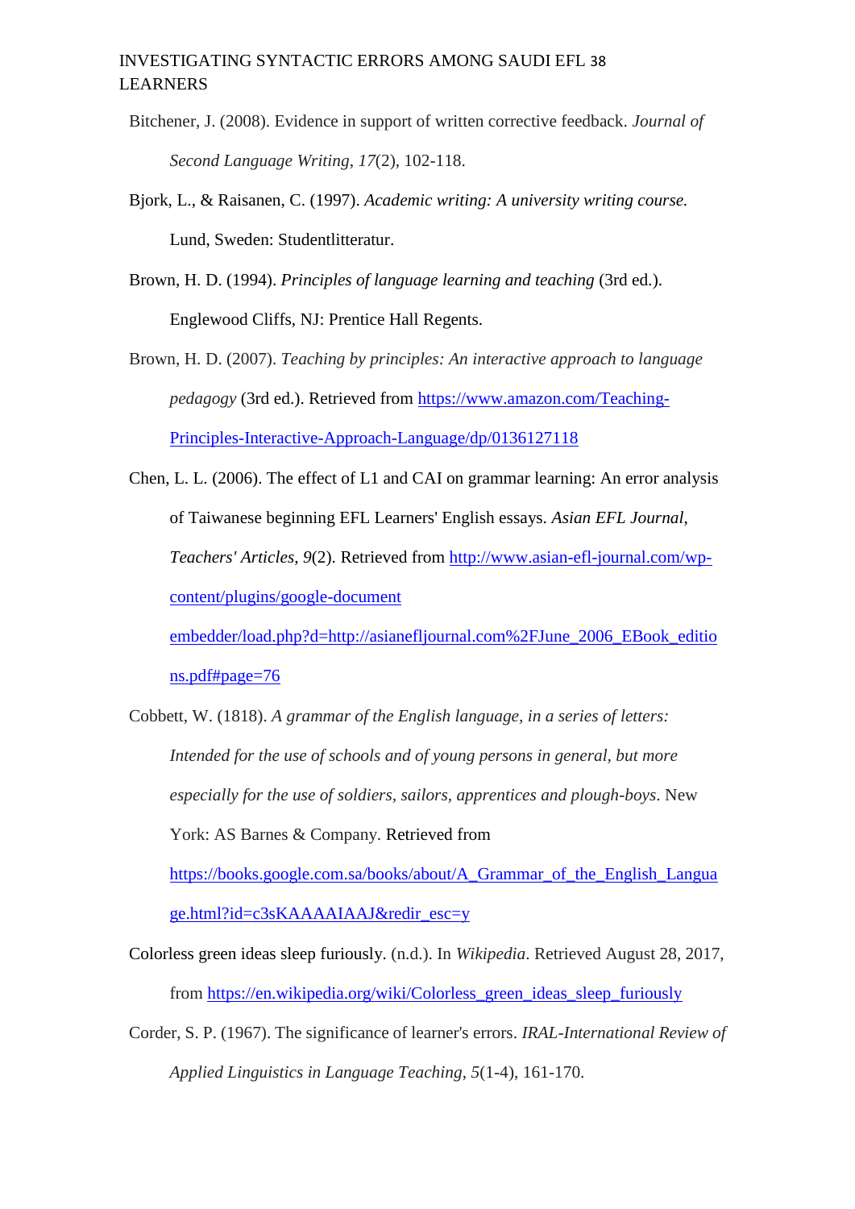Bitchener, J. (2008). Evidence in support of written corrective feedback. *Journal of Second Language Writing*, *17*(2), 102-118.

Bjork, L., & Raisanen, C. (1997). *Academic writing: A university writing course.* Lund, Sweden: Studentlitteratur.

Brown, H. D. (1994). *Principles of language learning and teaching* (3rd ed.). Englewood Cliffs, NJ: Prentice Hall Regents.

Brown, H. D. (2007). *Teaching by principles: An interactive approach to language pedagogy* (3rd ed.). Retrieved from https://www.amazon.com/Teaching-Principles-Interactive-Approach-Language/dp/0136127118

Chen, L. L. (2006). The effect of L1 and CAI on grammar learning: An error analysis of Taiwanese beginning EFL Learners' English essays. *Asian EFL Journal*, *Teachers' Articles*, *9*(2). Retrieved from http://www.asian-efl-journal.com/wp-content/plugins/google-document embedder/load.php?d=http://asianefljournal.com%2FJune_2006_EBook_editions.pdf#page=76

Cobbett, W. (1818). *A grammar of the English language, in a series of letters: Intended for the use of schools and of young persons in general, but more especially for the use of soldiers, sailors, apprentices and plough-boys*. New York: AS Barnes & Company. Retrieved from https://books.google.com.sa/books/about/A_Grammar_of_the_English_Language.html?id=c3sKAAAAIAAJ&redir_esc=y

Colorless green ideas sleep furiously. (n.d.). In *Wikipedia*. Retrieved August 28, 2017, from https://en.wikipedia.org/wiki/Colorless_green_ideas_sleep_furiously

Corder, S. P. (1967). The significance of learner's errors. *IRAL-International Review of Applied Linguistics in Language Teaching*, *5*(1-4), 161-170.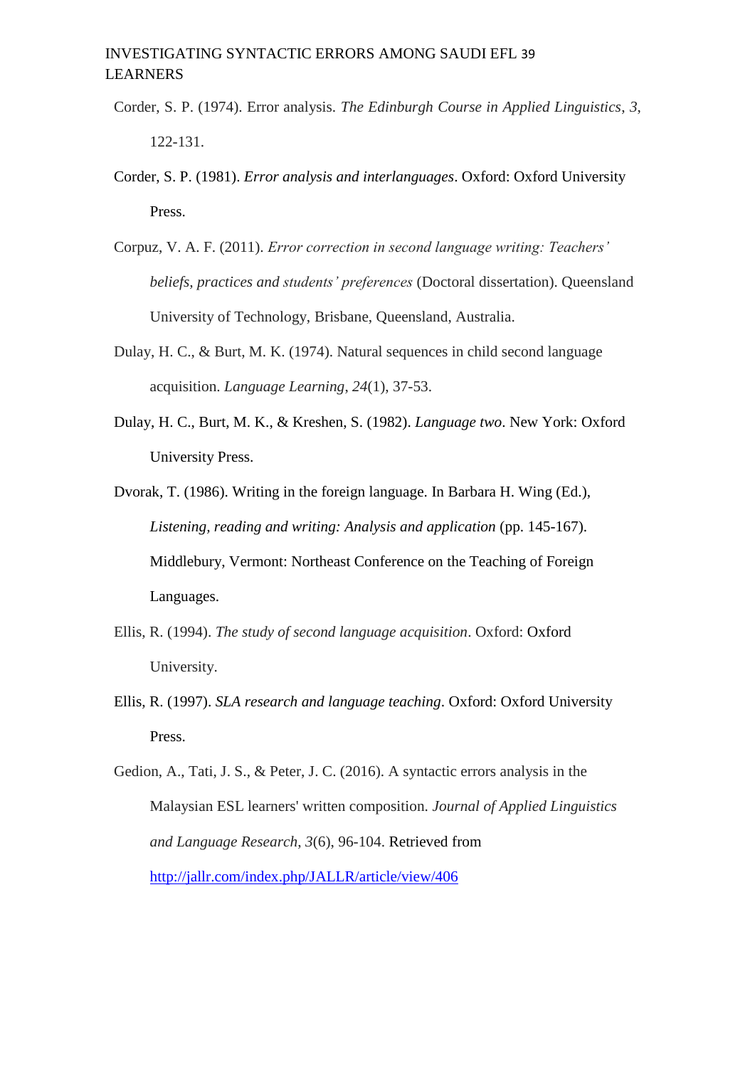Corder, S. P. (1974). Error analysis. *The Edinburgh Course in Applied Linguistics*, *3*, 122-131.

Corder, S. P. (1981). *Error analysis and interlanguages*. Oxford: Oxford University Press.

Corpuz, V. A. F. (2011). *Error correction in second language writing: Teachers' beliefs, practices and students' preferences* (Doctoral dissertation). Queensland University of Technology, Brisbane, Queensland, Australia.

Dulay, H. C., & Burt, M. K. (1974). Natural sequences in child second language acquisition. *Language Learning*, *24*(1), 37-53.

Dulay, H. C., Burt, M. K., & Kreshen, S. (1982). *Language two*. New York: Oxford University Press.

Dvorak, T. (1986). Writing in the foreign language. In Barbara H. Wing (Ed.), *Listening, reading and writing: Analysis and application* (pp. 145-167). Middlebury, Vermont: Northeast Conference on the Teaching of Foreign Languages.

Ellis, R. (1994). *The study of second language acquisition*. Oxford: Oxford University.

Ellis, R. (1997). *SLA research and language teaching*. Oxford: Oxford University Press.

Gedion, A., Tati, J. S., & Peter, J. C. (2016). A syntactic errors analysis in the Malaysian ESL learners' written composition. *Journal of Applied Linguistics and Language Research*, *3*(6), 96-104. Retrieved from http://jallr.com/index.php/JALLR/article/view/406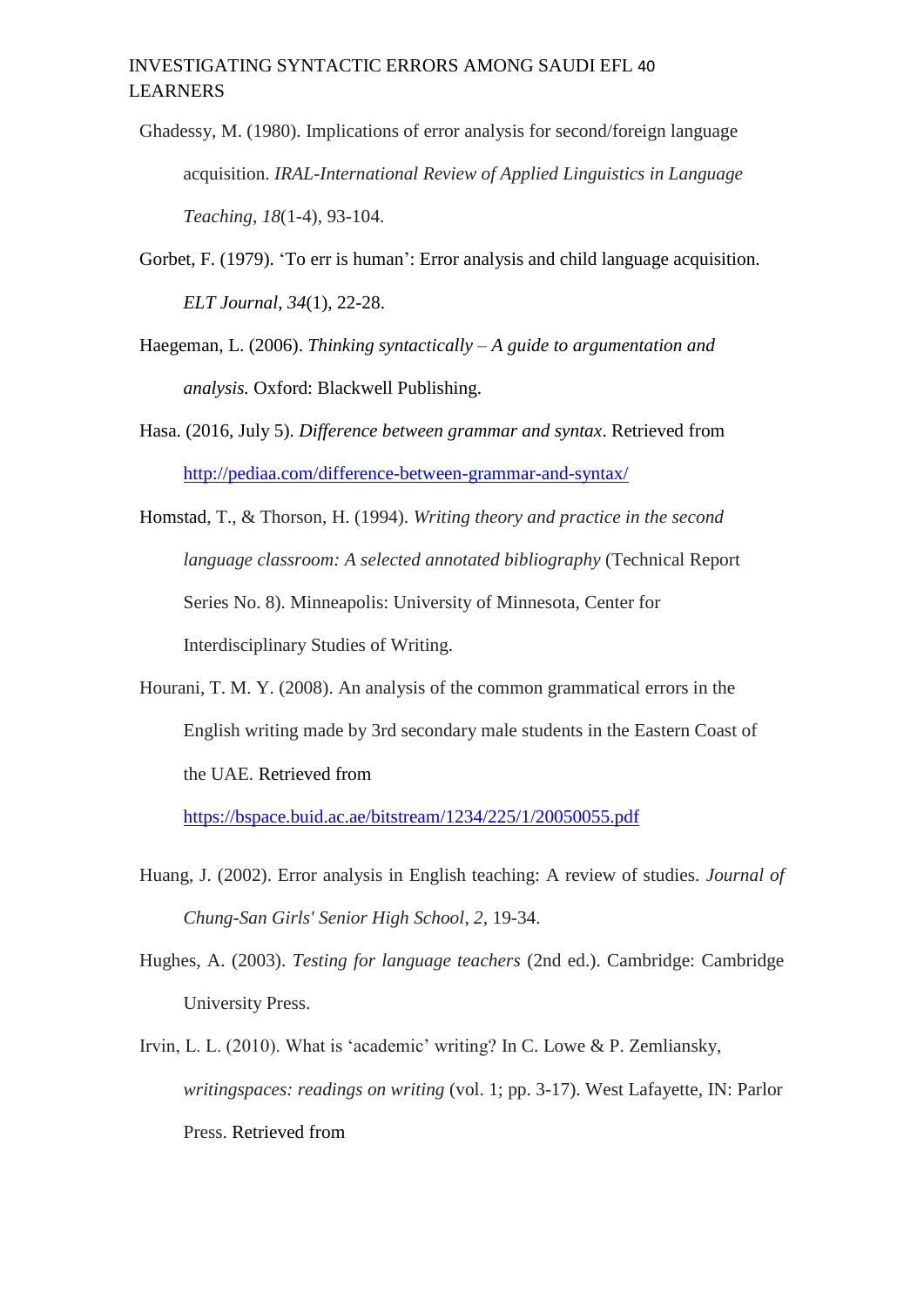Ghadessy, M. (1980). Implications of error analysis for second/foreign language acquisition. *IRAL-International Review of Applied Linguistics in Language Teaching*, *18*(1-4), 93-104.

Gorbet, F. (1979). 'To err is human': Error analysis and child language acquisition. *ELT Journal*, *34*(1), 22-28.

Haegeman, L. (2006). *Thinking syntactically – A guide to argumentation and analysis.* Oxford: Blackwell Publishing.

Hasa. (2016, July 5). *Difference between grammar and syntax*. Retrieved from http://pediaa.com/difference-between-grammar-and-syntax/

Homstad, T., & Thorson, H. (1994). *Writing theory and practice in the second language classroom: A selected annotated bibliography* (Technical Report Series No. 8). Minneapolis: University of Minnesota, Center for Interdisciplinary Studies of Writing.

Hourani, T. M. Y. (2008). An analysis of the common grammatical errors in the English writing made by 3rd secondary male students in the Eastern Coast of the UAE. Retrieved from https://bspace.buid.ac.ae/bitstream/1234/225/1/20050055.pdf

Huang, J. (2002). Error analysis in English teaching: A review of studies. *Journal of Chung-San Girls' Senior High School*, *2*, 19-34.

Hughes, A. (2003). *Testing for language teachers* (2nd ed.). Cambridge: Cambridge University Press.

Irvin, L. L. (2010). What is 'academic' writing? In C. Lowe & P. Zemliansky, *writingspaces: readings on writing* (vol. 1; pp. 3-17). West Lafayette, IN: Parlor Press. Retrieved from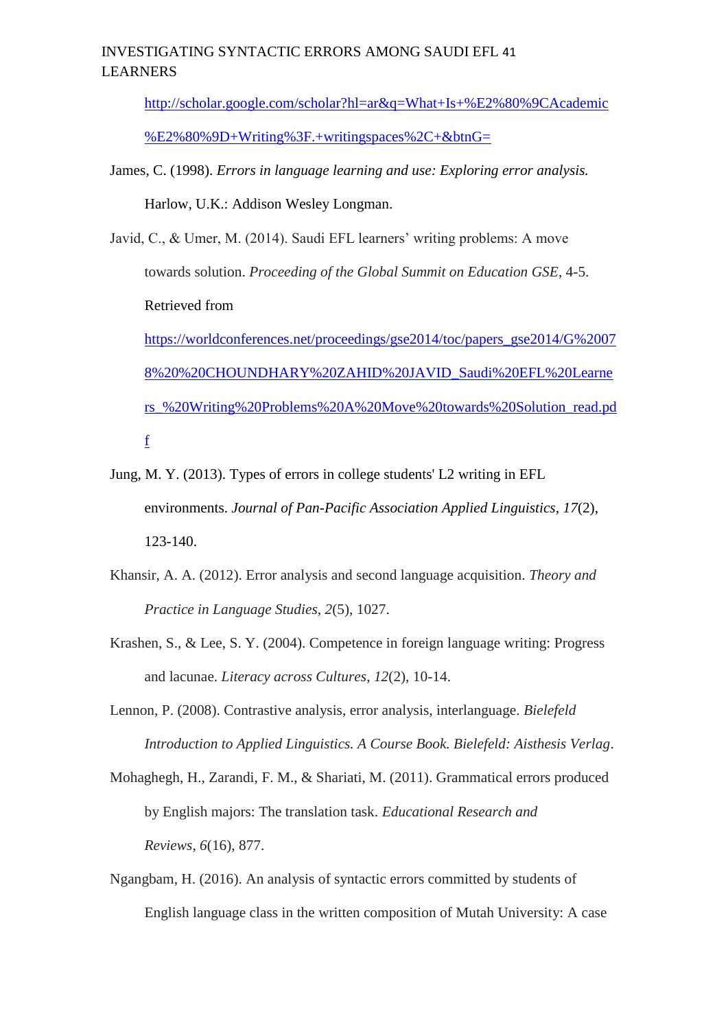http://scholar.google.com/scholar?hl=ar&q=What+Is+%E2%80%9CAcademic%E2%80%9D+Writing%3F.+writingspaces%2C+&btnG=

James, C. (1998). *Errors in language learning and use: Exploring error analysis.* Harlow, U.K.: Addison Wesley Longman.

Javid, C., & Umer, M. (2014). Saudi EFL learners' writing problems: A move towards solution. *Proceeding of the Global Summit on Education GSE*, 4-5. Retrieved from https://worldconferences.net/proceedings/gse2014/toc/papers_gse2014/G%20078%20CHOUNDHARY%20ZAHID%20JAVID_Saudi%20EFL%20Learners_%20Writing%20Problems%20A%20Move%20towards%20Solution_read.pdf

Jung, M. Y. (2013). Types of errors in college students' L2 writing in EFL environments. *Journal of Pan-Pacific Association Applied Linguistics*, *17*(2), 123-140.

Khansir, A. A. (2012). Error analysis and second language acquisition. *Theory and Practice in Language Studies*, *2*(5), 1027.

Krashen, S., & Lee, S. Y. (2004). Competence in foreign language writing: Progress and lacunae. *Literacy across Cultures*, *12*(2), 10-14.

Lennon, P. (2008). Contrastive analysis, error analysis, interlanguage. *Bielefeld Introduction to Applied Linguistics. A Course Book. Bielefeld: Aisthesis Verlag*.

Mohaghegh, H., Zarandi, F. M., & Shariati, M. (2011). Grammatical errors produced by English majors: The translation task. *Educational Research and Reviews*, *6*(16), 877.

Ngangbam, H. (2016). An analysis of syntactic errors committed by students of English language class in the written composition of Mutah University: A case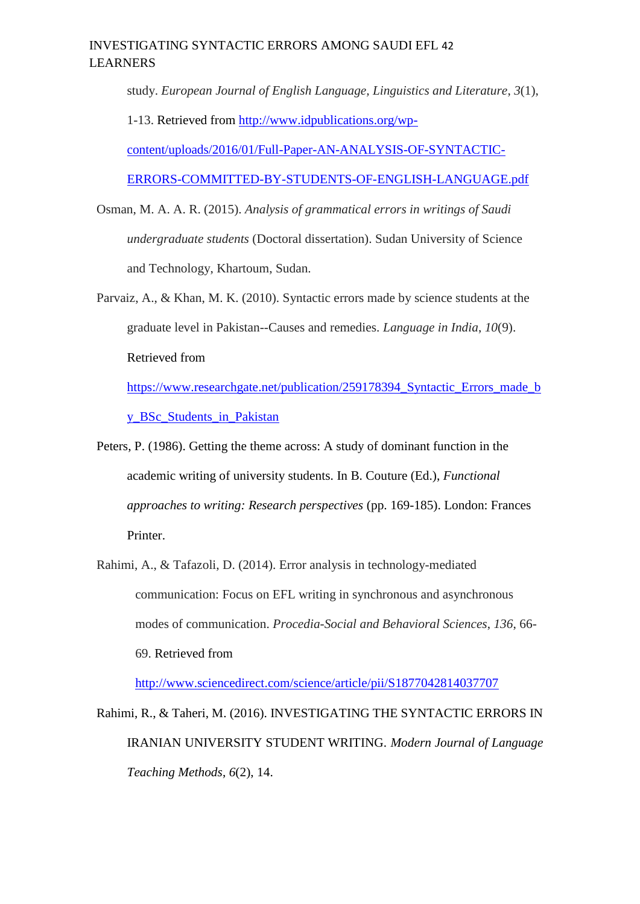study. *European Journal of English Language, Linguistics and Literature*, *3*(1), 1-13. Retrieved from http://www.idpublications.org/wp-content/uploads/2016/01/Full-Paper-AN-ANALYSIS-OF-SYNTACTIC-ERRORS-COMMITTED-BY-STUDENTS-OF-ENGLISH-LANGUAGE.pdf

Osman, M. A. A. R. (2015). *Analysis of grammatical errors in writings of Saudi undergraduate students* (Doctoral dissertation). Sudan University of Science and Technology, Khartoum, Sudan.

Parvaiz, A., & Khan, M. K. (2010). Syntactic errors made by science students at the graduate level in Pakistan--Causes and remedies. *Language in India*, *10*(9). Retrieved from https://www.researchgate.net/publication/259178394_Syntactic_Errors_made_by_BSc_Students_in_Pakistan

Peters, P. (1986). Getting the theme across: A study of dominant function in the academic writing of university students. In B. Couture (Ed.), *Functional approaches to writing: Research perspectives* (pp. 169-185). London: Frances Printer.

Rahimi, A., & Tafazoli, D. (2014). Error analysis in technology-mediated communication: Focus on EFL writing in synchronous and asynchronous modes of communication. *Procedia-Social and Behavioral Sciences*, *136*, 66-69. Retrieved from http://www.sciencedirect.com/science/article/pii/S1877042814037707

Rahimi, R., & Taheri, M. (2016). INVESTIGATING THE SYNTACTIC ERRORS IN IRANIAN UNIVERSITY STUDENT WRITING. *Modern Journal of Language Teaching Methods*, *6*(2), 14.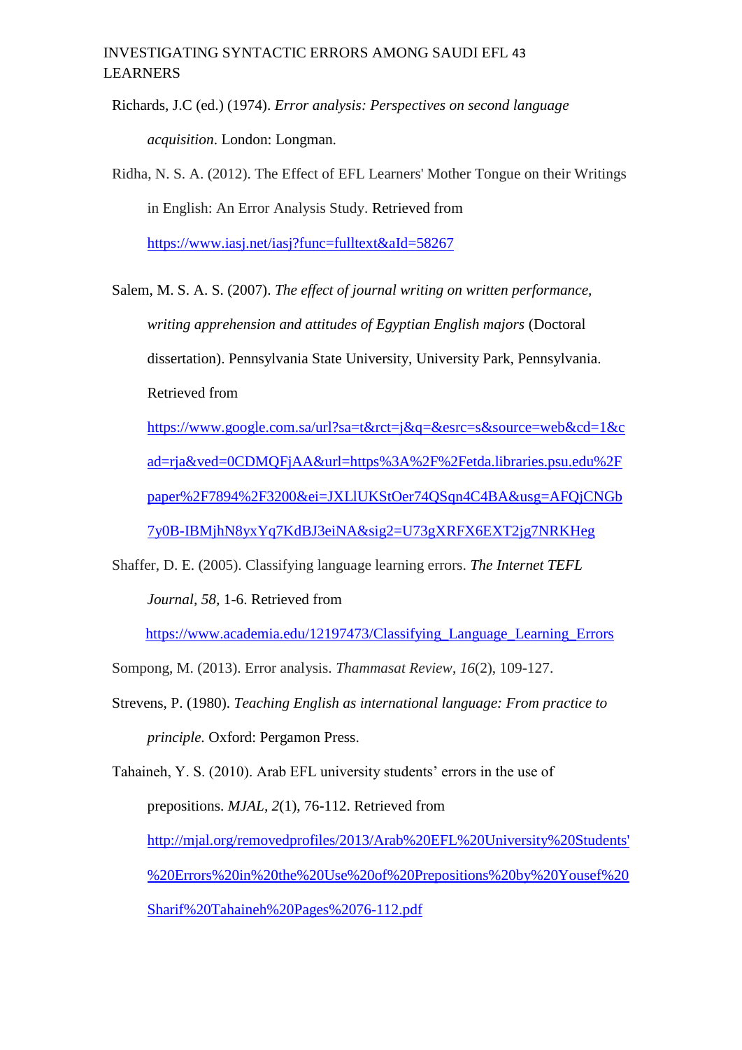Richards, J.C (ed.) (1974). *Error analysis: Perspectives on second language acquisition*. London: Longman.

Ridha, N. S. A. (2012). The Effect of EFL Learners' Mother Tongue on their Writings in English: An Error Analysis Study. Retrieved from https://www.iasj.net/iasj?func=fulltext&aId=58267

Salem, M. S. A. S. (2007). *The effect of journal writing on written performance, writing apprehension and attitudes of Egyptian English majors* (Doctoral dissertation). Pennsylvania State University, University Park, Pennsylvania. Retrieved from https://www.google.com.sa/url?sa=t&rct=j&q=&esrc=s&source=web&cd=1&cad=rja&ved=0CDMQFjAA&url=https%3A%2F%2Fetda.libraries.psu.edu%2Fpaper%2F7894%2F3200&ei=JXLlUKStOer74QSqn4C4BA&usg=AFQjCNGb7y0B-IBMjhN8yxYq7KdBJ3eiNA&sig2=U73gXRFX6EXT2jg7NRKHeg

Shaffer, D. E. (2005). Classifying language learning errors. *The Internet TEFL Journal*, *58*, 1-6. Retrieved from https://www.academia.edu/12197473/Classifying_Language_Learning_Errors

Sompong, M. (2013). Error analysis. *Thammasat Review*, *16*(2), 109-127.

Strevens, P. (1980). *Teaching English as international language: From practice to principle.* Oxford: Pergamon Press.

Tahaineh, Y. S. (2010). Arab EFL university students' errors in the use of prepositions. *MJAL*, *2*(1), 76-112. Retrieved from http://mjal.org/removedprofiles/2013/Arab%20EFL%20University%20Students'%20Errors%20in%20the%20Use%20of%20Prepositions%20by%20Yousef%20Sharif%20Tahaineh%20Pages%2076-112.pdf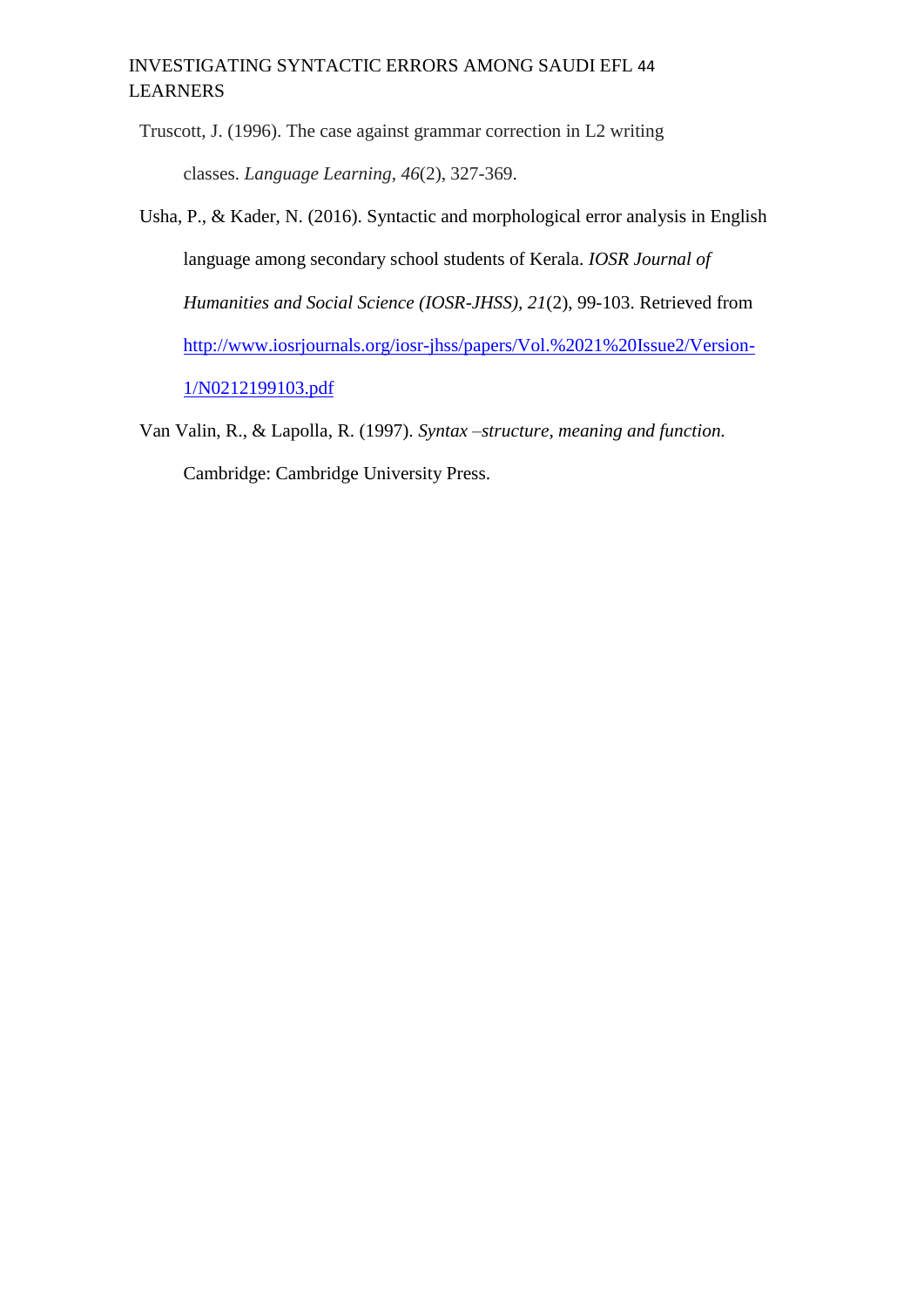Truscott, J. (1996). The case against grammar correction in L2 writing classes. *Language Learning*, *46*(2), 327-369.

Usha, P., & Kader, N. (2016). Syntactic and morphological error analysis in English language among secondary school students of Kerala. *IOSR Journal of Humanities and Social Science (IOSR-JHSS), 21*(2), 99-103. Retrieved from http://www.iosrjournals.org/iosr-jhss/papers/Vol.%2021%20Issue2/Version-1/N0212199103.pdf

Van Valin, R., & Lapolla, R. (1997). *Syntax –structure, meaning and function.* Cambridge: Cambridge University Press.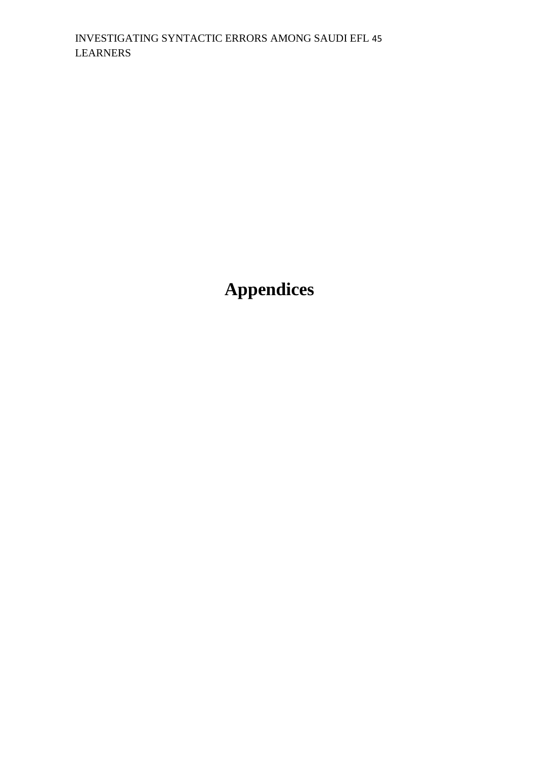# Appendices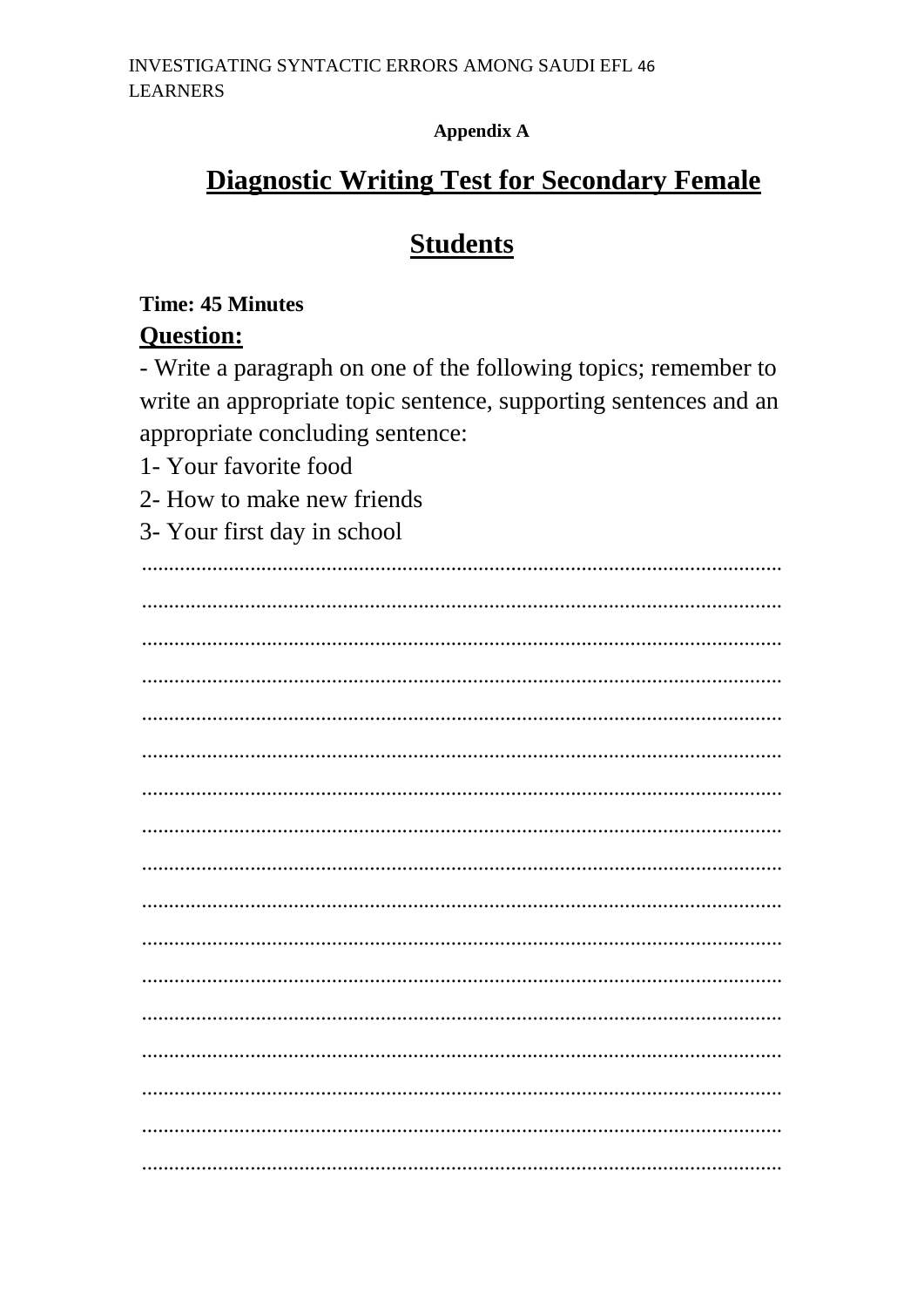**Appendix A**

# Diagnostic Writing Test for Secondary Female Students

**Time: 45 Minutes**

**Question:**

- Write a paragraph on one of the following topics; remember to write an appropriate topic sentence, supporting sentences and an appropriate concluding sentence:

1- Your favorite food

2- How to make new friends

3- Your first day in school

.....................................................................................................................

.....................................................................................................................

.....................................................................................................................

.....................................................................................................................

.....................................................................................................................

.....................................................................................................................

.....................................................................................................................

.....................................................................................................................

.....................................................................................................................

.....................................................................................................................

.....................................................................................................................

.....................................................................................................................

.....................................................................................................................

.....................................................................................................................

.....................................................................................................................

.....................................................................................................................

.....................................................................................................................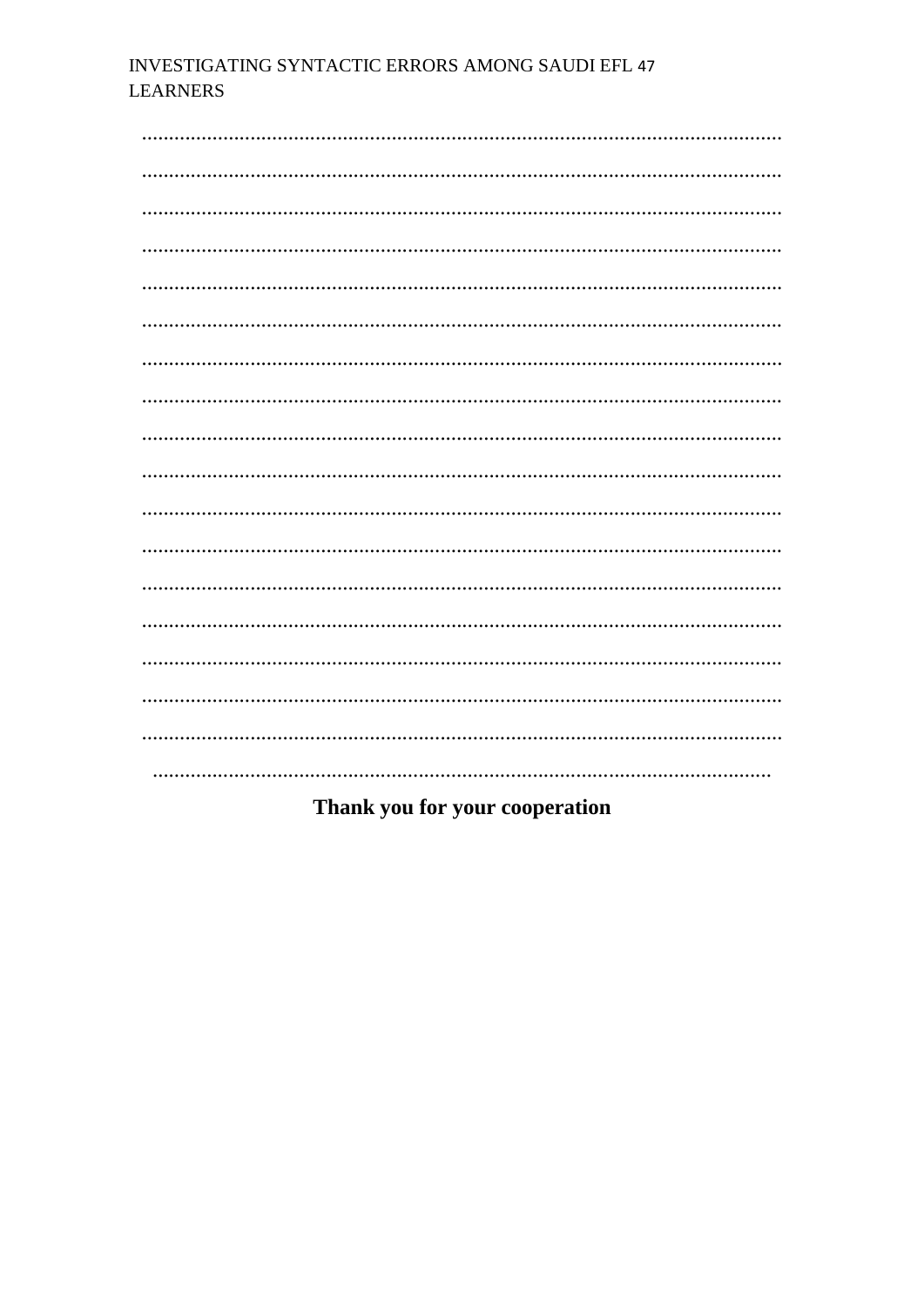.......................................................................................................................

.......................................................................................................................

.......................................................................................................................

.......................................................................................................................

.......................................................................................................................

.......................................................................................................................

.......................................................................................................................

.......................................................................................................................

.......................................................................................................................

.......................................................................................................................

.......................................................................................................................

.......................................................................................................................

.......................................................................................................................

.......................................................................................................................

.......................................................................................................................

.......................................................................................................................

.......................................................................................................................

.......................................................................................................................

**Thank you for your cooperation**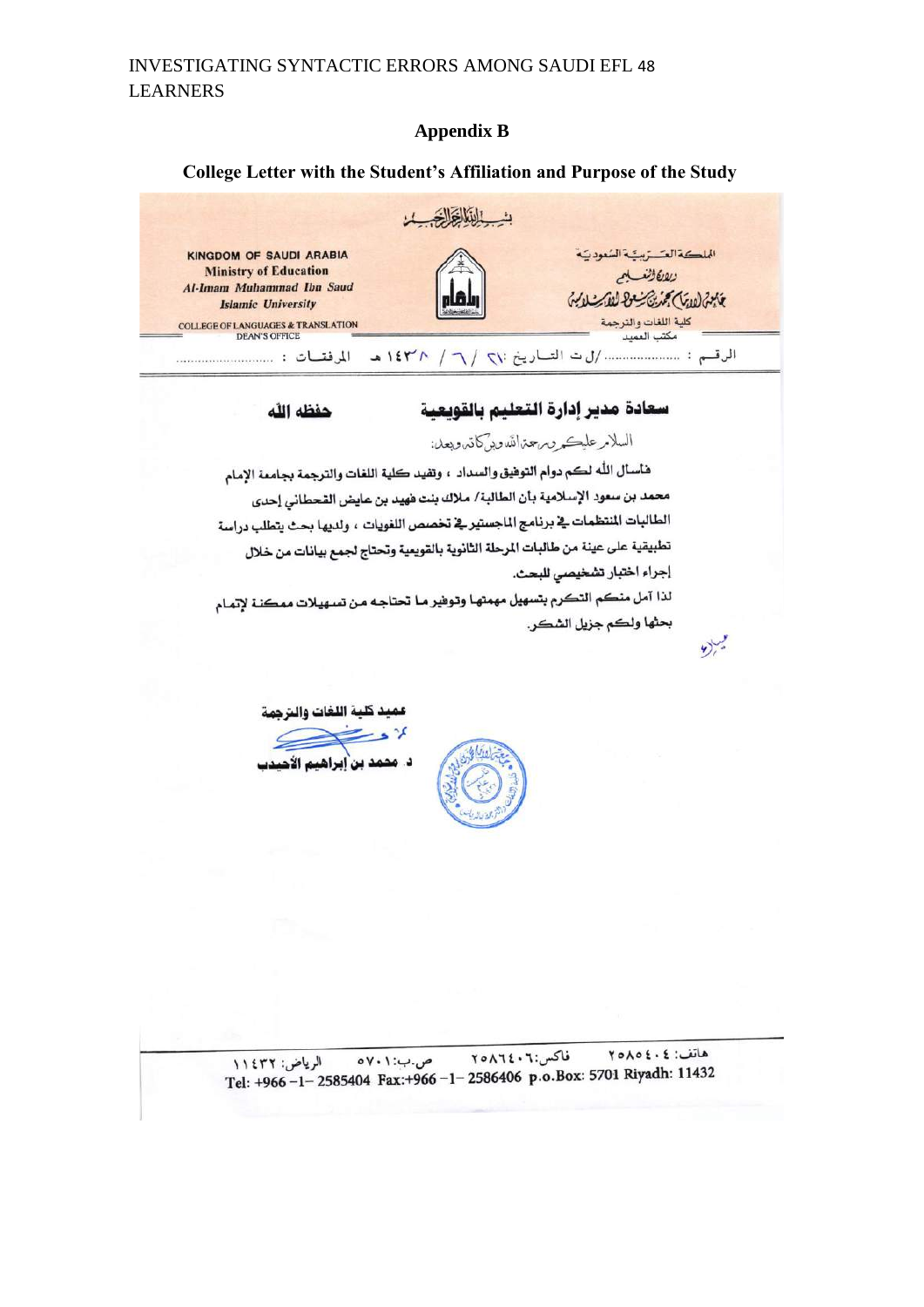## Appendix B

### College Letter with the Student's Affiliation and Purpose of the Study

بسم الله الرحمن الرحيم

KINGDOM OF SAUDI ARABIA
Ministry of Education
*Al-Imam Muhammad Ibn Saud Islamic University*
COLLEGE OF LANGUAGES & TRANSLATION
DEAN'S OFFICE

المملكة العربية السعودية
وزارة التعليم
جامعة الإمام محمد بن سعود الإسلامية
كلية اللغات والترجمة
مكتب العميد

الرقم : ................../ل ت التاريخ :٢١ / ٦ / ١٤٣٨ هـ المرفقات : ..................

**سعادة مدير إدارة التعليم بالقويعية حفظه الله**

السلام عليكم ورحمة الله وبركاته وبعد:

فنسأل الله لكم دوام التوفيق والسداد ، وتفيد كلية اللغات والترجمة بجامعة الإمام محمد بن سعود الإسلامية بأن الطالبة/ ملاك بنت فهيد بن عايض القحطاني إحدى الطالبات المنتظمات في برنامج الماجستير في تخصص اللغويات ، ولديها بحث يتطلب دراسة تطبيقية على عينة من طالبات المرحلة الثانوية بالقويعية وتحتاج لجمع بيانات من خلال إجراء اختبار تشخيصي للبحث.

لذا آمل منكم التكرم بتسهيل مهمتها وتوفير ما تحتاجه من تسهيلات ممكنة لإتمام بحثها ولكم جزيل الشكر.

**عميد كلية اللغات والترجمة**

**د. محمد بن إبراهيم الأحيدب**

هاتف: ٢٥٨٥٤٠٤ فاكس: ٢٥٨٦٤٠٦ ص.ب: ٥٧٠١ الرياض: ١١٤٣٢
Tel: +966 -1- 2585404 Fax:+966 -1- 2586406 p.o.Box: 5701 Riyadh: 11432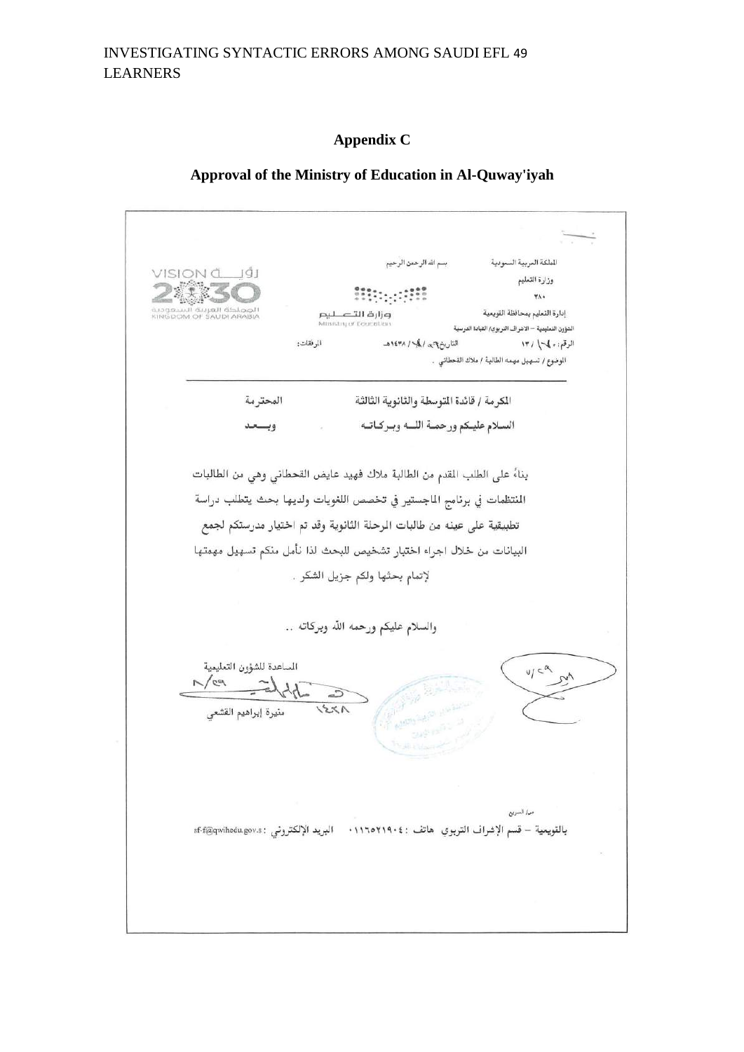## Appendix C

### Approval of the Ministry of Education in Al-Quway'iyah

المملكة العربية السعودية
وزارة التعليم
٣٨٠
إدارة التعليم بمحافظة القويعية
الشؤون التعليمية – الاشراف التربوي/ القيادة المدرسية

بسم الله الرحمن الرحيم

وزارة التعليم
Ministry of Education

VISION رؤية 2030
المملكة العربية السعودية
KINGDOM OF SAUDI ARABIA

الرقم: ١٣/ التاريخ: / /١٤٣٨هـ المرفقات:

الموضوع / تسهيل مهمة الطالبة / ملاك القحطاني .

المكرمة / قائدة المتوسطة والثانوية الثالثة المحترمة

السلام عليكم ورحمة الله وبركاته وبعد

بناءً على الطلب المقدم من الطالبة ملاك فهيد عايض القحطاني وهي من الطالبات المنتظمات في برنامج الماجستير في تخصص اللغويات ولديها بحث يتطلب دراسة تطبيقية على عينه من طالبات المرحلة الثانوية وقد تم اختيار مدرستكم لجمع البيانات من خلال اجراء اختبار تشخيص للبحث لذا نأمل منكم تسهيل مهمتها لإتمام بحثها ولكم جزيل الشكر .

والسلام عليكم ورحمه الله وبركاته ..

المساعدة للشؤون التعليمية

منيرة إبراهيم القشعي

بالقويعية – قسم الإشراف التربوي هاتف: ٠١١٦٥٢١٩٠٤ البريد الإلكتروني: sf-f@qwihedu.gov.s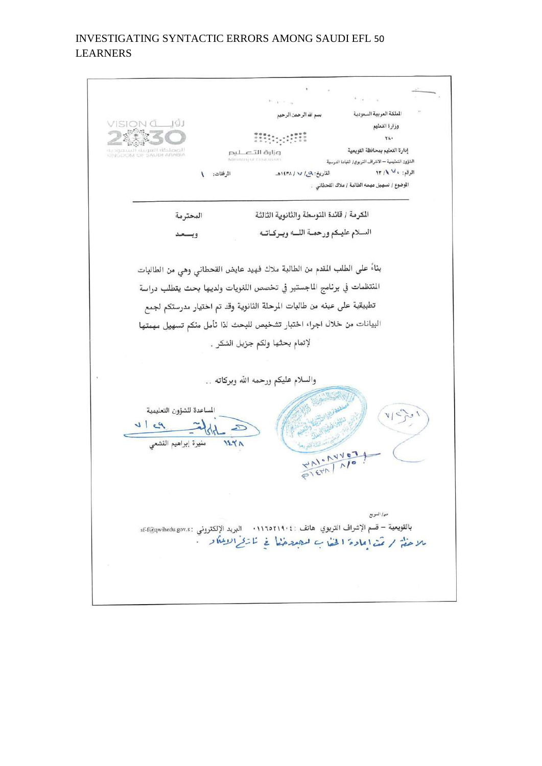المملكة العربية السعودية

وزارة التعليم

٢٨٠

إدارة التعليم بمحافظة القويعية

الشؤون التعليمية – الاشراف التربوي/ القيادة المدرسية

بسم الله الرحمن الرحيم

وزارة التعليم
Ministry of Education

VISION رؤية 2030
المملكة العربية السعودية
KINGDOM OF SAUDI ARABIA

الرقم: ٤٠ /١ /١٣ &nbsp;&nbsp;&nbsp; التاريخ: ٩ / ٧ / ١٤٣٨هـ &nbsp;&nbsp;&nbsp; المرفقات: ١

الموضوع / تسهيل مهمه الطالبة / ملاك القحطاني .

المكرمة / قائدة المتوسطة والثانوية الثالثة &nbsp;&nbsp;&nbsp;&nbsp;&nbsp;&nbsp; المحترمة

السلام عليكم ورحمة الله وبركاته &nbsp;&nbsp;&nbsp;&nbsp;&nbsp;&nbsp; وبعد

بناءً على الطلب المقدم من الطالبة ملاك فهيد عايض القحطاني وهي من الطالبات المنتظمات في برنامج الماجستير في تخصص اللغويات ولديها بحث يتطلب دراسة تطبيقية على عينه من طالبات المرحلة الثانوية وقد تم اختيار مدرستكم لجمع البيانات من خلال اجراء اختبار تشخيص للبحث لذا نأمل منكم تسهيل مهمتها لإتمام بحثها ولكم جزيل الشكر .

والسلام عليكم ورحمه الله وبركاته ..

المساعدة للشؤون التعليمية

منيرة إبراهيم القشعي

١٤٣٨

٣٨١٠٨٧٧٥٦
١٤٣٨ / ٨ / ٥

م / السريع

بالقويعية – قسم الإشراف التربوي هاتف : ٠١١٦٥٢١٩٠٤ &nbsp;&nbsp; البريد الإلكتروني : sf-f@qwihedu.gov.s

ملاحظة / تم إعادة الخطاب لوجودها في تاريخ الابتكار .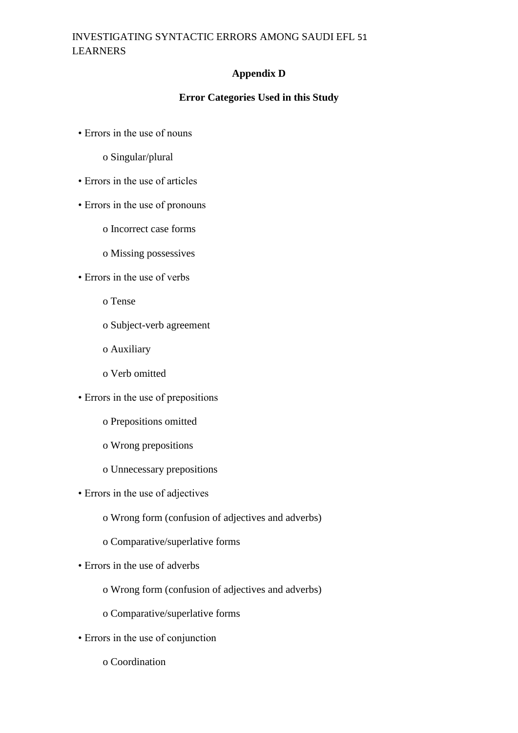## Appendix D

## Error Categories Used in this Study

- Errors in the use of nouns
    - Singular/plural
- Errors in the use of articles
- Errors in the use of pronouns
    - Incorrect case forms
    - Missing possessives
- Errors in the use of verbs
    - Tense
    - Subject-verb agreement
    - Auxiliary
    - Verb omitted
- Errors in the use of prepositions
    - Prepositions omitted
    - Wrong prepositions
    - Unnecessary prepositions
- Errors in the use of adjectives
    - Wrong form (confusion of adjectives and adverbs)
    - Comparative/superlative forms
- Errors in the use of adverbs
    - Wrong form (confusion of adjectives and adverbs)
    - Comparative/superlative forms
- Errors in the use of conjunction
    - Coordination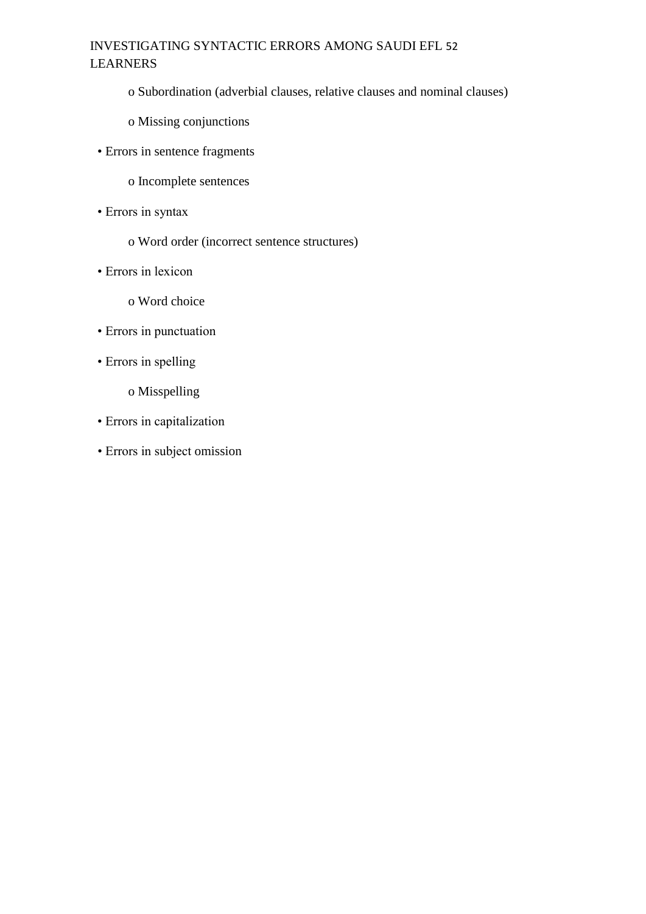- Subordination (adverbial clauses, relative clauses and nominal clauses)
  - Missing conjunctions
- Errors in sentence fragments
  - Incomplete sentences
- Errors in syntax
  - Word order (incorrect sentence structures)
- Errors in lexicon
  - Word choice
- Errors in punctuation
- Errors in spelling
  - Misspelling
- Errors in capitalization
- Errors in subject omission